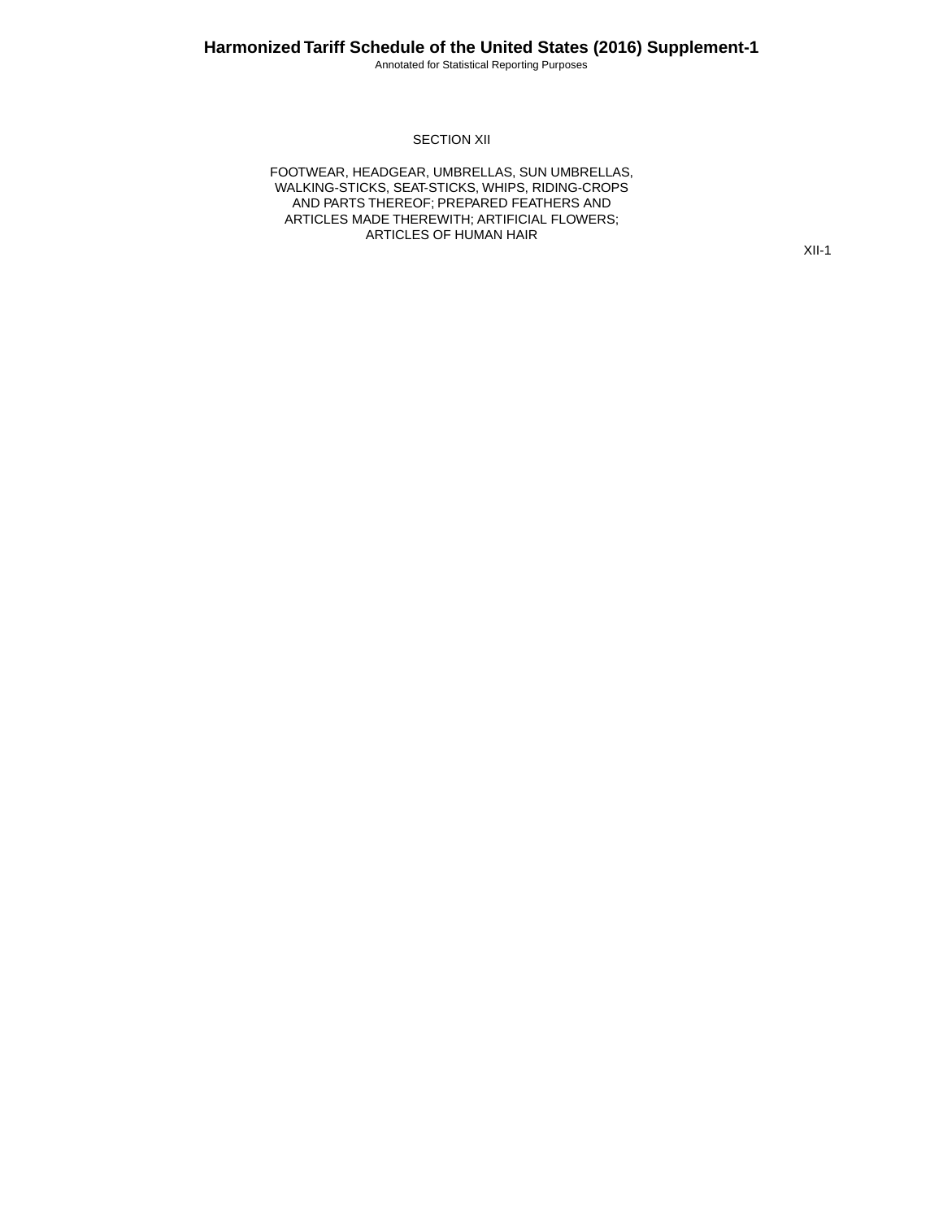# SECTION XII

## FOOTWEAR, HEADGEAR, UMBRELLAS, SUN UMBRELLAS, WALKING-STICKS, SEAT-STICKS, WHIPS, RIDING-CROPS AND PARTS THEREOF; PREPARED FEATHERS AND ARTICLES MADE THEREWITH; ARTIFICIAL FLOWERS; ARTICLES OF HUMAN HAIR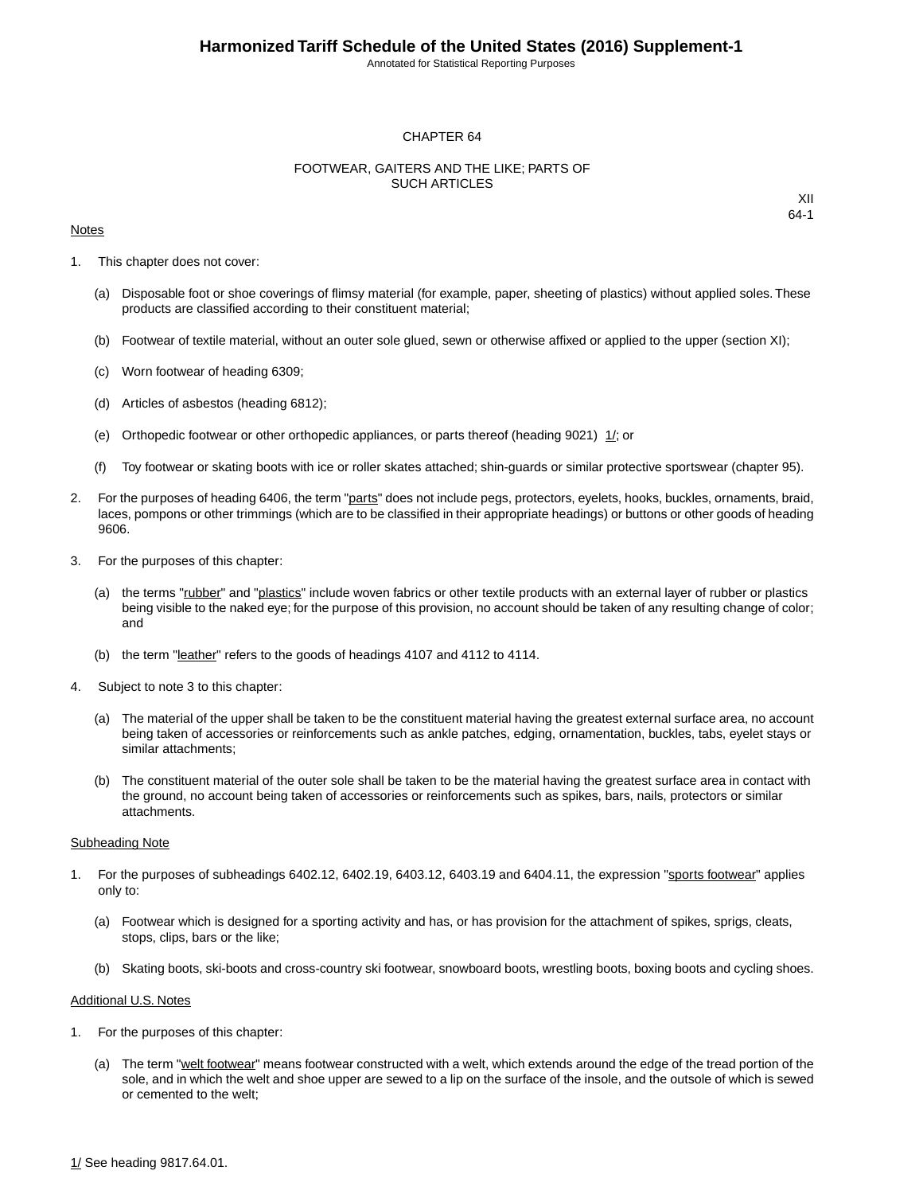# CHAPTER 64

## FOOTWEAR, GAITERS AND THE LIKE; PARTS OF SUCH ARTICLES

XII
64-1

Notes

1. This chapter does not cover:

   (a) Disposable foot or shoe coverings of flimsy material (for example, paper, sheeting of plastics) without applied soles. These products are classified according to their constituent material;

   (b) Footwear of textile material, without an outer sole glued, sewn or otherwise affixed or applied to the upper (section XI);

   (c) Worn footwear of heading 6309;

   (d) Articles of asbestos (heading 6812);

   (e) Orthopedic footwear or other orthopedic appliances, or parts thereof (heading 9021) 1/; or

   (f) Toy footwear or skating boots with ice or roller skates attached; shin-guards or similar protective sportswear (chapter 95).

2. For the purposes of heading 6406, the term "parts" does not include pegs, protectors, eyelets, hooks, buckles, ornaments, braid, laces, pompons or other trimmings (which are to be classified in their appropriate headings) or buttons or other goods of heading 9606.

3. For the purposes of this chapter:

   (a) the terms "rubber" and "plastics" include woven fabrics or other textile products with an external layer of rubber or plastics being visible to the naked eye; for the purpose of this provision, no account should be taken of any resulting change of color; and

   (b) the term "leather" refers to the goods of headings 4107 and 4112 to 4114.

4. Subject to note 3 to this chapter:

   (a) The material of the upper shall be taken to be the constituent material having the greatest external surface area, no account being taken of accessories or reinforcements such as ankle patches, edging, ornamentation, buckles, tabs, eyelet stays or similar attachments;

   (b) The constituent material of the outer sole shall be taken to be the material having the greatest surface area in contact with the ground, no account being taken of accessories or reinforcements such as spikes, bars, nails, protectors or similar attachments.

Subheading Note

1. For the purposes of subheadings 6402.12, 6402.19, 6403.12, 6403.19 and 6404.11, the expression "sports footwear" applies only to:

   (a) Footwear which is designed for a sporting activity and has, or has provision for the attachment of spikes, sprigs, cleats, stops, clips, bars or the like;

   (b) Skating boots, ski-boots and cross-country ski footwear, snowboard boots, wrestling boots, boxing boots and cycling shoes.

Additional U.S. Notes

1. For the purposes of this chapter:

   (a) The term "welt footwear" means footwear constructed with a welt, which extends around the edge of the tread portion of the sole, and in which the welt and shoe upper are sewed to a lip on the surface of the insole, and the outsole of which is sewed or cemented to the welt;

1/ See heading 9817.64.01.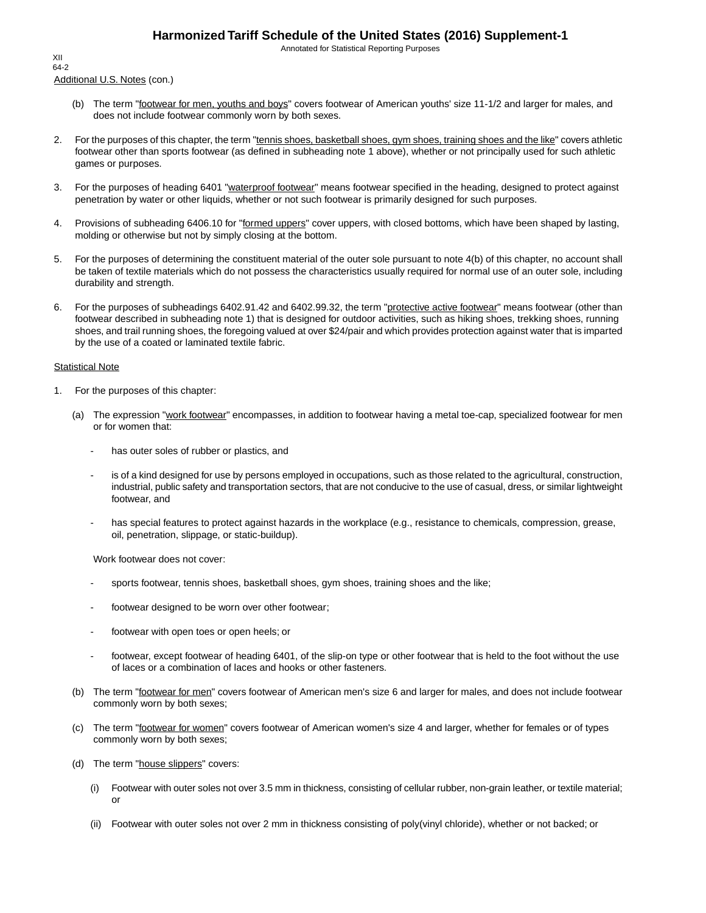Additional U.S. Notes (con.)

(b) The term "footwear for men, youths and boys" covers footwear of American youths' size 11-1/2 and larger for males, and does not include footwear commonly worn by both sexes.

2. For the purposes of this chapter, the term "tennis shoes, basketball shoes, gym shoes, training shoes and the like" covers athletic footwear other than sports footwear (as defined in subheading note 1 above), whether or not principally used for such athletic games or purposes.

3. For the purposes of heading 6401 "waterproof footwear" means footwear specified in the heading, designed to protect against penetration by water or other liquids, whether or not such footwear is primarily designed for such purposes.

4. Provisions of subheading 6406.10 for "formed uppers" cover uppers, with closed bottoms, which have been shaped by lasting, molding or otherwise but not by simply closing at the bottom.

5. For the purposes of determining the constituent material of the outer sole pursuant to note 4(b) of this chapter, no account shall be taken of textile materials which do not possess the characteristics usually required for normal use of an outer sole, including durability and strength.

6. For the purposes of subheadings 6402.91.42 and 6402.99.32, the term "protective active footwear" means footwear (other than footwear described in subheading note 1) that is designed for outdoor activities, such as hiking shoes, trekking shoes, running shoes, and trail running shoes, the foregoing valued at over $24/pair and which provides protection against water that is imparted by the use of a coated or laminated textile fabric.

Statistical Note

1. For the purposes of this chapter:

   (a) The expression "work footwear" encompasses, in addition to footwear having a metal toe-cap, specialized footwear for men or for women that:

   - has outer soles of rubber or plastics, and
   - is of a kind designed for use by persons employed in occupations, such as those related to the agricultural, construction, industrial, public safety and transportation sectors, that are not conducive to the use of casual, dress, or similar lightweight footwear, and
   - has special features to protect against hazards in the workplace (e.g., resistance to chemicals, compression, grease, oil, penetration, slippage, or static-buildup).

   Work footwear does not cover:

   - sports footwear, tennis shoes, basketball shoes, gym shoes, training shoes and the like;
   - footwear designed to be worn over other footwear;
   - footwear with open toes or open heels; or
   - footwear, except footwear of heading 6401, of the slip-on type or other footwear that is held to the foot without the use of laces or a combination of laces and hooks or other fasteners.

   (b) The term "footwear for men" covers footwear of American men's size 6 and larger for males, and does not include footwear commonly worn by both sexes;

   (c) The term "footwear for women" covers footwear of American women's size 4 and larger, whether for females or of types commonly worn by both sexes;

   (d) The term "house slippers" covers:

   (i) Footwear with outer soles not over 3.5 mm in thickness, consisting of cellular rubber, non-grain leather, or textile material; or

   (ii) Footwear with outer soles not over 2 mm in thickness consisting of poly(vinyl chloride), whether or not backed; or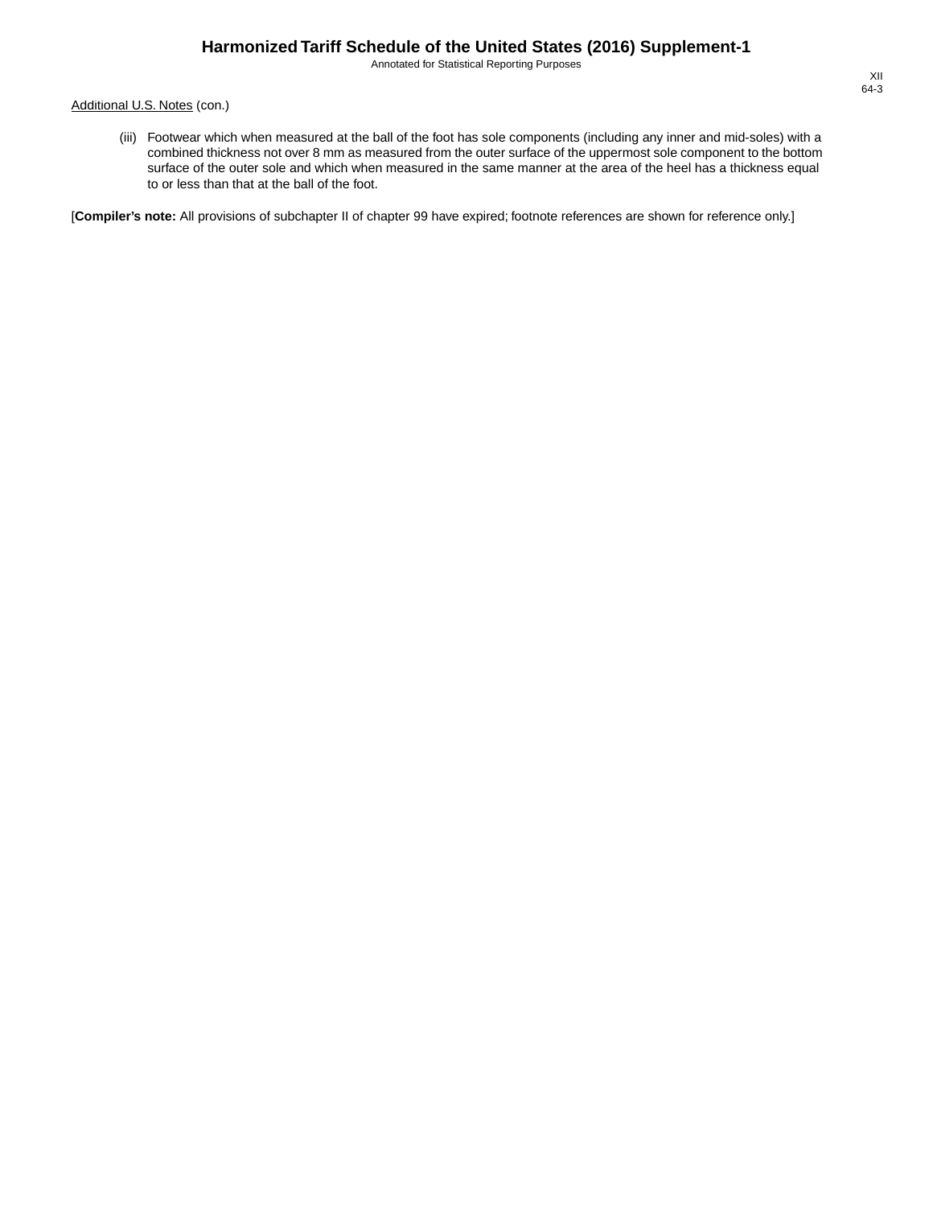Additional U.S. Notes (con.)

(iii) Footwear which when measured at the ball of the foot has sole components (including any inner and mid-soles) with a combined thickness not over 8 mm as measured from the outer surface of the uppermost sole component to the bottom surface of the outer sole and which when measured in the same manner at the area of the heel has a thickness equal to or less than that at the ball of the foot.

[**Compiler's note:** All provisions of subchapter II of chapter 99 have expired; footnote references are shown for reference only.]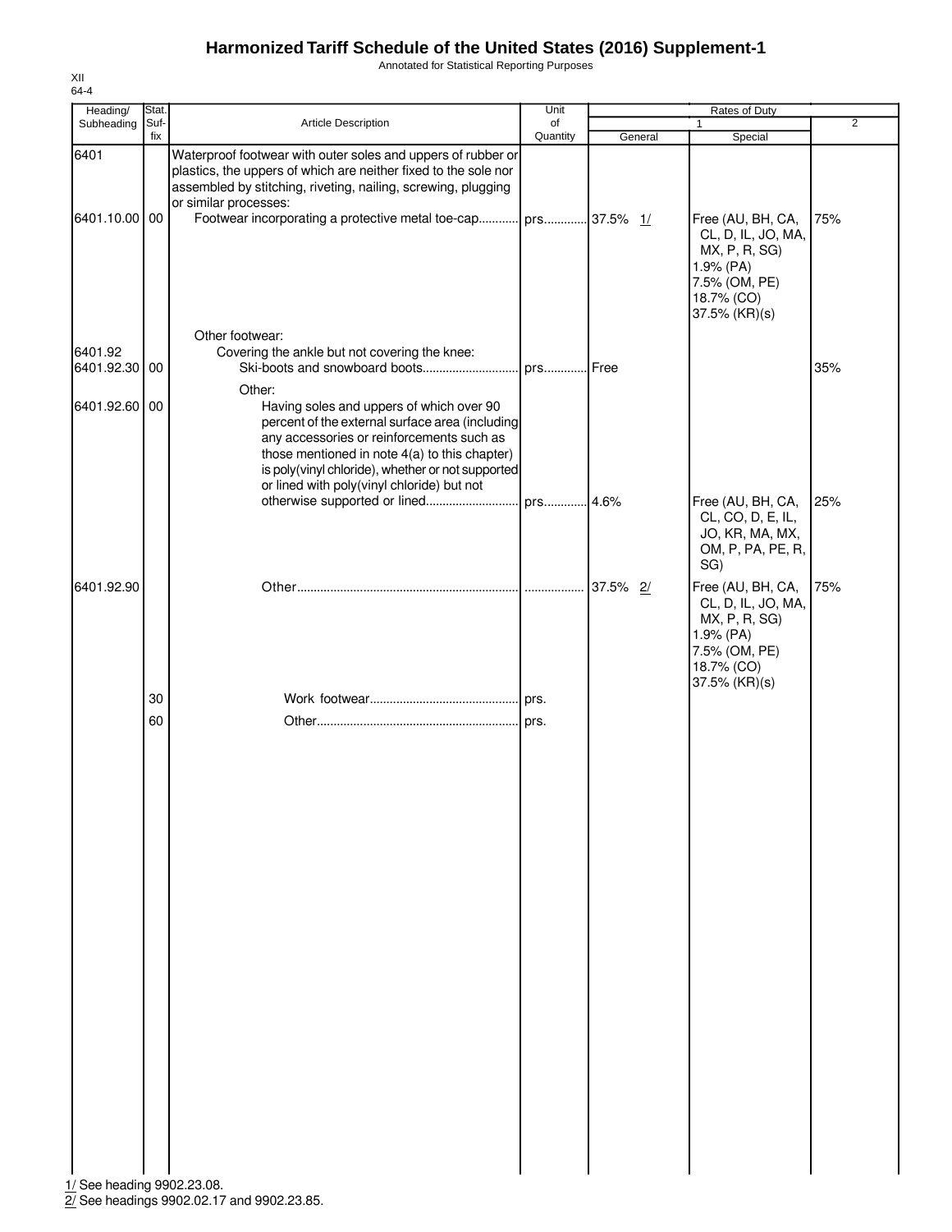# Harmonized Tariff Schedule of the United States (2016) Supplement-1

Annotated for Statistical Reporting Purposes

XII
64-4

| Heading/ Subheading | Stat. Suf- fix | Article Description | Unit of Quantity | Rates of Duty 1 General | Rates of Duty 1 Special | Rates of Duty 2 |
|---|---|---|---|---|---|---|
| 6401 | | Waterproof footwear with outer soles and uppers of rubber or plastics, the uppers of which are neither fixed to the sole nor assembled by stitching, riveting, nailing, screwing, plugging or similar processes: | | | | |
| 6401.10.00 | 00 | Footwear incorporating a protective metal toe-cap | prs. | 37.5% 1/ | Free (AU, BH, CA, CL, D, IL, JO, MA, MX, P, R, SG) 1.9% (PA) 7.5% (OM, PE) 18.7% (CO) 37.5% (KR)(s) | 75% |
| | | Other footwear: | | | | |
| 6401.92 | | Covering the ankle but not covering the knee: | | | | |
| 6401.92.30 | 00 | Ski-boots and snowboard boots | prs. | Free | | 35% |
| | | Other: | | | | |
| 6401.92.60 | 00 | Having soles and uppers of which over 90 percent of the external surface area (including any accessories or reinforcements such as those mentioned in note 4(a) to this chapter) is poly(vinyl chloride), whether or not supported or lined with poly(vinyl chloride) but not otherwise supported or lined | prs. | 4.6% | Free (AU, BH, CA, CL, CO, D, E, IL, JO, KR, MA, MX, OM, P, PA, PE, R, SG) | 25% |
| 6401.92.90 | | Other | | 37.5% 2/ | Free (AU, BH, CA, CL, D, IL, JO, MA, MX, P, R, SG) 1.9% (PA) 7.5% (OM, PE) 18.7% (CO) 37.5% (KR)(s) | 75% |
| | 30 | Work footwear | prs. | | | |
| | 60 | Other | prs. | | | |

1/ See heading 9902.23.08.
2/ See headings 9902.02.17 and 9902.23.85.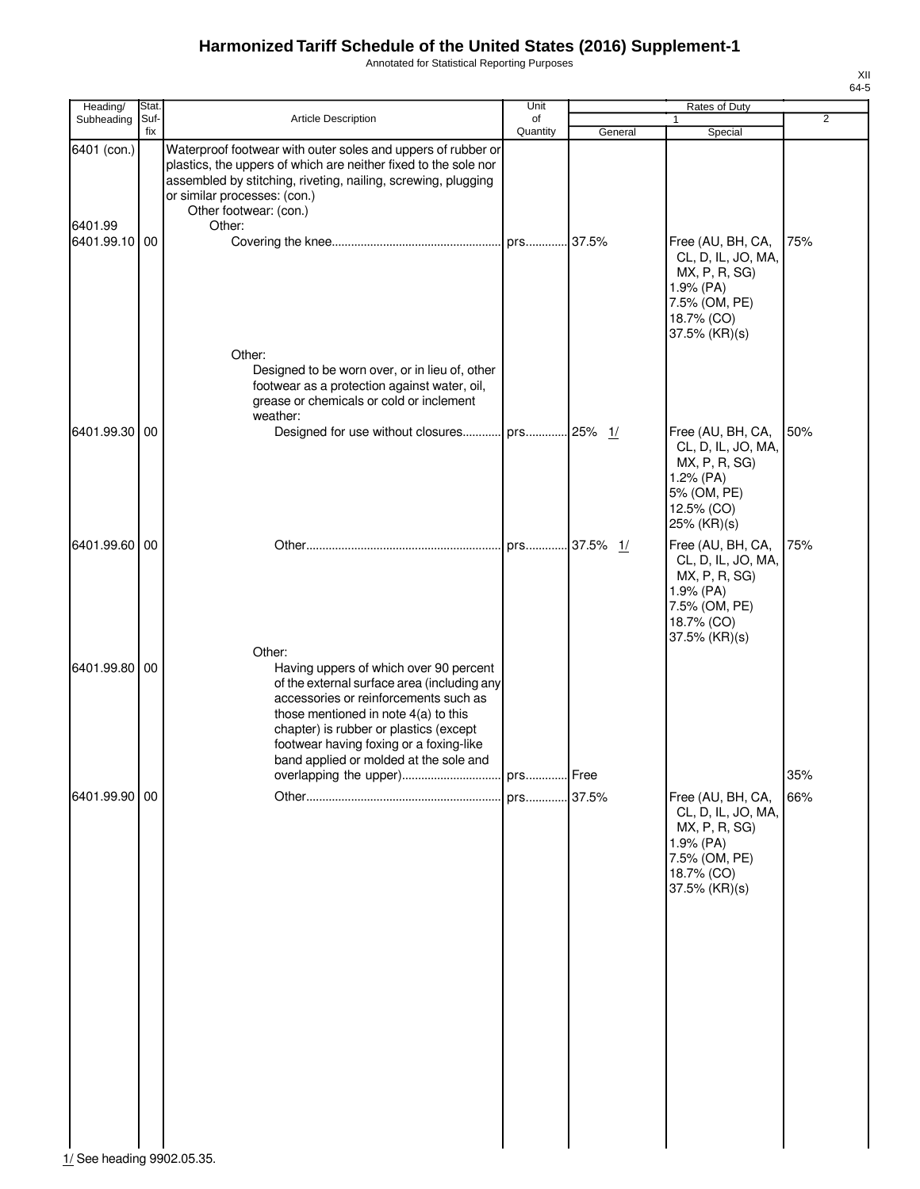# Harmonized Tariff Schedule of the United States (2016) Supplement-1

Annotated for Statistical Reporting Purposes

XII
64-5

| Heading/ Subheading | Stat. Suf- fix | Article Description | Unit of Quantity | Rates of Duty 1 General | Special | 2 |
|---|---|---|---|---|---|---|
| 6401 (con.) | | Waterproof footwear with outer soles and uppers of rubber or plastics, the uppers of which are neither fixed to the sole nor assembled by stitching, riveting, nailing, screwing, plugging or similar processes: (con.) | | | | |
| | | Other footwear: (con.) | | | | |
| 6401.99 | | Other: | | | | |
| 6401.99.10 | 00 | Covering the knee | prs | 37.5% | Free (AU, BH, CA, CL, D, IL, JO, MA, MX, P, R, SG) 1.9% (PA) 7.5% (OM, PE) 18.7% (CO) 37.5% (KR)(s) | 75% |
| | | Other: | | | | |
| | | Designed to be worn over, or in lieu of, other footwear as a protection against water, oil, grease or chemicals or cold or inclement weather: | | | | |
| 6401.99.30 | 00 | Designed for use without closures | prs | 25% 1/ | Free (AU, BH, CA, CL, D, IL, JO, MA, MX, P, R, SG) 1.2% (PA) 5% (OM, PE) 12.5% (CO) 25% (KR)(s) | 50% |
| 6401.99.60 | 00 | Other | prs | 37.5% 1/ | Free (AU, BH, CA, CL, D, IL, JO, MA, MX, P, R, SG) 1.9% (PA) 7.5% (OM, PE) 18.7% (CO) 37.5% (KR)(s) | 75% |
| | | Other: | | | | |
| 6401.99.80 | 00 | Having uppers of which over 90 percent of the external surface area (including any accessories or reinforcements such as those mentioned in note 4(a) to this chapter) is rubber or plastics (except footwear having foxing or a foxing-like band applied or molded at the sole and overlapping the upper) | prs | Free | | 35% |
| 6401.99.90 | 00 | Other | prs | 37.5% | Free (AU, BH, CA, CL, D, IL, JO, MA, MX, P, R, SG) 1.9% (PA) 7.5% (OM, PE) 18.7% (CO) 37.5% (KR)(s) | 66% |

1/ See heading 9902.05.35.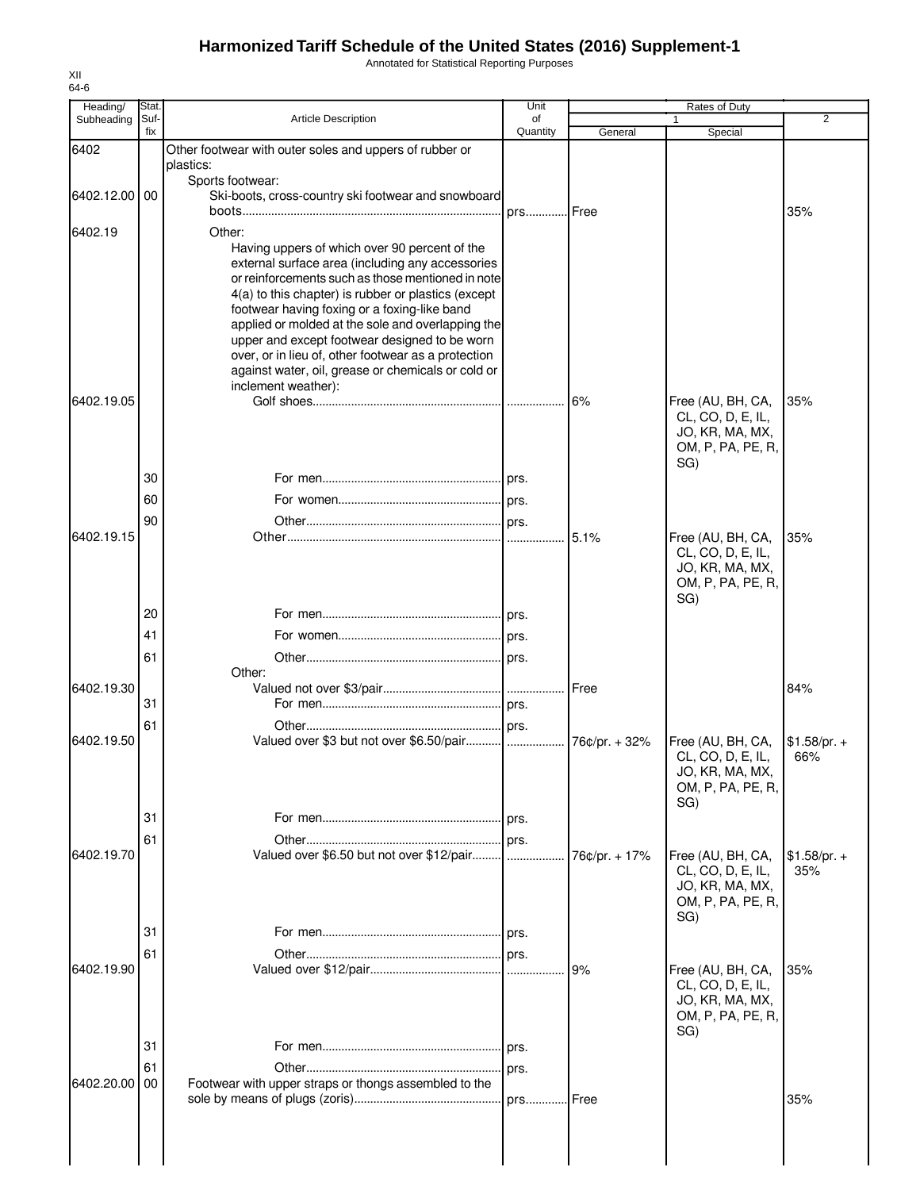# Harmonized Tariff Schedule of the United States (2016) Supplement-1

Annotated for Statistical Reporting Purposes

XII
64-6

| Heading/ Subheading | Stat. Suf- fix | Article Description | Unit of Quantity | Rates of Duty 1 General | Special | 2 |
|---|---|---|---|---|---|---|
| 6402 | | Other footwear with outer soles and uppers of rubber or plastics: | | | | |
| | | Sports footwear: | | | | |
| 6402.12.00 | 00 | Ski-boots, cross-country ski footwear and snowboard boots | prs. | Free | | 35% |
| 6402.19 | | Other: | | | | |
| | | Having uppers of which over 90 percent of the external surface area (including any accessories or reinforcements such as those mentioned in note 4(a) to this chapter) is rubber or plastics (except footwear having foxing or a foxing-like band applied or molded at the sole and overlapping the upper and except footwear designed to be worn over, or in lieu of, other footwear as a protection against water, oil, grease or chemicals or cold or inclement weather): | | | | |
| 6402.19.05 | | Golf shoes | | 6% | Free (AU, BH, CA, CL, CO, D, E, IL, JO, KR, MA, MX, OM, P, PA, PE, R, SG) | 35% |
| | 30 | For men | prs. | | | |
| | 60 | For women | prs. | | | |
| | 90 | Other | prs. | | | |
| 6402.19.15 | | Other | | 5.1% | Free (AU, BH, CA, CL, CO, D, E, IL, JO, KR, MA, MX, OM, P, PA, PE, R, SG) | 35% |
| | 20 | For men | prs. | | | |
| | 41 | For women | prs. | | | |
| | 61 | Other | prs. | | | |
| | | Other: | | | | |
| 6402.19.30 | | Valued not over $3/pair | | Free | | 84% |
| | 31 | For men | prs. | | | |
| | 61 | Other | prs. | | | |
| 6402.19.50 | | Valued over $3 but not over $6.50/pair | | 76¢/pr. + 32% | Free (AU, BH, CA, CL, CO, D, E, IL, JO, KR, MA, MX, OM, P, PA, PE, R, SG) | $1.58/pr. + 66% |
| | 31 | For men | prs. | | | |
| | 61 | Other | prs. | | | |
| 6402.19.70 | | Valued over $6.50 but not over $12/pair | | 76¢/pr. + 17% | Free (AU, BH, CA, CL, CO, D, E, IL, JO, KR, MA, MX, OM, P, PA, PE, R, SG) | $1.58/pr. + 35% |
| | 31 | For men | prs. | | | |
| | 61 | Other | prs. | | | |
| 6402.19.90 | | Valued over $12/pair | | 9% | Free (AU, BH, CA, CL, CO, D, E, IL, JO, KR, MA, MX, OM, P, PA, PE, R, SG) | 35% |
| | 31 | For men | prs. | | | |
| | 61 | Other | prs. | | | |
| 6402.20.00 | 00 | Footwear with upper straps or thongs assembled to the sole by means of plugs (zoris) | prs. | Free | | 35% |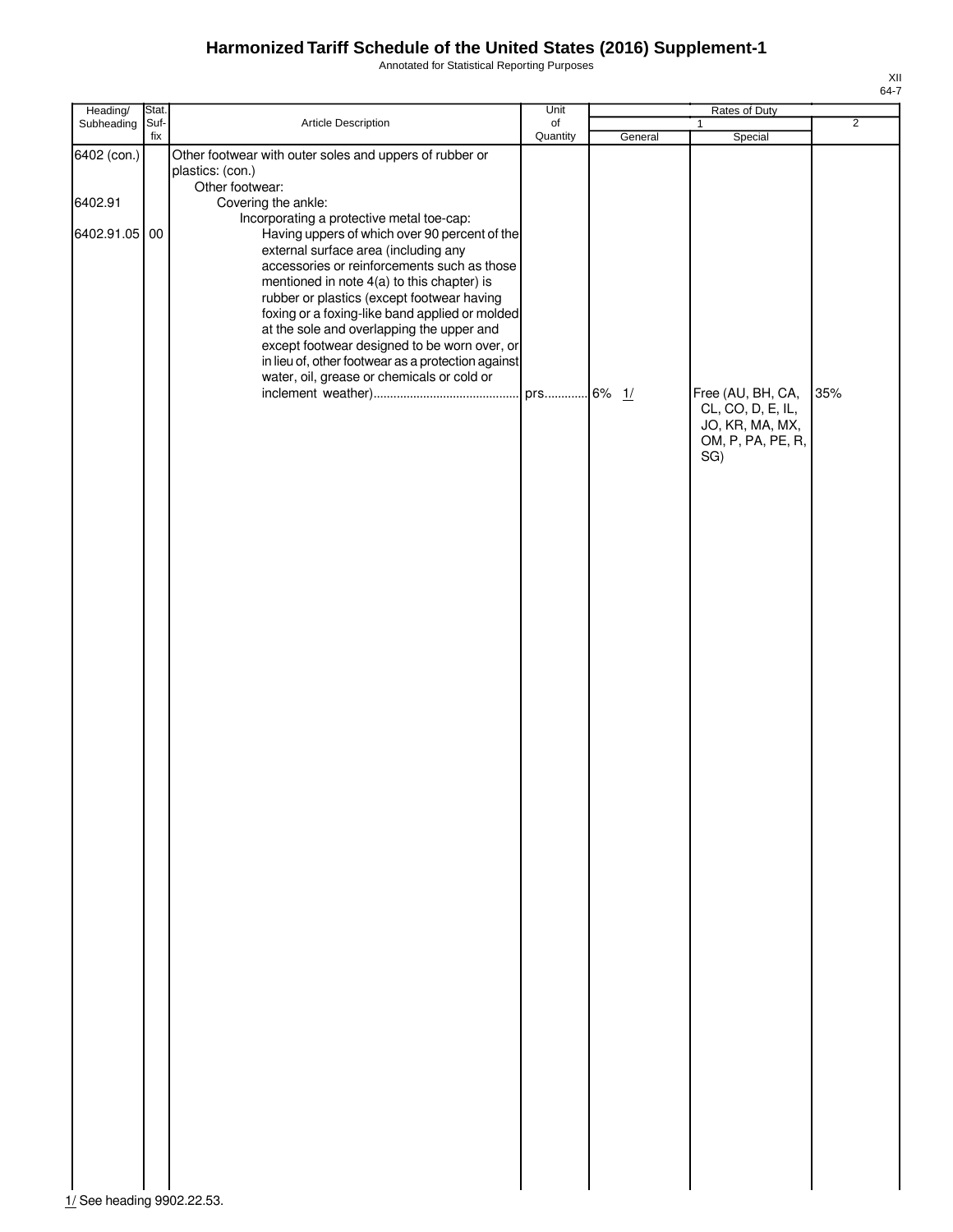# Harmonized Tariff Schedule of the United States (2016) Supplement-1

Annotated for Statistical Reporting Purposes

XII
64-7

| Heading/ Subheading | Stat. Suf- fix | Article Description | Unit of Quantity | Rates of Duty 1 General | Special | 2 |
|---|---|---|---|---|---|---|
| 6402 (con.) | | Other footwear with outer soles and uppers of rubber or plastics: (con.) | | | | |
| | | Other footwear: | | | | |
| 6402.91 | | Covering the ankle: | | | | |
| | | Incorporating a protective metal toe-cap: | | | | |
| 6402.91.05 | 00 | Having uppers of which over 90 percent of the external surface area (including any accessories or reinforcements such as those mentioned in note 4(a) to this chapter) is rubber or plastics (except footwear having foxing or a foxing-like band applied or molded at the sole and overlapping the upper and except footwear designed to be worn over, or in lieu of, other footwear as a protection against water, oil, grease or chemicals or cold or inclement weather) | prs. | 6% 1/ | Free (AU, BH, CA, CL, CO, D, E, IL, JO, KR, MA, MX, OM, P, PA, PE, R, SG) | 35% |

1/ See heading 9902.22.53.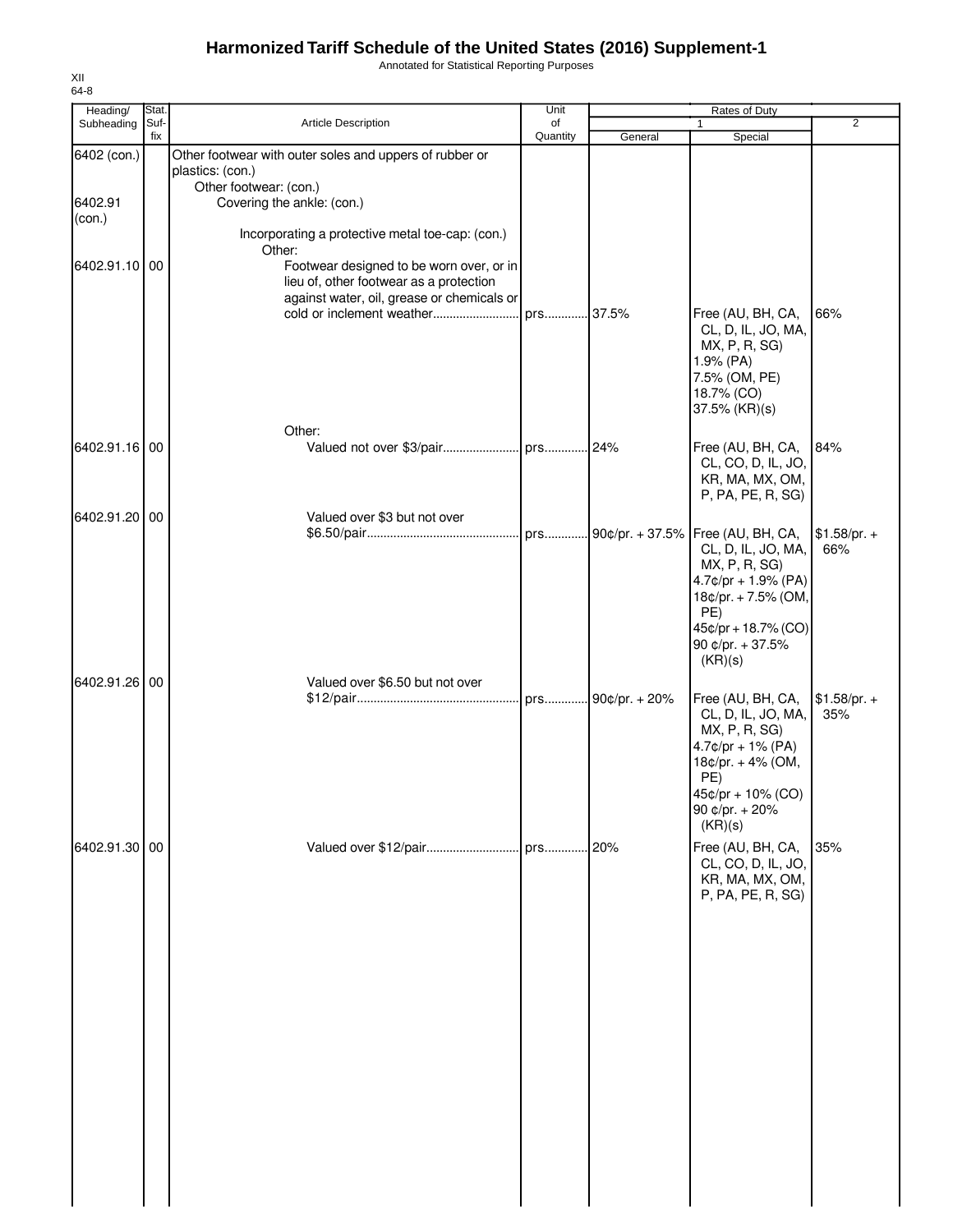# Harmonized Tariff Schedule of the United States (2016) Supplement-1

Annotated for Statistical Reporting Purposes

XII
64-8

| Heading/ Subheading | Stat. Suf-fix | Article Description | Unit of Quantity | Rates of Duty 1 General | Special | 2 |
|---|---|---|---|---|---|---|
| 6402 (con.) | | Other footwear with outer soles and uppers of rubber or plastics: (con.) | | | | |
| | | Other footwear: (con.) | | | | |
| 6402.91 (con.) | | Covering the ankle: (con.) | | | | |
| | | Incorporating a protective metal toe-cap: (con.) | | | | |
| | | Other: | | | | |
| 6402.91.10 | 00 | Footwear designed to be worn over, or in lieu of, other footwear as a protection against water, oil, grease or chemicals or cold or inclement weather | prs | 37.5% | Free (AU, BH, CA, CL, D, IL, JO, MA, MX, P, R, SG) 1.9% (PA) 7.5% (OM, PE) 18.7% (CO) 37.5% (KR)(s) | 66% |
| | | Other: | | | | |
| 6402.91.16 | 00 | Valued not over $3/pair | prs | 24% | Free (AU, BH, CA, CL, CO, D, IL, JO, KR, MA, MX, OM, P, PA, PE, R, SG) | 84% |
| 6402.91.20 | 00 | Valued over $3 but not over $6.50/pair | prs | 90¢/pr. + 37.5% | Free (AU, BH, CA, CL, D, IL, JO, MA, MX, P, R, SG) 4.7¢/pr + 1.9% (PA) 18¢/pr. + 7.5% (OM, PE) 45¢/pr + 18.7% (CO) 90 ¢/pr. + 37.5% (KR)(s) | $1.58/pr. + 66% |
| 6402.91.26 | 00 | Valued over $6.50 but not over $12/pair | prs | 90¢/pr. + 20% | Free (AU, BH, CA, CL, D, IL, JO, MA, MX, P, R, SG) 4.7¢/pr + 1% (PA) 18¢/pr. + 4% (OM, PE) 45¢/pr + 10% (CO) 90 ¢/pr. + 20% (KR)(s) | $1.58/pr. + 35% |
| 6402.91.30 | 00 | Valued over $12/pair | prs | 20% | Free (AU, BH, CA, CL, CO, D, IL, JO, KR, MA, MX, OM, P, PA, PE, R, SG) | 35% |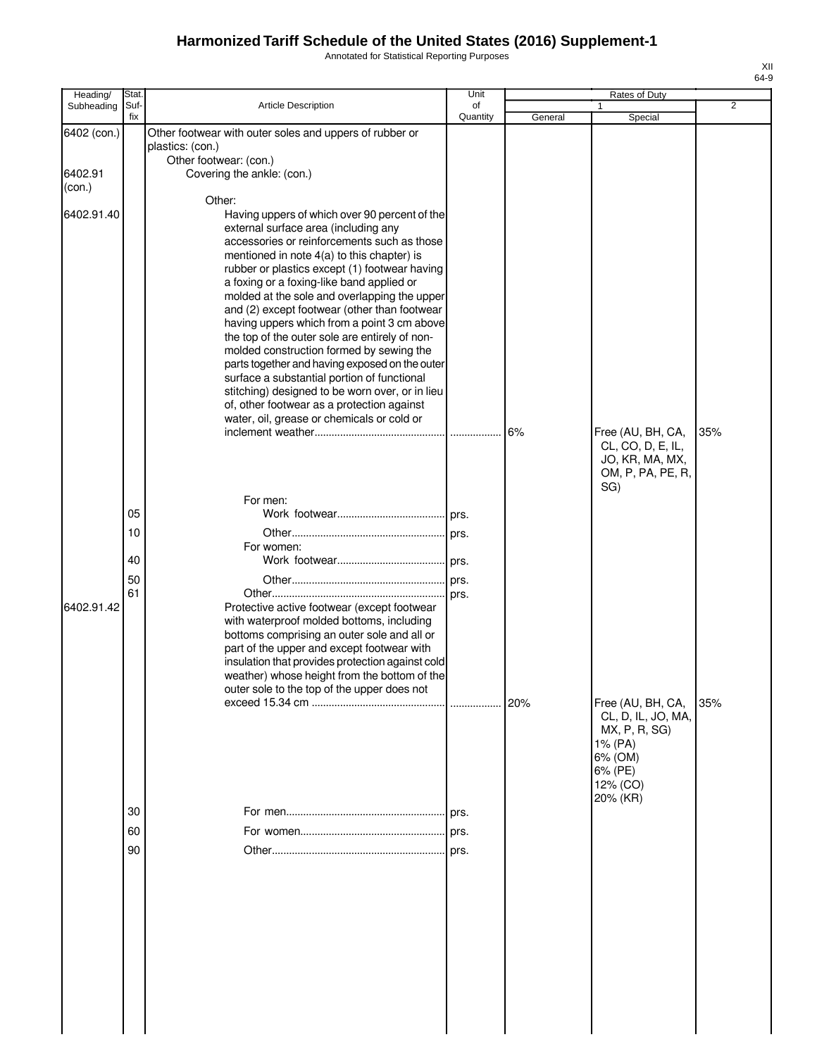# Harmonized Tariff Schedule of the United States (2016) Supplement-1

Annotated for Statistical Reporting Purposes

XII
64-9

| Heading/ Subheading | Stat. Suf- fix | Article Description | Unit of Quantity | Rates of Duty 1 General | Special | 2 |
|---|---|---|---|---|---|---|
| 6402 (con.) | | Other footwear with outer soles and uppers of rubber or plastics: (con.) | | | | |
| | | Other footwear: (con.) | | | | |
| 6402.91 (con.) | | Covering the ankle: (con.) | | | | |
| | | Other: | | | | |
| 6402.91.40 | | Having uppers of which over 90 percent of the external surface area (including any accessories or reinforcements such as those mentioned in note 4(a) to this chapter) is rubber or plastics except (1) footwear having a foxing or a foxing-like band applied or molded at the sole and overlapping the upper and (2) except footwear (other than footwear having uppers which from a point 3 cm above the top of the outer sole are entirely of non-molded construction formed by sewing the parts together and having exposed on the outer surface a substantial portion of functional stitching) designed to be worn over, or in lieu of, other footwear as a protection against water, oil, grease or chemicals or cold or inclement weather | | 6% | Free (AU, BH, CA, CL, CO, D, E, IL, JO, KR, MA, MX, OM, P, PA, PE, R, SG) | 35% |
| | | For men: | | | | |
| | 05 | Work footwear | prs. | | | |
| | 10 | Other | prs. | | | |
| | | For women: | | | | |
| | 40 | Work footwear | prs. | | | |
| | 50 | Other | prs. | | | |
| | 61 | Other | prs. | | | |
| 6402.91.42 | | Protective active footwear (except footwear with waterproof molded bottoms, including bottoms comprising an outer sole and all or part of the upper and except footwear with insulation that provides protection against cold weather) whose height from the bottom of the outer sole to the top of the upper does not exceed 15.34 cm | | 20% | Free (AU, BH, CA, CL, D, IL, JO, MA, MX, P, R, SG) 1% (PA) 6% (OM) 6% (PE) 12% (CO) 20% (KR) | 35% |
| | 30 | For men | prs. | | | |
| | 60 | For women | prs. | | | |
| | 90 | Other | prs. | | | |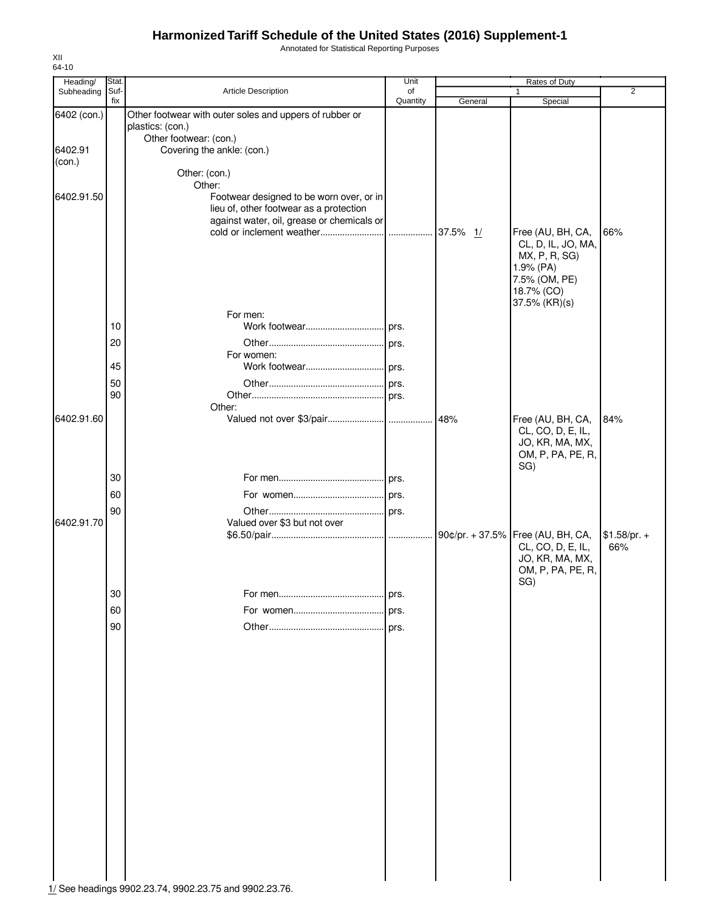# Harmonized Tariff Schedule of the United States (2016) Supplement-1

Annotated for Statistical Reporting Purposes

XII
64-10

| Heading/ Subheading | Stat. Suf- fix | Article Description | Unit of Quantity | Rates of Duty 1 General | Special | 2 |
|---|---|---|---|---|---|---|
| 6402 (con.) | | Other footwear with outer soles and uppers of rubber or plastics: (con.) | | | | |
| | | Other footwear: (con.) | | | | |
| 6402.91 (con.) | | Covering the ankle: (con.) | | | | |
| | | Other: (con.) | | | | |
| | | Other: | | | | |
| 6402.91.50 | | Footwear designed to be worn over, or in lieu of, other footwear as a protection against water, oil, grease or chemicals or cold or inclement weather | | 37.5% 1/ | Free (AU, BH, CA, CL, D, IL, JO, MA, MX, P, R, SG) 1.9% (PA) 7.5% (OM, PE) 18.7% (CO) 37.5% (KR)(s) | 66% |
| | | For men: | | | | |
| | 10 | Work footwear | prs. | | | |
| | 20 | Other | prs. | | | |
| | | For women: | | | | |
| | 45 | Work footwear | prs. | | | |
| | 50 | Other | prs. | | | |
| | 90 | Other | prs. | | | |
| | | Other: | | | | |
| 6402.91.60 | | Valued not over $3/pair | | 48% | Free (AU, BH, CA, CL, CO, D, E, IL, JO, KR, MA, MX, OM, P, PA, PE, R, SG) | 84% |
| | 30 | For men | prs. | | | |
| | 60 | For women | prs. | | | |
| | 90 | Other | prs. | | | |
| 6402.91.70 | | Valued over $3 but not over $6.50/pair | | 90¢/pr. + 37.5% | Free (AU, BH, CA, CL, CO, D, E, IL, JO, KR, MA, MX, OM, P, PA, PE, R, SG) | $1.58/pr. + 66% |
| | 30 | For men | prs. | | | |
| | 60 | For women | prs. | | | |
| | 90 | Other | prs. | | | |

1/ See headings 9902.23.74, 9902.23.75 and 9902.23.76.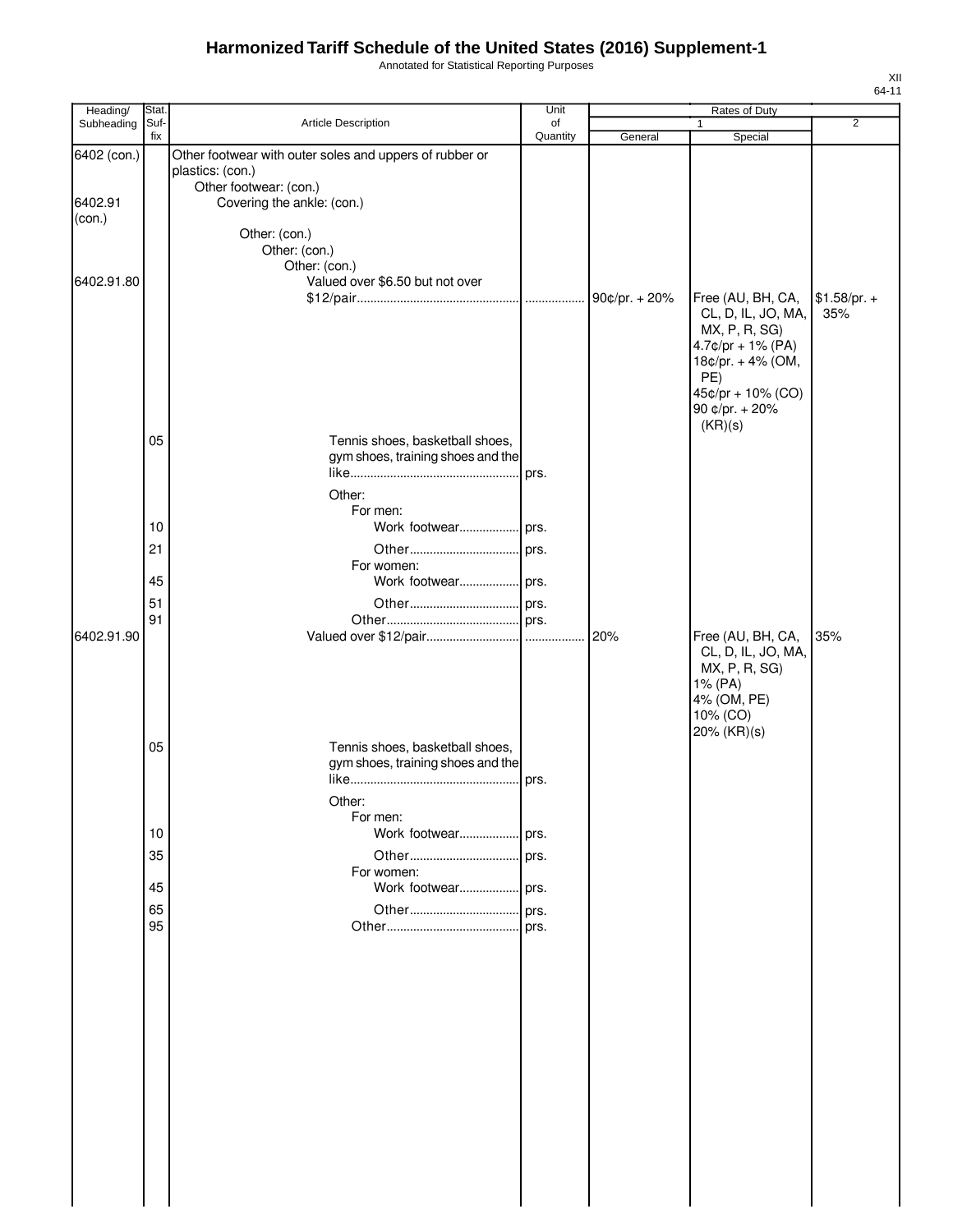# Harmonized Tariff Schedule of the United States (2016) Supplement-1

Annotated for Statistical Reporting Purposes

XII
64-11

| Heading/ Subheading | Stat. Suf- fix | Article Description | Unit of Quantity | Rates of Duty 1 General | Special | 2 |
|---|---|---|---|---|---|---|
| 6402 (con.) | | Other footwear with outer soles and uppers of rubber or plastics: (con.) | | | | |
| | | Other footwear: (con.) | | | | |
| 6402.91 (con.) | | Covering the ankle: (con.) | | | | |
| | | Other: (con.) | | | | |
| | | Other: (con.) | | | | |
| | | Other: (con.) | | | | |
| 6402.91.80 | | Valued over $6.50 but not over $12/pair | | 90¢/pr. + 20% | Free (AU, BH, CA, CL, D, IL, JO, MA, MX, P, R, SG) 4.7¢/pr + 1% (PA) 18¢/pr. + 4% (OM, PE) 45¢/pr + 10% (CO) 90 ¢/pr. + 20% (KR)(s) | $1.58/pr. + 35% |
| | 05 | Tennis shoes, basketball shoes, gym shoes, training shoes and the like | prs. | | | |
| | | Other: | | | | |
| | | For men: | | | | |
| | 10 | Work footwear | prs. | | | |
| | 21 | Other | prs. | | | |
| | | For women: | | | | |
| | 45 | Work footwear | prs. | | | |
| | 51 | Other | prs. | | | |
| | 91 | Other | prs. | | | |
| 6402.91.90 | | Valued over $12/pair | | 20% | Free (AU, BH, CA, CL, D, IL, JO, MA, MX, P, R, SG) 1% (PA) 4% (OM, PE) 10% (CO) 20% (KR)(s) | 35% |
| | 05 | Tennis shoes, basketball shoes, gym shoes, training shoes and the like | prs. | | | |
| | | Other: | | | | |
| | | For men: | | | | |
| | 10 | Work footwear | prs. | | | |
| | 35 | Other | prs. | | | |
| | | For women: | | | | |
| | 45 | Work footwear | prs. | | | |
| | 65 | Other | prs. | | | |
| | 95 | Other | prs. | | | |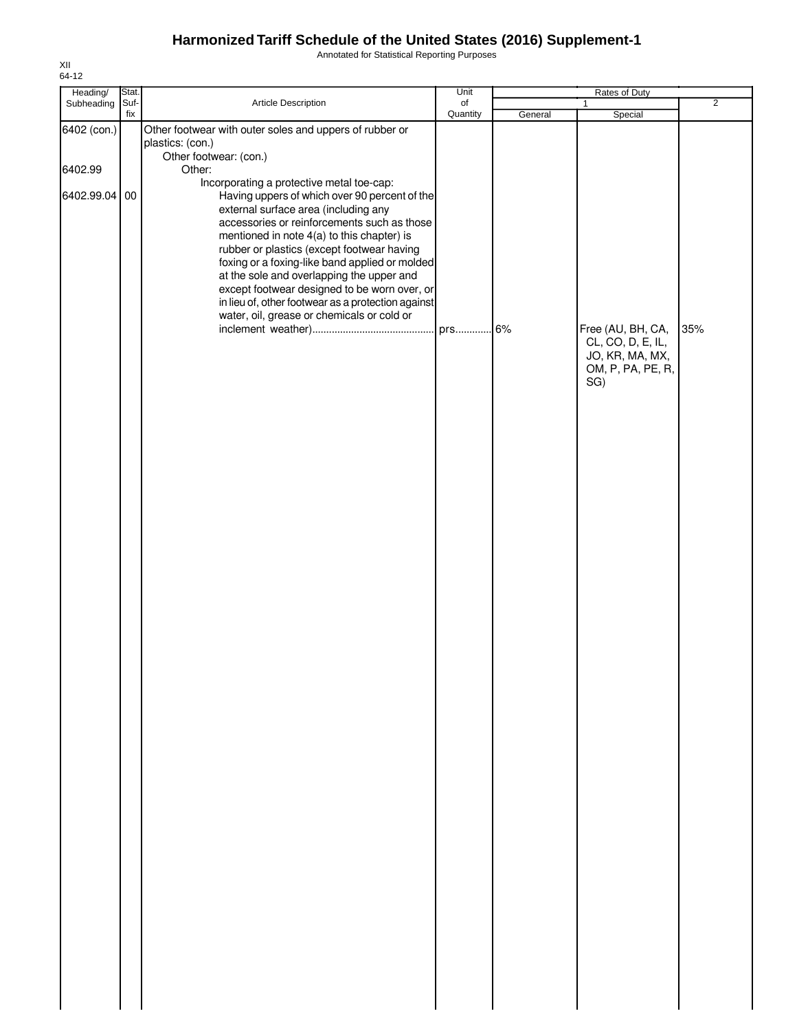# Harmonized Tariff Schedule of the United States (2016) Supplement-1

Annotated for Statistical Reporting Purposes

XII
64-12

| Heading/ Subheading | Stat. Suf- fix | Article Description | Unit of Quantity | Rates of Duty 1 General | Rates of Duty 1 Special | Rates of Duty 2 |
|---|---|---|---|---|---|---|
| 6402 (con.) | | Other footwear with outer soles and uppers of rubber or plastics: (con.) | | | | |
| | | Other footwear: (con.) | | | | |
| 6402.99 | | Other: | | | | |
| | | Incorporating a protective metal toe-cap: | | | | |
| 6402.99.04 | 00 | Having uppers of which over 90 percent of the external surface area (including any accessories or reinforcements such as those mentioned in note 4(a) to this chapter) is rubber or plastics (except footwear having foxing or a foxing-like band applied or molded at the sole and overlapping the upper and except footwear designed to be worn over, or in lieu of, other footwear as a protection against water, oil, grease or chemicals or cold or inclement weather) | prs. | 6% | Free (AU, BH, CA, CL, CO, D, E, IL, JO, KR, MA, MX, OM, P, PA, PE, R, SG) | 35% |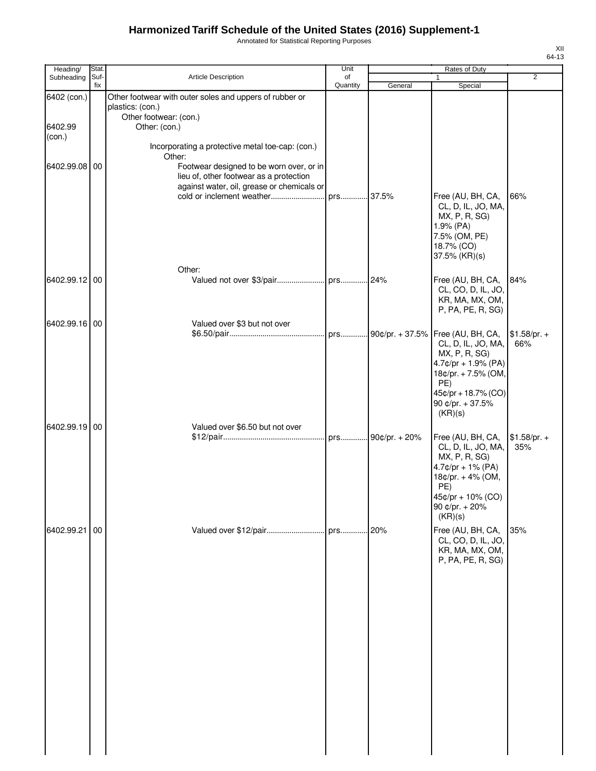# Harmonized Tariff Schedule of the United States (2016) Supplement-1

Annotated for Statistical Reporting Purposes

| Heading/ Subheading | Stat. Suf- fix | Article Description | Unit of Quantity | Rates of Duty 1 General | Special | 2 |
|---|---|---|---|---|---|---|
| 6402 (con.) | | Other footwear with outer soles and uppers of rubber or plastics: (con.) | | | | |
| | | Other footwear: (con.) | | | | |
| 6402.99 (con.) | | Other: (con.) | | | | |
| | | Incorporating a protective metal toe-cap: (con.) | | | | |
| | | Other: | | | | |
| 6402.99.08 | 00 | Footwear designed to be worn over, or in lieu of, other footwear as a protection against water, oil, grease or chemicals or cold or inclement weather | prs | 37.5% | Free (AU, BH, CA, CL, D, IL, JO, MA, MX, P, R, SG) 1.9% (PA) 7.5% (OM, PE) 18.7% (CO) 37.5% (KR)(s) | 66% |
| | | Other: | | | | |
| 6402.99.12 | 00 | Valued not over $3/pair | prs | 24% | Free (AU, BH, CA, CL, CO, D, IL, JO, KR, MA, MX, OM, P, PA, PE, R, SG) | 84% |
| 6402.99.16 | 00 | Valued over $3 but not over $6.50/pair | prs | 90¢/pr. + 37.5% | Free (AU, BH, CA, CL, D, IL, JO, MA, MX, P, R, SG) 4.7¢/pr + 1.9% (PA) 18¢/pr. + 7.5% (OM, PE) 45¢/pr + 18.7% (CO) 90 ¢/pr. + 37.5% (KR)(s) | $1.58/pr. + 66% |
| 6402.99.19 | 00 | Valued over $6.50 but not over $12/pair | prs | 90¢/pr. + 20% | Free (AU, BH, CA, CL, D, IL, JO, MA, MX, P, R, SG) 4.7¢/pr + 1% (PA) 18¢/pr. + 4% (OM, PE) 45¢/pr + 10% (CO) 90 ¢/pr. + 20% (KR)(s) | $1.58/pr. + 35% |
| 6402.99.21 | 00 | Valued over $12/pair | prs | 20% | Free (AU, BH, CA, CL, CO, D, IL, JO, KR, MA, MX, OM, P, PA, PE, R, SG) | 35% |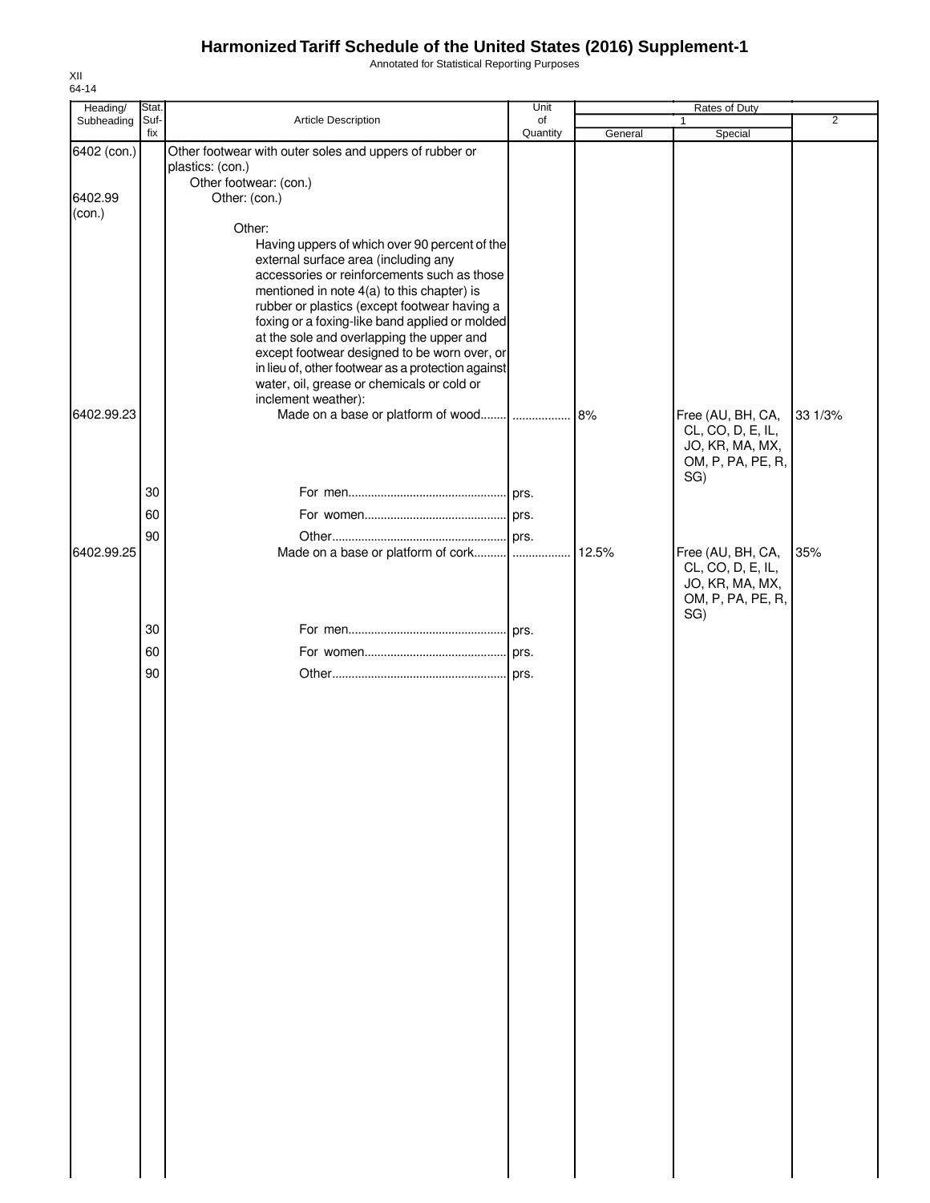# Harmonized Tariff Schedule of the United States (2016) Supplement-1

Annotated for Statistical Reporting Purposes

XII
64-14

| Heading/ Subheading | Stat. Suf-fix | Article Description | Unit of Quantity | Rates of Duty 1 General | Rates of Duty 1 Special | Rates of Duty 2 |
|---|---|---|---|---|---|---|
| 6402 (con.) | | Other footwear with outer soles and uppers of rubber or plastics: (con.) | | | | |
| | | Other footwear: (con.) | | | | |
| 6402.99 (con.) | | Other: (con.) | | | | |
| | | Other: | | | | |
| | | Having uppers of which over 90 percent of the external surface area (including any accessories or reinforcements such as those mentioned in note 4(a) to this chapter) is rubber or plastics (except footwear having a foxing or a foxing-like band applied or molded at the sole and overlapping the upper and except footwear designed to be worn over, or in lieu of, other footwear as a protection against water, oil, grease or chemicals or cold or inclement weather): | | | | |
| 6402.99.23 | | Made on a base or platform of wood | | 8% | Free (AU, BH, CA, CL, CO, D, E, IL, JO, KR, MA, MX, OM, P, PA, PE, R, SG) | 33 1/3% |
| | 30 | For men | prs. | | | |
| | 60 | For women | prs. | | | |
| | 90 | Other | prs. | | | |
| 6402.99.25 | | Made on a base or platform of cork | | 12.5% | Free (AU, BH, CA, CL, CO, D, E, IL, JO, KR, MA, MX, OM, P, PA, PE, R, SG) | 35% |
| | 30 | For men | prs. | | | |
| | 60 | For women | prs. | | | |
| | 90 | Other | prs. | | | |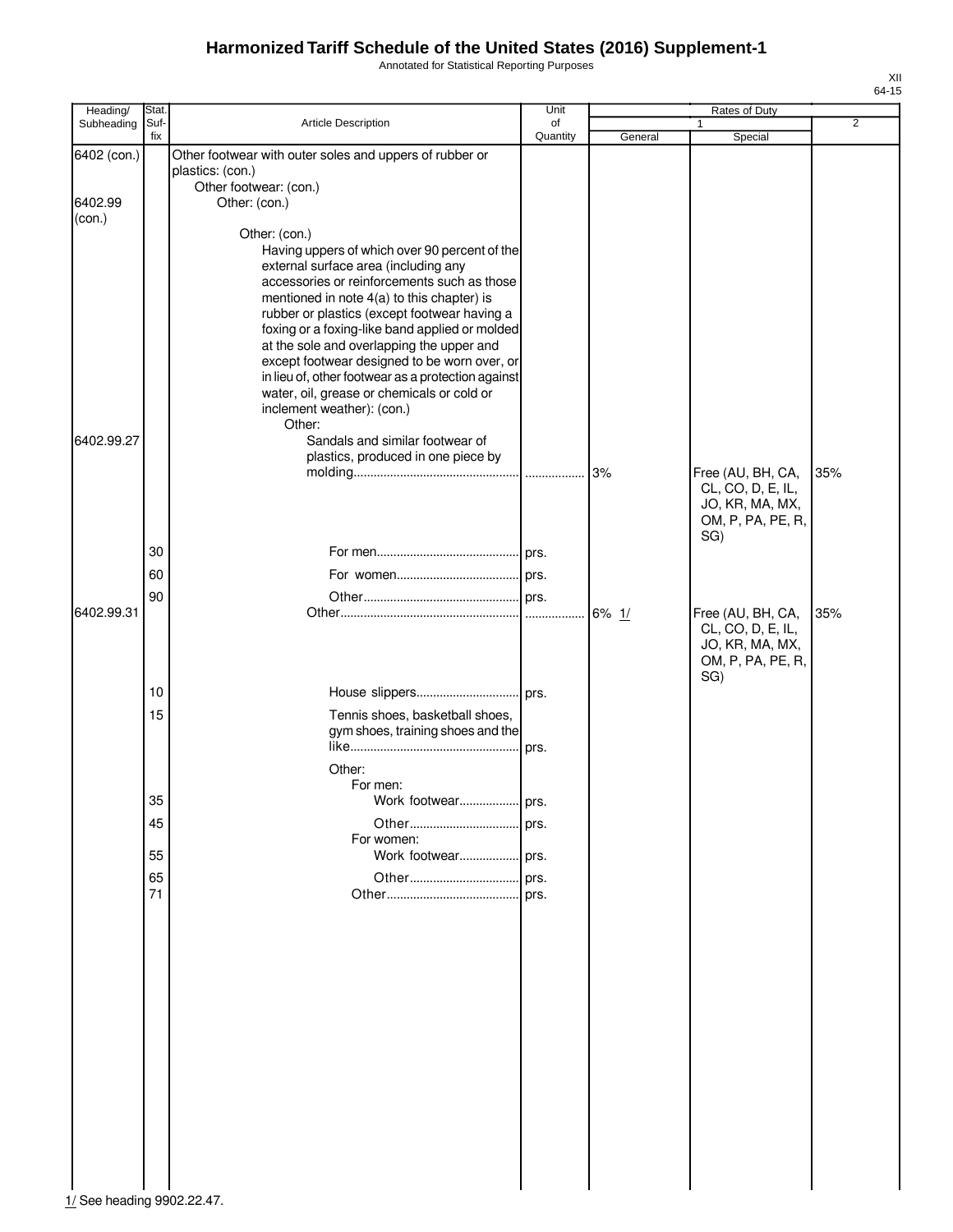# Harmonized Tariff Schedule of the United States (2016) Supplement-1

Annotated for Statistical Reporting Purposes

| Heading/ Subheading | Stat. Suf- fix | Article Description | Unit of Quantity | Rates of Duty 1 General | Special | 2 |
|---|---|---|---|---|---|---|
| 6402 (con.) | | Other footwear with outer soles and uppers of rubber or plastics: (con.) | | | | |
| | | Other footwear: (con.) | | | | |
| 6402.99 (con.) | | Other: (con.) | | | | |
| | | Other: (con.) | | | | |
| | | Having uppers of which over 90 percent of the external surface area (including any accessories or reinforcements such as those mentioned in note 4(a) to this chapter) is rubber or plastics (except footwear having a foxing or a foxing-like band applied or molded at the sole and overlapping the upper and except footwear designed to be worn over, or in lieu of, other footwear as a protection against water, oil, grease or chemicals or cold or inclement weather): (con.) | | | | |
| | | Other: | | | | |
| 6402.99.27 | | Sandals and similar footwear of plastics, produced in one piece by molding | | 3% | Free (AU, BH, CA, CL, CO, D, E, IL, JO, KR, MA, MX, OM, P, PA, PE, R, SG) | 35% |
| | 30 | For men | prs. | | | |
| | 60 | For women | prs. | | | |
| | 90 | Other | prs. | | | |
| 6402.99.31 | | Other | | 6% 1/ | Free (AU, BH, CA, CL, CO, D, E, IL, JO, KR, MA, MX, OM, P, PA, PE, R, SG) | 35% |
| | 10 | House slippers | prs. | | | |
| | 15 | Tennis shoes, basketball shoes, gym shoes, training shoes and the like | prs. | | | |
| | | Other: | | | | |
| | | For men: | | | | |
| | 35 | Work footwear | prs. | | | |
| | 45 | Other | prs. | | | |
| | | For women: | | | | |
| | 55 | Work footwear | prs. | | | |
| | 65 | Other | prs. | | | |
| | 71 | Other | prs. | | | |

1/ See heading 9902.22.47.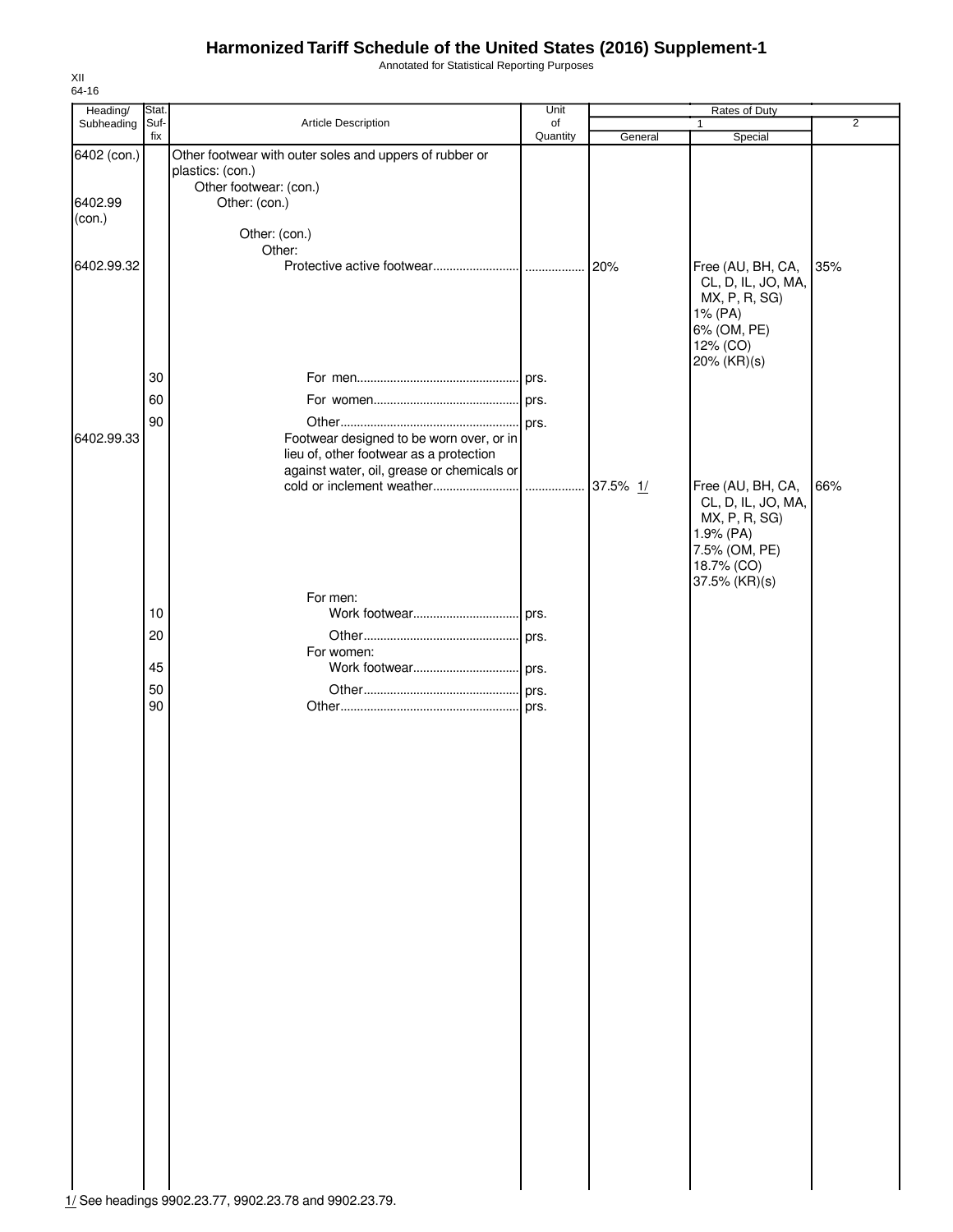# Harmonized Tariff Schedule of the United States (2016) Supplement-1

Annotated for Statistical Reporting Purposes

XII
64-16

| Heading/ Subheading | Stat. Suf-fix | Article Description | Unit of Quantity | Rates of Duty 1 General | Rates of Duty 1 Special | Rates of Duty 2 |
|---|---|---|---|---|---|---|
| 6402 (con.) | | Other footwear with outer soles and uppers of rubber or plastics: (con.) | | | | |
| | | Other footwear: (con.) | | | | |
| 6402.99 (con.) | | Other: (con.) | | | | |
| | | Other: (con.) | | | | |
| | | Other: | | | | |
| 6402.99.32 | | Protective active footwear | | 20% | Free (AU, BH, CA, CL, D, IL, JO, MA, MX, P, R, SG) 1% (PA) 6% (OM, PE) 12% (CO) 20% (KR)(s) | 35% |
| | 30 | For men | prs. | | | |
| | 60 | For women | prs. | | | |
| | 90 | Other | prs. | | | |
| 6402.99.33 | | Footwear designed to be worn over, or in lieu of, other footwear as a protection against water, oil, grease or chemicals or cold or inclement weather | | 37.5% 1/ | Free (AU, BH, CA, CL, D, IL, JO, MA, MX, P, R, SG) 1.9% (PA) 7.5% (OM, PE) 18.7% (CO) 37.5% (KR)(s) | 66% |
| | | For men: | | | | |
| | 10 | Work footwear | prs. | | | |
| | 20 | Other | prs. | | | |
| | | For women: | | | | |
| | 45 | Work footwear | prs. | | | |
| | 50 | Other | prs. | | | |
| | 90 | Other | prs. | | | |

1/ See headings 9902.23.77, 9902.23.78 and 9902.23.79.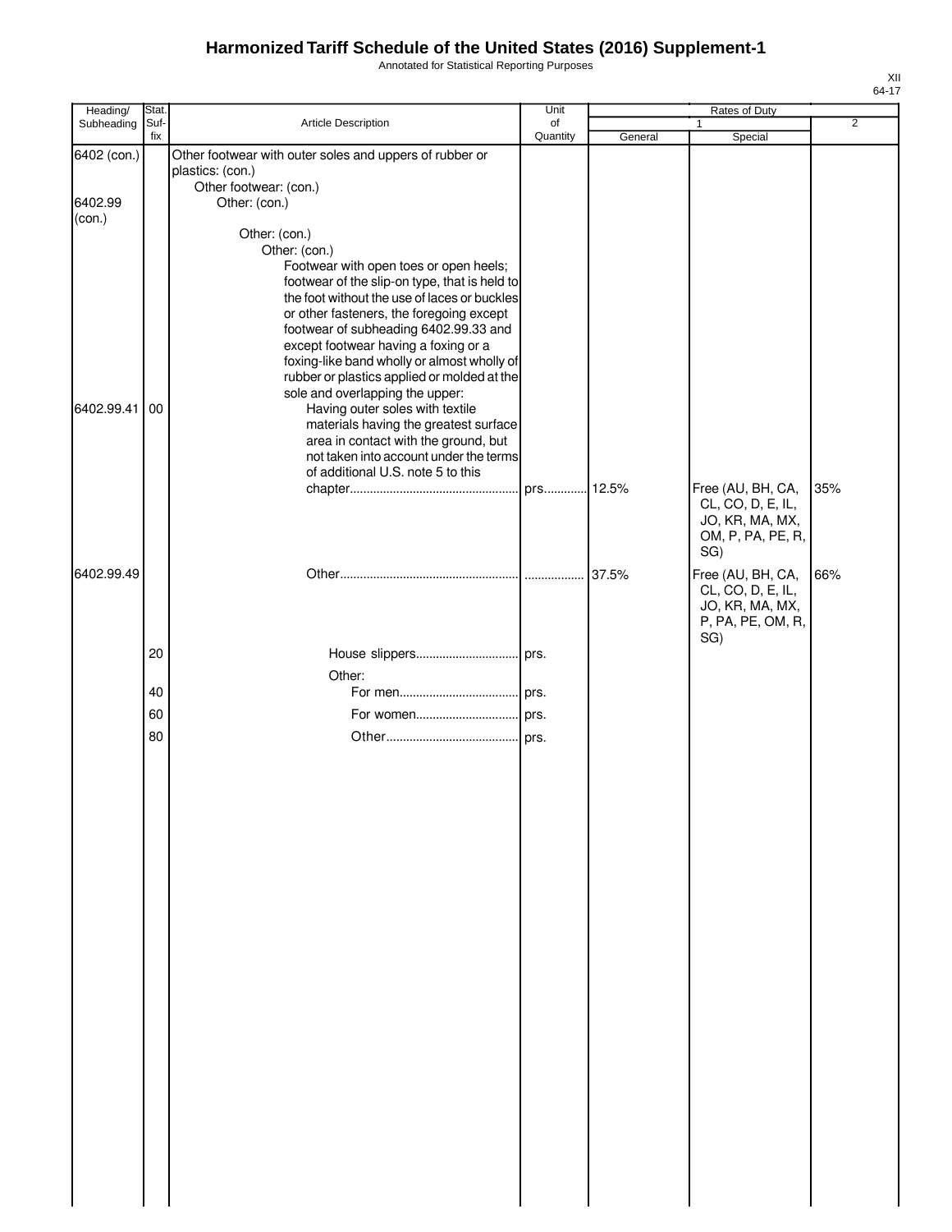# Harmonized Tariff Schedule of the United States (2016) Supplement-1

Annotated for Statistical Reporting Purposes

XII
64-17

| Heading/ Subheading | Stat. Suf- fix | Article Description | Unit of Quantity | Rates of Duty 1 General | Special | 2 |
|---|---|---|---|---|---|---|
| 6402 (con.) | | Other footwear with outer soles and uppers of rubber or plastics: (con.) | | | | |
| | | Other footwear: (con.) | | | | |
| 6402.99 (con.) | | Other: (con.) | | | | |
| | | Other: (con.) | | | | |
| | | Other: (con.) | | | | |
| | | Footwear with open toes or open heels; footwear of the slip-on type, that is held to the foot without the use of laces or buckles or other fasteners, the foregoing except footwear of subheading 6402.99.33 and except footwear having a foxing or a foxing-like band wholly or almost wholly of rubber or plastics applied or molded at the sole and overlapping the upper: | | | | |
| 6402.99.41 | 00 | Having outer soles with textile materials having the greatest surface area in contact with the ground, but not taken into account under the terms of additional U.S. note 5 to this chapter | prs. | 12.5% | Free (AU, BH, CA, CL, CO, D, E, IL, JO, KR, MA, MX, OM, P, PA, PE, R, SG) | 35% |
| 6402.99.49 | | Other | | 37.5% | Free (AU, BH, CA, CL, CO, D, E, IL, JO, KR, MA, MX, P, PA, PE, OM, R, SG) | 66% |
| | 20 | House slippers | prs. | | | |
| | | Other: | | | | |
| | 40 | For men | prs. | | | |
| | 60 | For women | prs. | | | |
| | 80 | Other | prs. | | | |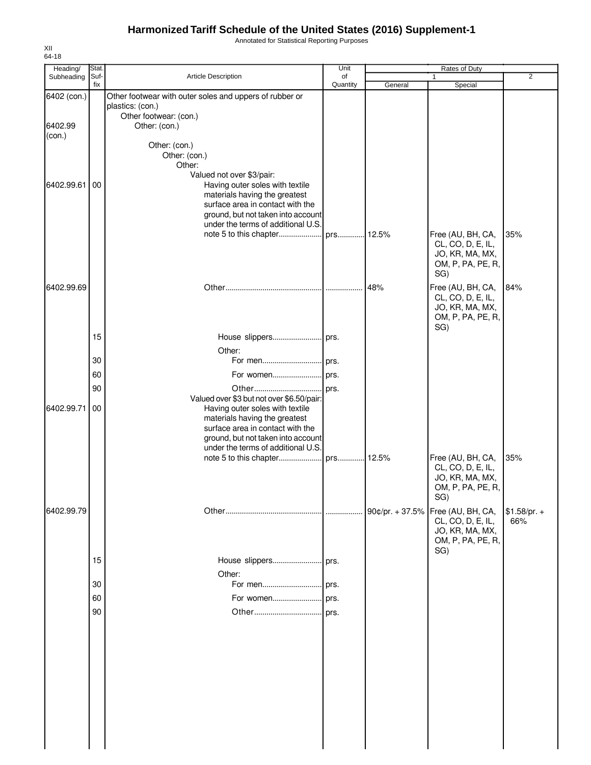# Harmonized Tariff Schedule of the United States (2016) Supplement-1

Annotated for Statistical Reporting Purposes

XII
64-18

| Heading/ Subheading | Stat. Suf- fix | Article Description | Unit of Quantity | Rates of Duty 1 General | Special | 2 |
|---|---|---|---|---|---|---|
| 6402 (con.) | | Other footwear with outer soles and uppers of rubber or plastics: (con.) | | | | |
| | | Other footwear: (con.) | | | | |
| 6402.99 (con.) | | Other: (con.) | | | | |
| | | Other: (con.) | | | | |
| | | Other: (con.) | | | | |
| | | Other: | | | | |
| | | Valued not over $3/pair: | | | | |
| 6402.99.61 | 00 | Having outer soles with textile materials having the greatest surface area in contact with the ground, but not taken into account under the terms of additional U.S. note 5 to this chapter | prs. | 12.5% | Free (AU, BH, CA, CL, CO, D, E, IL, JO, KR, MA, MX, OM, P, PA, PE, R, SG) | 35% |
| 6402.99.69 | | Other | | 48% | Free (AU, BH, CA, CL, CO, D, E, IL, JO, KR, MA, MX, OM, P, PA, PE, R, SG) | 84% |
| | 15 | House slippers | prs. | | | |
| | | Other: | | | | |
| | 30 | For men | prs. | | | |
| | 60 | For women | prs. | | | |
| | 90 | Other | prs. | | | |
| | | Valued over $3 but not over $6.50/pair: | | | | |
| 6402.99.71 | 00 | Having outer soles with textile materials having the greatest surface area in contact with the ground, but not taken into account under the terms of additional U.S. note 5 to this chapter | prs. | 12.5% | Free (AU, BH, CA, CL, CO, D, E, IL, JO, KR, MA, MX, OM, P, PA, PE, R, SG) | 35% |
| 6402.99.79 | | Other | | 90¢/pr. + 37.5% | Free (AU, BH, CA, CL, CO, D, E, IL, JO, KR, MA, MX, OM, P, PA, PE, R, SG) | $1.58/pr. + 66% |
| | 15 | House slippers | prs. | | | |
| | | Other: | | | | |
| | 30 | For men | prs. | | | |
| | 60 | For women | prs. | | | |
| | 90 | Other | prs. | | | |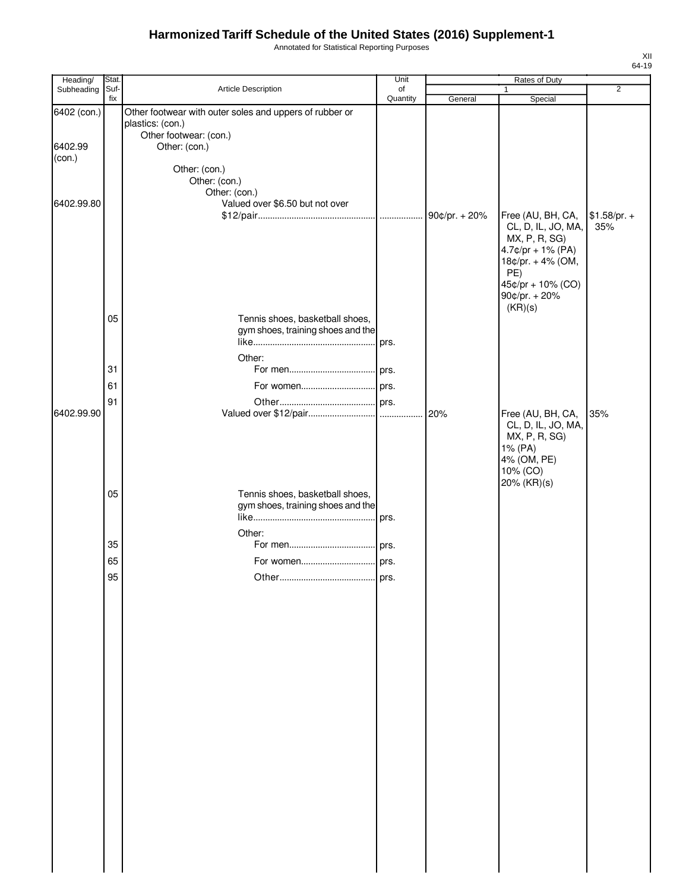# Harmonized Tariff Schedule of the United States (2016) Supplement-1

Annotated for Statistical Reporting Purposes

| Heading/ Subheading | Stat. Suf- fix | Article Description | Unit of Quantity | Rates of Duty 1 General | Rates of Duty 1 Special | Rates of Duty 2 |
|---|---|---|---|---|---|---|
| 6402 (con.) | | Other footwear with outer soles and uppers of rubber or plastics: (con.) | | | | |
| | | Other footwear: (con.) | | | | |
| 6402.99 (con.) | | Other: (con.) | | | | |
| | | Other: (con.) | | | | |
| | | Other: (con.) | | | | |
| | | Other: (con.) | | | | |
| 6402.99.80 | | Valued over $6.50 but not over $12/pair | | 90¢/pr. + 20% | Free (AU, BH, CA, CL, D, IL, JO, MA, MX, P, R, SG) 4.7¢/pr + 1% (PA) 18¢/pr. + 4% (OM, PE) 45¢/pr + 10% (CO) 90¢/pr. + 20% (KR)(s) | $1.58/pr. + 35% |
| | 05 | Tennis shoes, basketball shoes, gym shoes, training shoes and the like | prs. | | | |
| | | Other: | | | | |
| | 31 | For men | prs. | | | |
| | 61 | For women | prs. | | | |
| | 91 | Other | prs. | | | |
| 6402.99.90 | | Valued over $12/pair | | 20% | Free (AU, BH, CA, CL, D, IL, JO, MA, MX, P, R, SG) 1% (PA) 4% (OM, PE) 10% (CO) 20% (KR)(s) | 35% |
| | 05 | Tennis shoes, basketball shoes, gym shoes, training shoes and the like | prs. | | | |
| | | Other: | | | | |
| | 35 | For men | prs. | | | |
| | 65 | For women | prs. | | | |
| | 95 | Other | prs. | | | |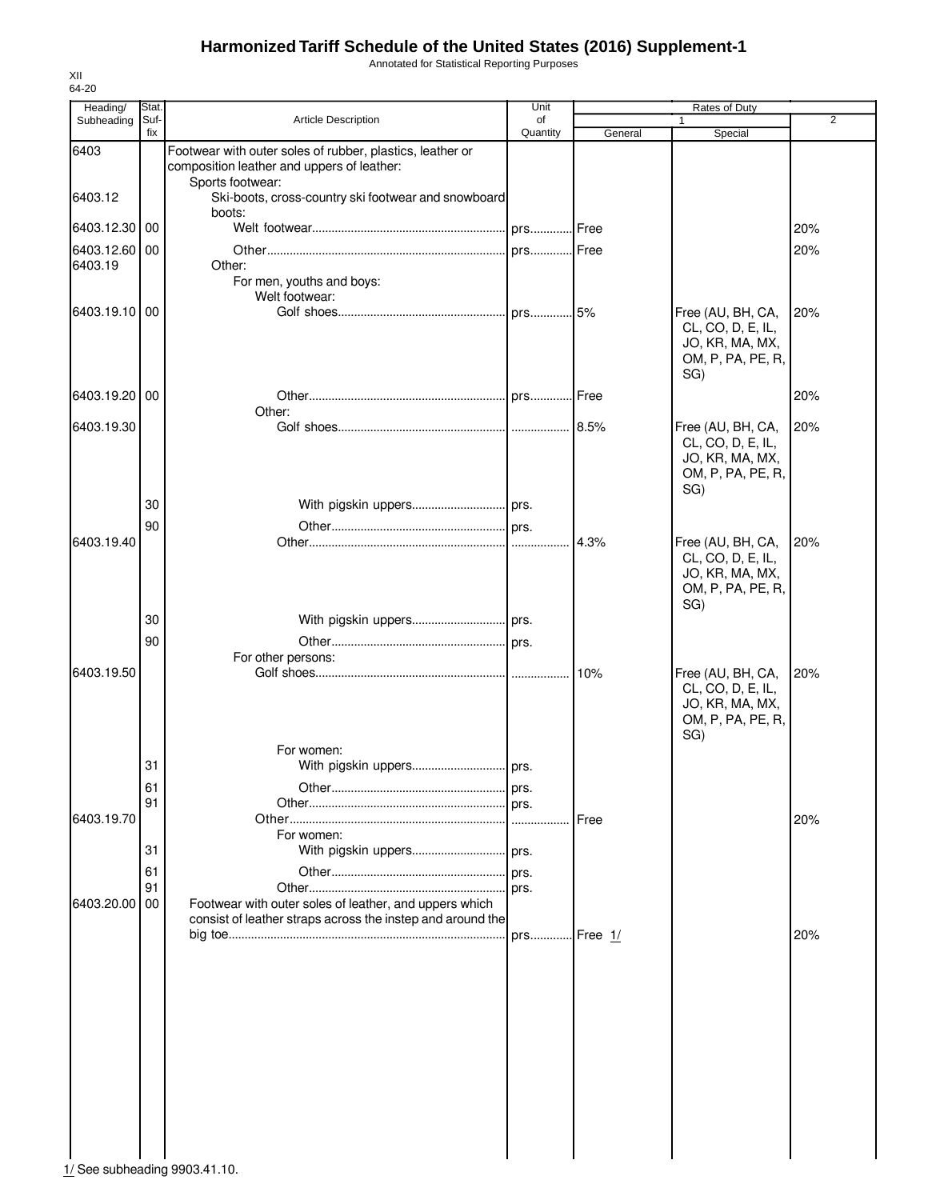# Harmonized Tariff Schedule of the United States (2016) Supplement-1

Annotated for Statistical Reporting Purposes

XII
64-20

| Heading/ Subheading | Stat. Suf-fix | Article Description | Unit of Quantity | Rates of Duty 1 General | Special | 2 |
|---|---|---|---|---|---|---|
| 6403 | | Footwear with outer soles of rubber, plastics, leather or composition leather and uppers of leather: | | | | |
| | | Sports footwear: | | | | |
| 6403.12 | | Ski-boots, cross-country ski footwear and snowboard boots: | | | | |
| 6403.12.30 | 00 | Welt footwear | prs. | Free | | 20% |
| 6403.12.60 | 00 | Other | prs. | Free | | 20% |
| 6403.19 | | Other: | | | | |
| | | For men, youths and boys: | | | | |
| | | Welt footwear: | | | | |
| 6403.19.10 | 00 | Golf shoes | prs. | 5% | Free (AU, BH, CA, CL, CO, D, E, IL, JO, KR, MA, MX, OM, P, PA, PE, R, SG) | 20% |
| 6403.19.20 | 00 | Other | prs. | Free | | 20% |
| | | Other: | | | | |
| 6403.19.30 | | Golf shoes | | 8.5% | Free (AU, BH, CA, CL, CO, D, E, IL, JO, KR, MA, MX, OM, P, PA, PE, R, SG) | 20% |
| | 30 | With pigskin uppers | prs. | | | |
| | 90 | Other | prs. | | | |
| 6403.19.40 | | Other | | 4.3% | Free (AU, BH, CA, CL, CO, D, E, IL, JO, KR, MA, MX, OM, P, PA, PE, R, SG) | 20% |
| | 30 | With pigskin uppers | prs. | | | |
| | 90 | Other | prs. | | | |
| | | For other persons: | | | | |
| 6403.19.50 | | Golf shoes | | 10% | Free (AU, BH, CA, CL, CO, D, E, IL, JO, KR, MA, MX, OM, P, PA, PE, R, SG) | 20% |
| | | For women: | | | | |
| | 31 | With pigskin uppers | prs. | | | |
| | 61 | Other | prs. | | | |
| | 91 | Other | prs. | | | |
| 6403.19.70 | | Other | | Free | | 20% |
| | | For women: | | | | |
| | 31 | With pigskin uppers | prs. | | | |
| | 61 | Other | prs. | | | |
| | 91 | Other | prs. | | | |
| 6403.20.00 | 00 | Footwear with outer soles of leather, and uppers which consist of leather straps across the instep and around the big toe | prs. | Free 1/ | | 20% |

1/ See subheading 9903.41.10.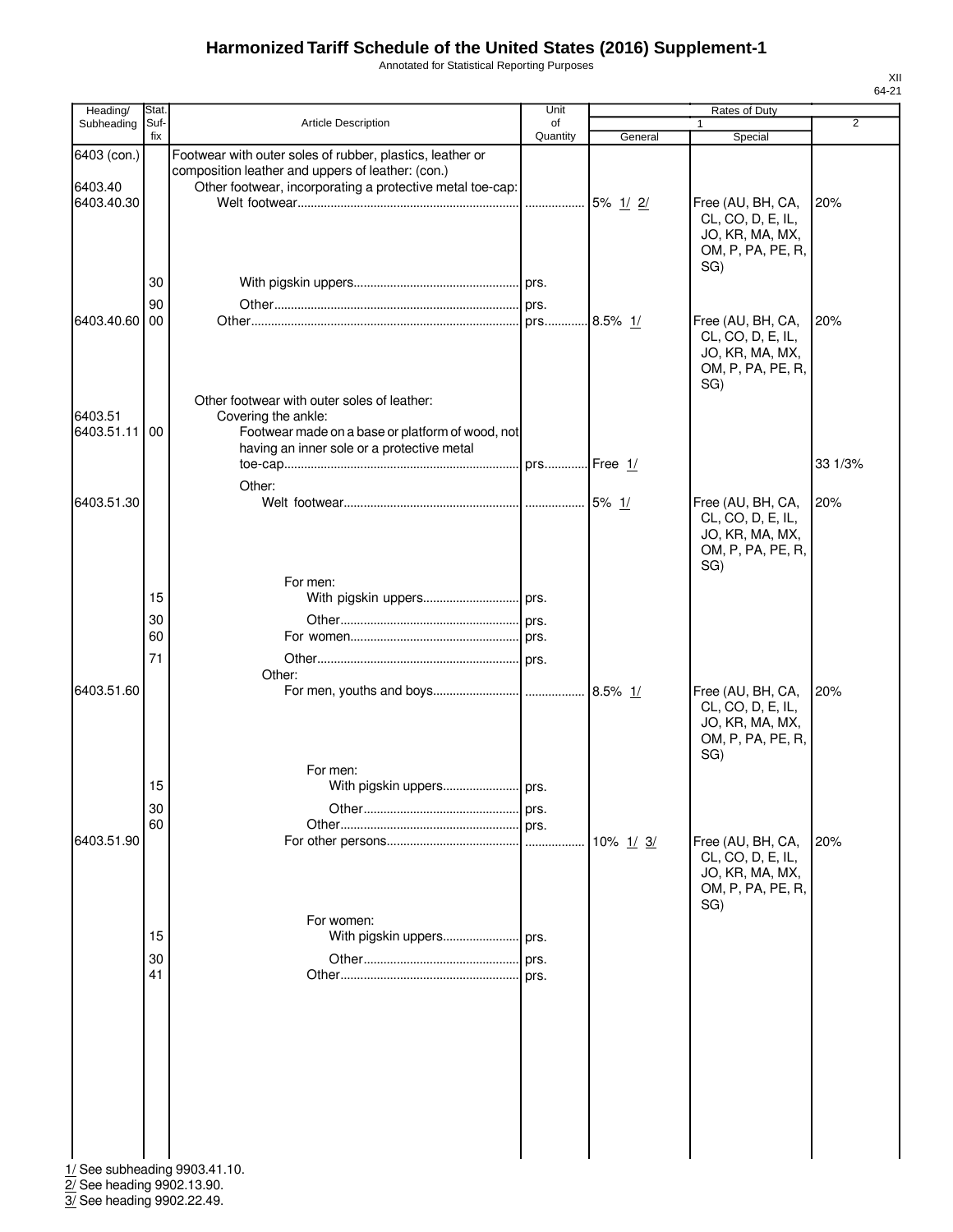# Harmonized Tariff Schedule of the United States (2016) Supplement-1

Annotated for Statistical Reporting Purposes

XII
64-21

| Heading/ Subheading | Stat. Suf-fix | Article Description | Unit of Quantity | Rates of Duty 1 General | Special | 2 |
|---|---|---|---|---|---|---|
| 6403 (con.) | | Footwear with outer soles of rubber, plastics, leather or composition leather and uppers of leather: (con.) | | | | |
| 6403.40 | | Other footwear, incorporating a protective metal toe-cap: | | | | |
| 6403.40.30 | | Welt footwear | | 5% 1/ 2/ | Free (AU, BH, CA, CL, CO, D, E, IL, JO, KR, MA, MX, OM, P, PA, PE, R, SG) | 20% |
| | 30 | With pigskin uppers | prs. | | | |
| | 90 | Other | prs. | | | |
| 6403.40.60 | 00 | Other | prs. | 8.5% 1/ | Free (AU, BH, CA, CL, CO, D, E, IL, JO, KR, MA, MX, OM, P, PA, PE, R, SG) | 20% |
| | | Other footwear with outer soles of leather: | | | | |
| 6403.51 | | Covering the ankle: | | | | |
| 6403.51.11 | 00 | Footwear made on a base or platform of wood, not having an inner sole or a protective metal toe-cap | prs. | Free 1/ | | 33 1/3% |
| | | Other: | | | | |
| 6403.51.30 | | Welt footwear | | 5% 1/ | Free (AU, BH, CA, CL, CO, D, E, IL, JO, KR, MA, MX, OM, P, PA, PE, R, SG) | 20% |
| | | For men: | | | | |
| | 15 | With pigskin uppers | prs. | | | |
| | 30 | Other | prs. | | | |
| | 60 | For women | prs. | | | |
| | 71 | Other | prs. | | | |
| | | Other: | | | | |
| 6403.51.60 | | For men, youths and boys | | 8.5% 1/ | Free (AU, BH, CA, CL, CO, D, E, IL, JO, KR, MA, MX, OM, P, PA, PE, R, SG) | 20% |
| | | For men: | | | | |
| | 15 | With pigskin uppers | prs. | | | |
| | 30 | Other | prs. | | | |
| | 60 | Other | prs. | | | |
| 6403.51.90 | | For other persons | | 10% 1/ 3/ | Free (AU, BH, CA, CL, CO, D, E, IL, JO, KR, MA, MX, OM, P, PA, PE, R, SG) | 20% |
| | | For women: | | | | |
| | 15 | With pigskin uppers | prs. | | | |
| | 30 | Other | prs. | | | |
| | 41 | Other | prs. | | | |

1/ See subheading 9903.41.10.
2/ See heading 9902.13.90.
3/ See heading 9902.22.49.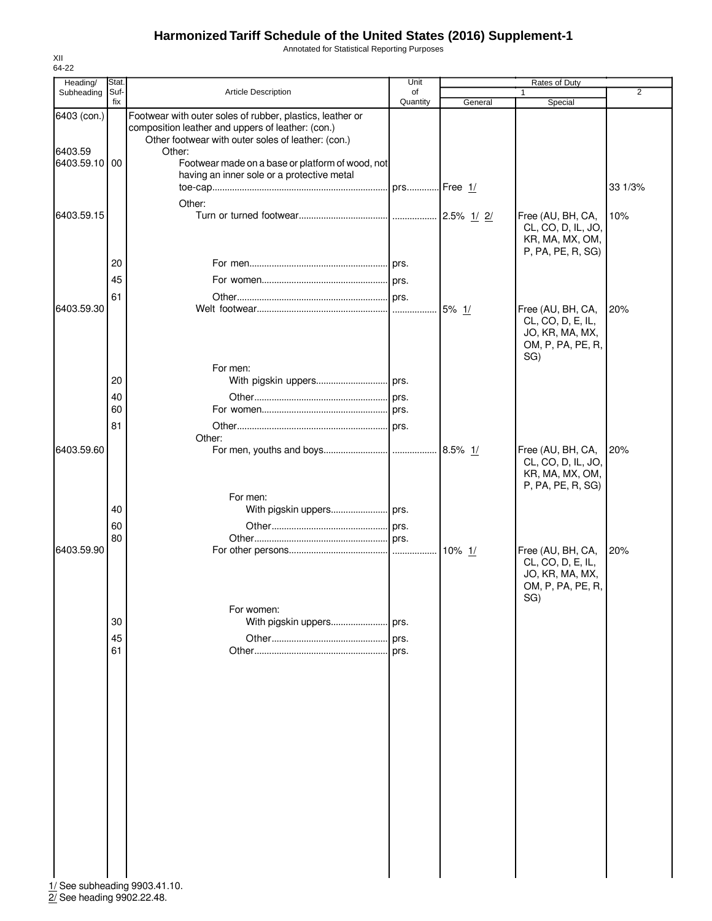# Harmonized Tariff Schedule of the United States (2016) Supplement-1

Annotated for Statistical Reporting Purposes

XII
64-22

| Heading/ Subheading | Stat. Suf-fix | Article Description | Unit of Quantity | Rates of Duty 1 General | Special | 2 |
|---|---|---|---|---|---|---|
| 6403 (con.) | | Footwear with outer soles of rubber, plastics, leather or composition leather and uppers of leather: (con.) | | | | |
| | | Other footwear with outer soles of leather: (con.) | | | | |
| 6403.59 | | Other: | | | | |
| 6403.59.10 | 00 | Footwear made on a base or platform of wood, not having an inner sole or a protective metal toe-cap | prs. | Free 1/ | | 33 1/3% |
| | | Other: | | | | |
| 6403.59.15 | | Turn or turned footwear | | 2.5% 1/ 2/ | Free (AU, BH, CA, CL, CO, D, IL, JO, KR, MA, MX, OM, P, PA, PE, R, SG) | 10% |
| | 20 | For men | prs. | | | |
| | 45 | For women | prs. | | | |
| | 61 | Other | prs. | | | |
| 6403.59.30 | | Welt footwear | | 5% 1/ | Free (AU, BH, CA, CL, CO, D, E, IL, JO, KR, MA, MX, OM, P, PA, PE, R, SG) | 20% |
| | | For men: | | | | |
| | 20 | With pigskin uppers | prs. | | | |
| | 40 | Other | prs. | | | |
| | 60 | For women | prs. | | | |
| | 81 | Other | prs. | | | |
| | | Other: | | | | |
| 6403.59.60 | | For men, youths and boys | | 8.5% 1/ | Free (AU, BH, CA, CL, CO, D, IL, JO, KR, MA, MX, OM, P, PA, PE, R, SG) | 20% |
| | | For men: | | | | |
| | 40 | With pigskin uppers | prs. | | | |
| | 60 | Other | prs. | | | |
| | 80 | Other | prs. | | | |
| 6403.59.90 | | For other persons | | 10% 1/ | Free (AU, BH, CA, CL, CO, D, E, IL, JO, KR, MA, MX, OM, P, PA, PE, R, SG) | 20% |
| | | For women: | | | | |
| | 30 | With pigskin uppers | prs. | | | |
| | 45 | Other | prs. | | | |
| | 61 | Other | prs. | | | |

1/ See subheading 9903.41.10.
2/ See heading 9902.22.48.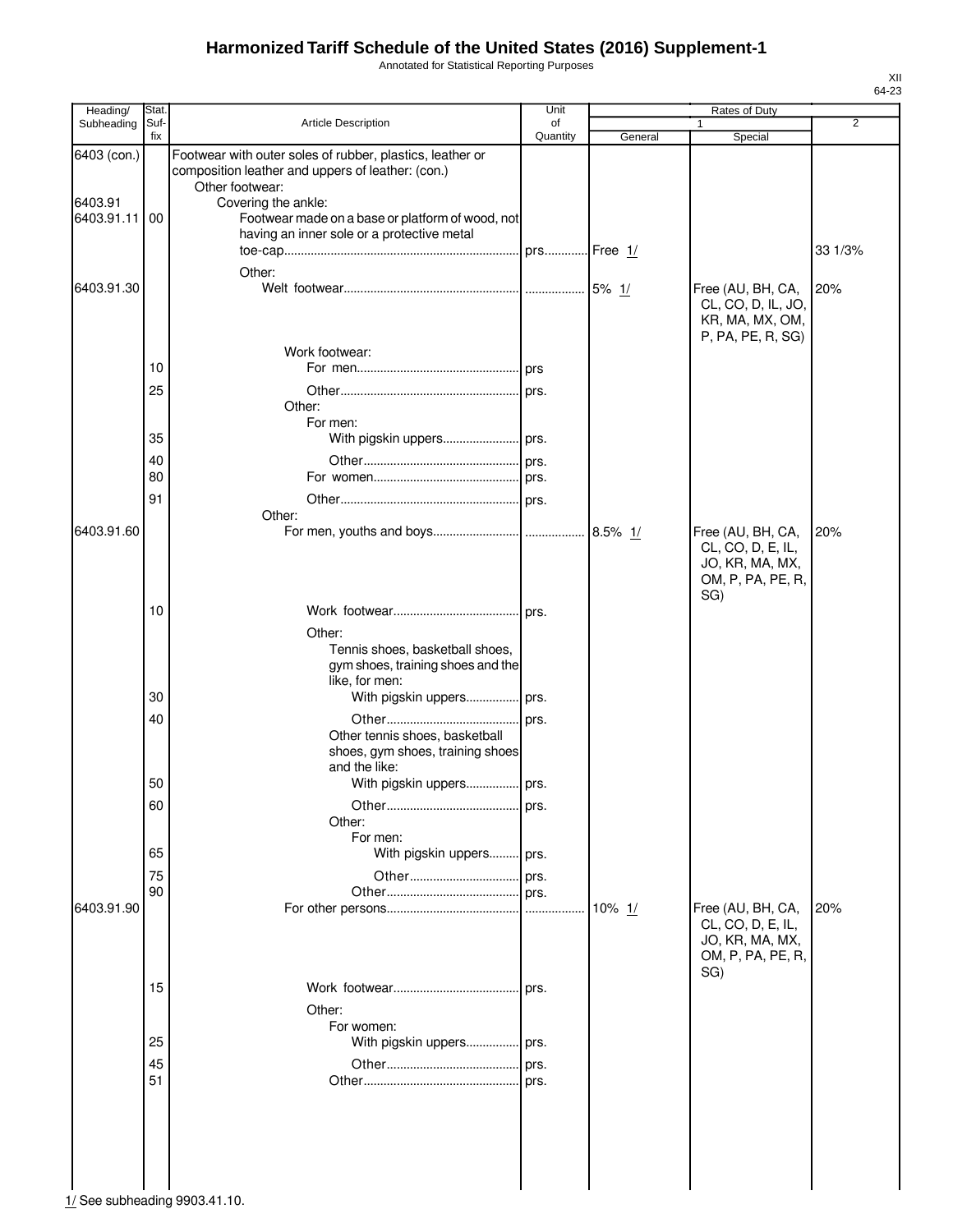# Harmonized Tariff Schedule of the United States (2016) Supplement-1

Annotated for Statistical Reporting Purposes

| Heading/ Subheading | Stat. Suf- fix | Article Description | Unit of Quantity | Rates of Duty 1 General | Special | 2 |
|---|---|---|---|---|---|---|
| 6403 (con.) | | Footwear with outer soles of rubber, plastics, leather or composition leather and uppers of leather: (con.) | | | | |
| | | Other footwear: | | | | |
| 6403.91 | | Covering the ankle: | | | | |
| 6403.91.11 | 00 | Footwear made on a base or platform of wood, not having an inner sole or a protective metal toe-cap | prs | Free 1/ | | 33 1/3% |
| | | Other: | | | | |
| 6403.91.30 | | Welt footwear | | 5% 1/ | Free (AU, BH, CA, CL, CO, D, IL, JO, KR, MA, MX, OM, P, PA, PE, R, SG) | 20% |
| | | Work footwear: | | | | |
| | 10 | For men | prs | | | |
| | 25 | Other | prs. | | | |
| | | Other: | | | | |
| | | For men: | | | | |
| | 35 | With pigskin uppers | prs. | | | |
| | 40 | Other | prs. | | | |
| | 80 | For women | prs. | | | |
| | 91 | Other | prs. | | | |
| | | Other: | | | | |
| 6403.91.60 | | For men, youths and boys | | 8.5% 1/ | Free (AU, BH, CA, CL, CO, D, E, IL, JO, KR, MA, MX, OM, P, PA, PE, R, SG) | 20% |
| | 10 | Work footwear | prs. | | | |
| | | Other: | | | | |
| | | Tennis shoes, basketball shoes, gym shoes, training shoes and the like, for men: | | | | |
| | 30 | With pigskin uppers | prs. | | | |
| | 40 | Other | prs. | | | |
| | | Other tennis shoes, basketball shoes, gym shoes, training shoes and the like: | | | | |
| | 50 | With pigskin uppers | prs. | | | |
| | 60 | Other | prs. | | | |
| | | Other: | | | | |
| | | For men: | | | | |
| | 65 | With pigskin uppers | prs. | | | |
| | 75 | Other | prs. | | | |
| | 90 | Other | prs. | | | |
| 6403.91.90 | | For other persons | | 10% 1/ | Free (AU, BH, CA, CL, CO, D, E, IL, JO, KR, MA, MX, OM, P, PA, PE, R, SG) | 20% |
| | 15 | Work footwear | prs. | | | |
| | | Other: | | | | |
| | | For women: | | | | |
| | 25 | With pigskin uppers | prs. | | | |
| | 45 | Other | prs. | | | |
| | 51 | Other | prs. | | | |

1/ See subheading 9903.41.10.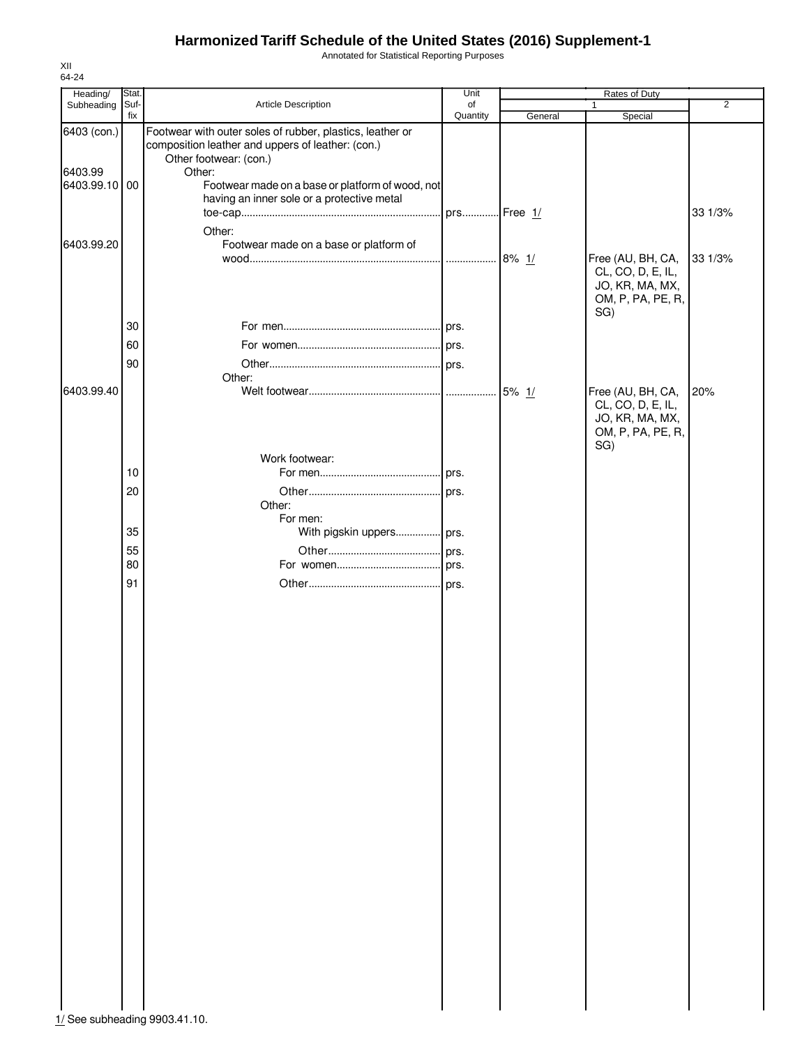# Harmonized Tariff Schedule of the United States (2016) Supplement-1

Annotated for Statistical Reporting Purposes

XII
64-24

| Heading/ Subheading | Stat. Suf- fix | Article Description | Unit of Quantity | Rates of Duty 1 General | Special | 2 |
|---|---|---|---|---|---|---|
| 6403 (con.) | | Footwear with outer soles of rubber, plastics, leather or composition leather and uppers of leather: (con.) | | | | |
| | | Other footwear: (con.) | | | | |
| 6403.99 | | Other: | | | | |
| 6403.99.10 | 00 | Footwear made on a base or platform of wood, not having an inner sole or a protective metal toe-cap | prs | Free 1/ | | 33 1/3% |
| | | Other: | | | | |
| 6403.99.20 | | Footwear made on a base or platform of wood | | 8% 1/ | Free (AU, BH, CA, CL, CO, D, E, IL, JO, KR, MA, MX, OM, P, PA, PE, R, SG) | 33 1/3% |
| | 30 | For men | prs. | | | |
| | 60 | For women | prs. | | | |
| | 90 | Other | prs. | | | |
| | | Other: | | | | |
| 6403.99.40 | | Welt footwear | | 5% 1/ | Free (AU, BH, CA, CL, CO, D, E, IL, JO, KR, MA, MX, OM, P, PA, PE, R, SG) | 20% |
| | | Work footwear: | | | | |
| | 10 | For men | prs. | | | |
| | 20 | Other | prs. | | | |
| | | Other: | | | | |
| | | For men: | | | | |
| | 35 | With pigskin uppers | prs. | | | |
| | 55 | Other | prs. | | | |
| | 80 | For women | prs. | | | |
| | 91 | Other | prs. | | | |

1/ See subheading 9903.41.10.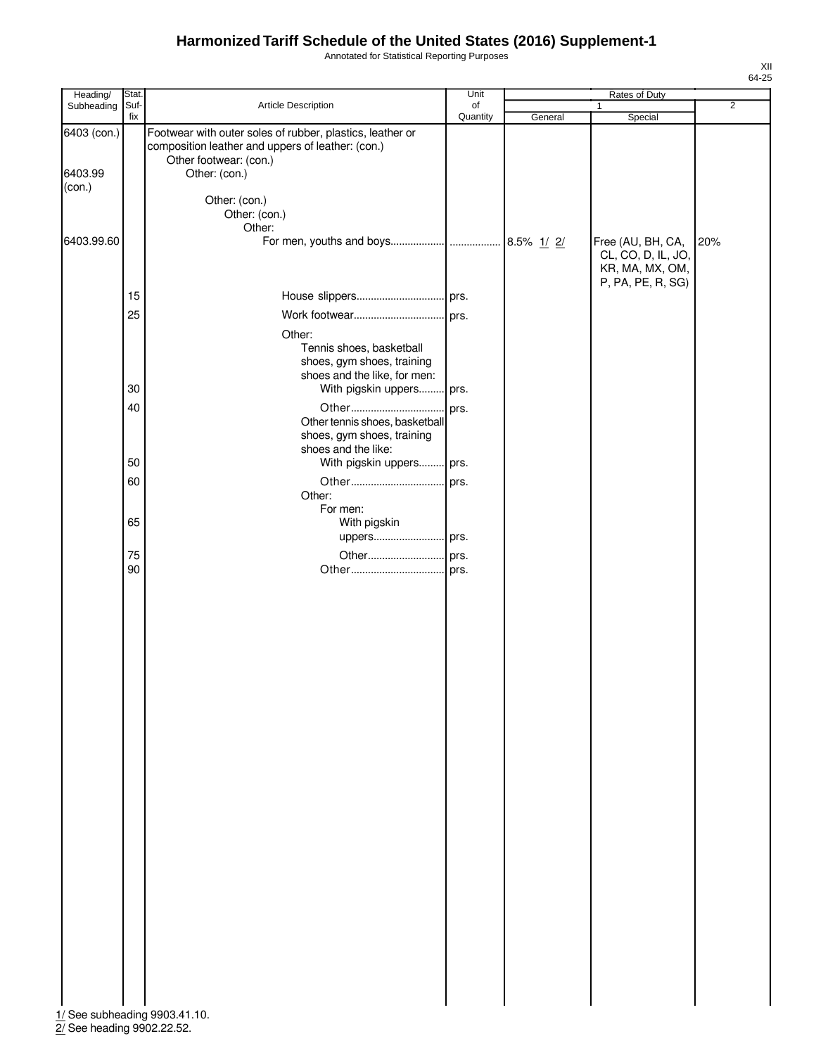# Harmonized Tariff Schedule of the United States (2016) Supplement-1

Annotated for Statistical Reporting Purposes

XII
64-25

| Heading/ Subheading | Stat. Suf-fix | Article Description | Unit of Quantity | Rates of Duty 1 General | Special | 2 |
|---|---|---|---|---|---|---|
| 6403 (con.) | | Footwear with outer soles of rubber, plastics, leather or composition leather and uppers of leather: (con.) | | | | |
| | | Other footwear: (con.) | | | | |
| 6403.99 (con.) | | Other: (con.) | | | | |
| | | Other: (con.) | | | | |
| | | Other: (con.) | | | | |
| | | Other: | | | | |
| 6403.99.60 | | For men, youths and boys | | 8.5% 1/ 2/ | Free (AU, BH, CA, CL, CO, D, IL, JO, KR, MA, MX, OM, P, PA, PE, R, SG) | 20% |
| | 15 | House slippers | prs. | | | |
| | 25 | Work footwear | prs. | | | |
| | | Other: | | | | |
| | | Tennis shoes, basketball shoes, gym shoes, training shoes and the like, for men: | | | | |
| | 30 | With pigskin uppers | prs. | | | |
| | 40 | Other | prs. | | | |
| | | Other tennis shoes, basketball shoes, gym shoes, training shoes and the like: | | | | |
| | 50 | With pigskin uppers | prs. | | | |
| | 60 | Other | prs. | | | |
| | | Other: | | | | |
| | | For men: | | | | |
| | 65 | With pigskin uppers | prs. | | | |
| | 75 | Other | prs. | | | |
| | 90 | Other | prs. | | | |

1/ See subheading 9903.41.10.
2/ See heading 9902.22.52.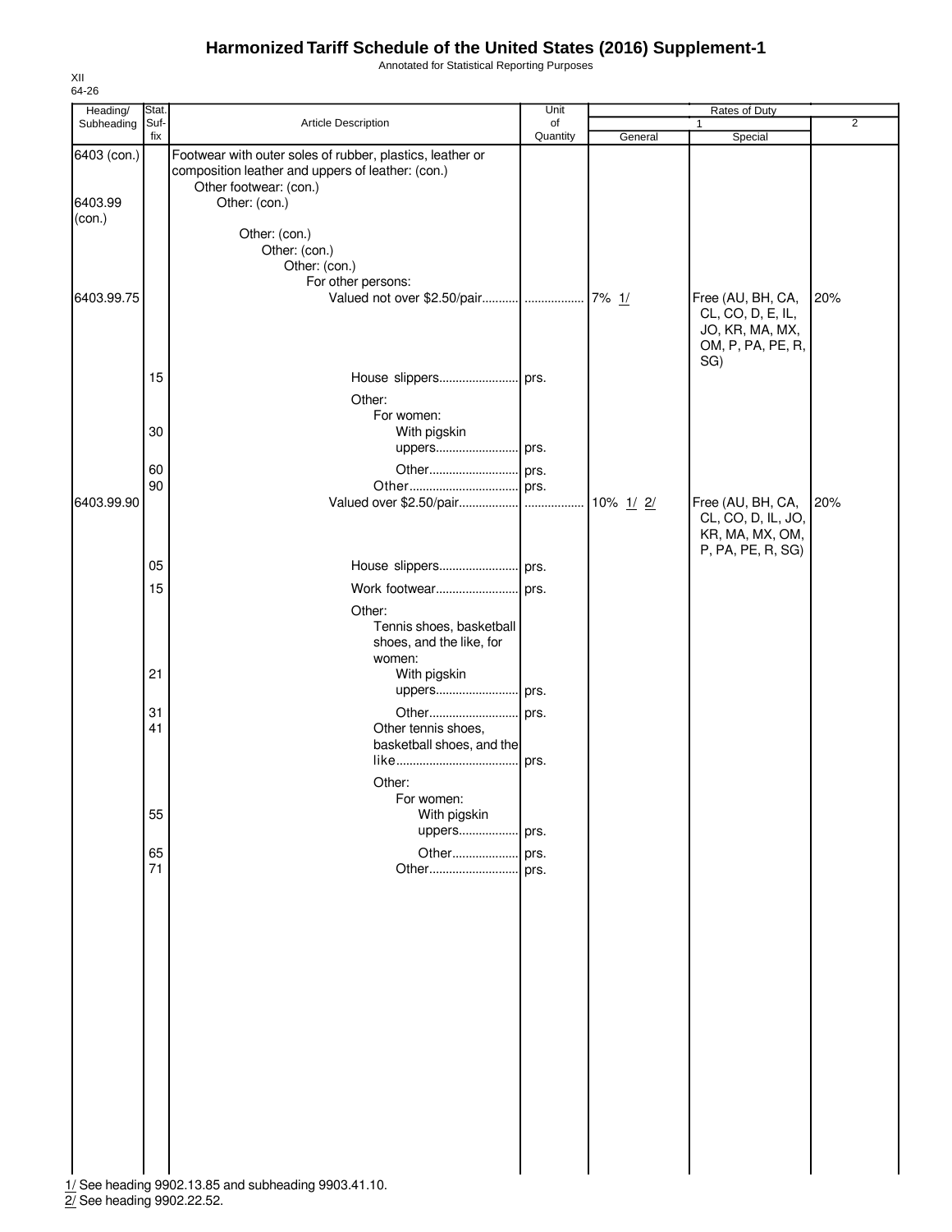# Harmonized Tariff Schedule of the United States (2016) Supplement-1

Annotated for Statistical Reporting Purposes

XII
64-26

| Heading/ Subheading | Stat. Suf- fix | Article Description | Unit of Quantity | Rates of Duty 1 General | Special | 2 |
|---|---|---|---|---|---|---|
| 6403 (con.) | | Footwear with outer soles of rubber, plastics, leather or composition leather and uppers of leather: (con.) | | | | |
| | | Other footwear: (con.) | | | | |
| 6403.99 (con.) | | Other: (con.) | | | | |
| | | Other: (con.) | | | | |
| | | Other: (con.) | | | | |
| | | Other: (con.) | | | | |
| | | For other persons: | | | | |
| 6403.99.75 | | Valued not over $2.50/pair | | 7% 1/ | Free (AU, BH, CA, CL, CO, D, E, IL, JO, KR, MA, MX, OM, P, PA, PE, R, SG) | 20% |
| | 15 | House slippers | prs. | | | |
| | | Other: | | | | |
| | | For women: | | | | |
| | 30 | With pigskin uppers | prs. | | | |
| | 60 | Other | prs. | | | |
| | 90 | Other | prs. | | | |
| 6403.99.90 | | Valued over $2.50/pair | | 10% 1/ 2/ | Free (AU, BH, CA, CL, CO, D, IL, JO, KR, MA, MX, OM, P, PA, PE, R, SG) | 20% |
| | 05 | House slippers | prs. | | | |
| | 15 | Work footwear | prs. | | | |
| | | Other: | | | | |
| | | Tennis shoes, basketball shoes, and the like, for women: | | | | |
| | 21 | With pigskin uppers | prs. | | | |
| | 31 | Other | prs. | | | |
| | 41 | Other tennis shoes, basketball shoes, and the like | prs. | | | |
| | | Other: | | | | |
| | | For women: | | | | |
| | 55 | With pigskin uppers | prs. | | | |
| | 65 | Other | prs. | | | |
| | 71 | Other | prs. | | | |

1/ See heading 9902.13.85 and subheading 9903.41.10.
2/ See heading 9902.22.52.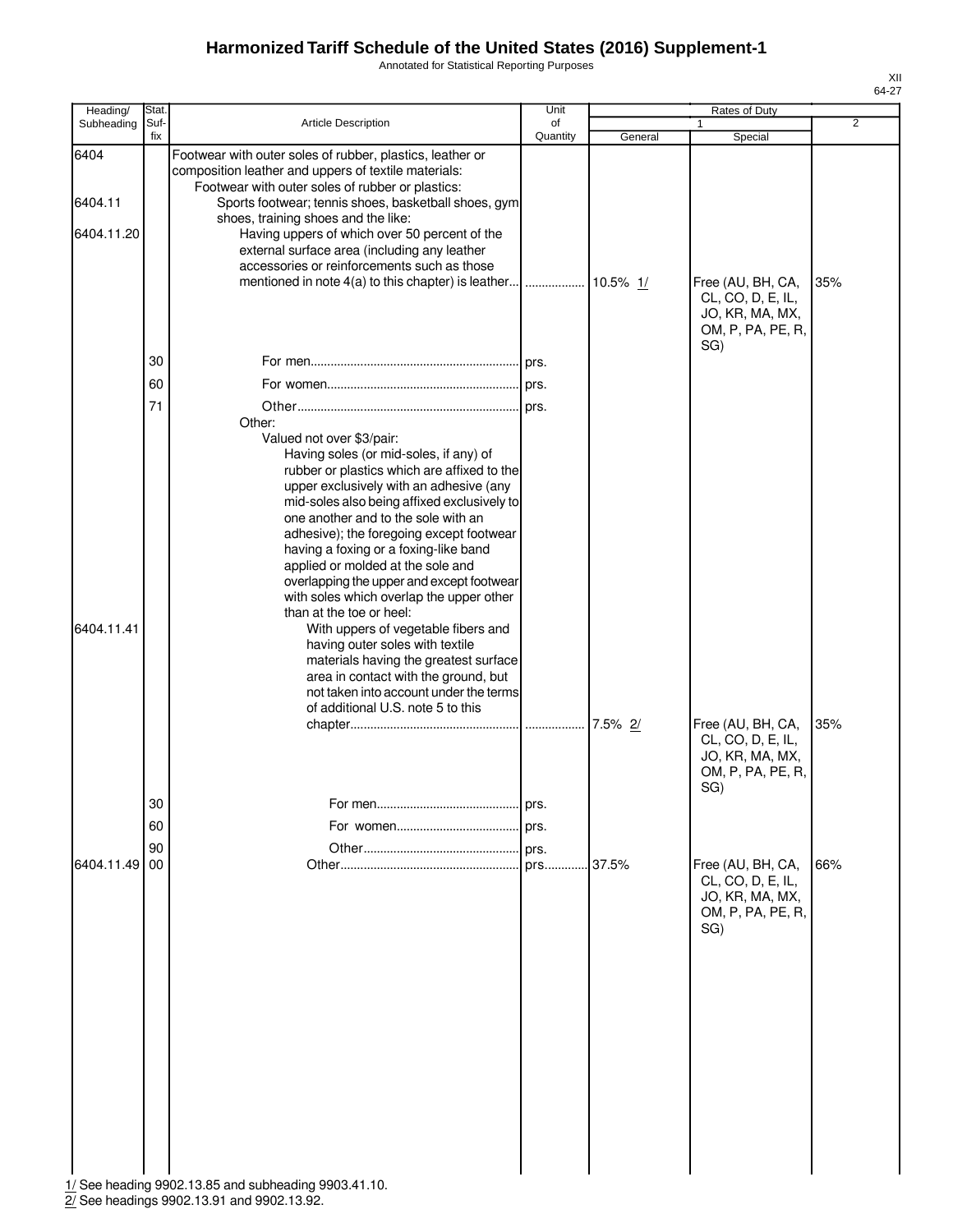# Harmonized Tariff Schedule of the United States (2016) Supplement-1

Annotated for Statistical Reporting Purposes

XII
64-27

| Heading/ Subheading | Stat. Suf-fix | Article Description | Unit of Quantity | Rates of Duty 1 General | Rates of Duty 1 Special | Rates of Duty 2 |
|---|---|---|---|---|---|---|
| 6404 | | Footwear with outer soles of rubber, plastics, leather or composition leather and uppers of textile materials: | | | | |
| | | Footwear with outer soles of rubber or plastics: | | | | |
| 6404.11 | | Sports footwear; tennis shoes, basketball shoes, gym shoes, training shoes and the like: | | | | |
| 6404.11.20 | | Having uppers of which over 50 percent of the external surface area (including any leather accessories or reinforcements such as those mentioned in note 4(a) to this chapter) is leather | | 10.5% 1/ | Free (AU, BH, CA, CL, CO, D, E, IL, JO, KR, MA, MX, OM, P, PA, PE, R, SG) | 35% |
| | 30 | For men | prs. | | | |
| | 60 | For women | prs. | | | |
| | 71 | Other | prs. | | | |
| | | Other: | | | | |
| | | Valued not over $3/pair: | | | | |
| | | Having soles (or mid-soles, if any) of rubber or plastics which are affixed to the upper exclusively with an adhesive (any mid-soles also being affixed exclusively to one another and to the sole with an adhesive); the foregoing except footwear having a foxing or a foxing-like band applied or molded at the sole and overlapping the upper and except footwear with soles which overlap the upper other than at the toe or heel: | | | | |
| 6404.11.41 | | With uppers of vegetable fibers and having outer soles with textile materials having the greatest surface area in contact with the ground, but not taken into account under the terms of additional U.S. note 5 to this chapter | | 7.5% 2/ | Free (AU, BH, CA, CL, CO, D, E, IL, JO, KR, MA, MX, OM, P, PA, PE, R, SG) | 35% |
| | 30 | For men | prs. | | | |
| | 60 | For women | prs. | | | |
| | 90 | Other | prs. | | | |
| 6404.11.49 | 00 | Other | prs. | 37.5% | Free (AU, BH, CA, CL, CO, D, E, IL, JO, KR, MA, MX, OM, P, PA, PE, R, SG) | 66% |

1/ See heading 9902.13.85 and subheading 9903.41.10.
2/ See headings 9902.13.91 and 9902.13.92.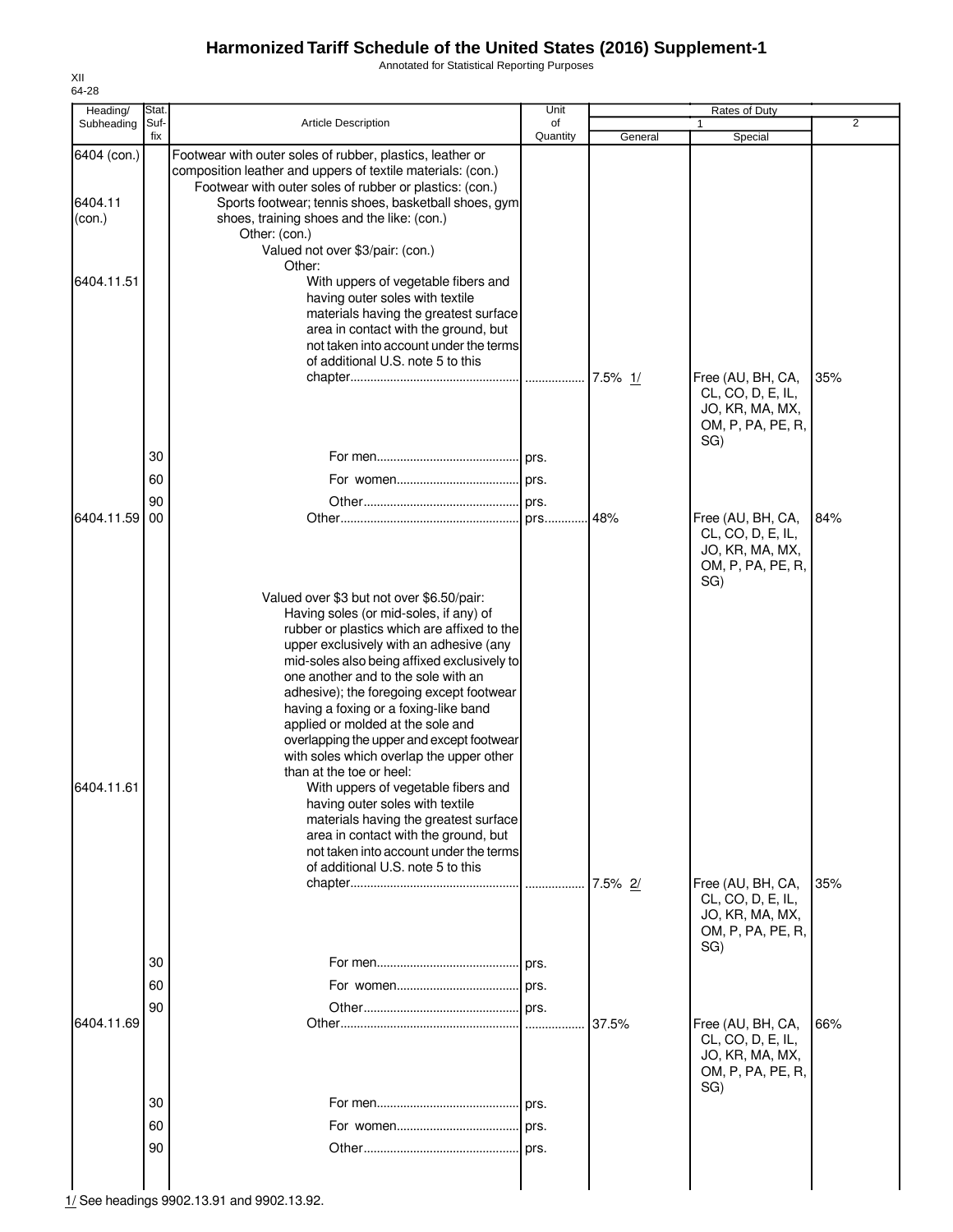# Harmonized Tariff Schedule of the United States (2016) Supplement-1

Annotated for Statistical Reporting Purposes

XII
64-28

| Heading/ Subheading | Stat. Suf- fix | Article Description | Unit of Quantity | Rates of Duty 1 General | Special | 2 |
|---|---|---|---|---|---|---|
| 6404 (con.) | | Footwear with outer soles of rubber, plastics, leather or composition leather and uppers of textile materials: (con.) | | | | |
| | | Footwear with outer soles of rubber or plastics: (con.) | | | | |
| 6404.11 (con.) | | Sports footwear; tennis shoes, basketball shoes, gym shoes, training shoes and the like: (con.) | | | | |
| | | Other: (con.) | | | | |
| | | Valued not over $3/pair: (con.) | | | | |
| | | Other: | | | | |
| 6404.11.51 | | With uppers of vegetable fibers and having outer soles with textile materials having the greatest surface area in contact with the ground, but not taken into account under the terms of additional U.S. note 5 to this chapter | | 7.5% 1/ | Free (AU, BH, CA, CL, CO, D, E, IL, JO, KR, MA, MX, OM, P, PA, PE, R, SG) | 35% |
| | 30 | For men | prs. | | | |
| | 60 | For women | prs. | | | |
| | 90 | Other | prs. | | | |
| 6404.11.59 | 00 | Other | prs. | 48% | Free (AU, BH, CA, CL, CO, D, E, IL, JO, KR, MA, MX, OM, P, PA, PE, R, SG) | 84% |
| | | Valued over $3 but not over $6.50/pair: | | | | |
| | | Having soles (or mid-soles, if any) of rubber or plastics which are affixed to the upper exclusively with an adhesive (any mid-soles also being affixed exclusively to one another and to the sole with an adhesive); the foregoing except footwear having a foxing or a foxing-like band applied or molded at the sole and overlapping the upper and except footwear with soles which overlap the upper other than at the toe or heel: | | | | |
| 6404.11.61 | | With uppers of vegetable fibers and having outer soles with textile materials having the greatest surface area in contact with the ground, but not taken into account under the terms of additional U.S. note 5 to this chapter | | 7.5% 2/ | Free (AU, BH, CA, CL, CO, D, E, IL, JO, KR, MA, MX, OM, P, PA, PE, R, SG) | 35% |
| | 30 | For men | prs. | | | |
| | 60 | For women | prs. | | | |
| | 90 | Other | prs. | | | |
| 6404.11.69 | | Other | | 37.5% | Free (AU, BH, CA, CL, CO, D, E, IL, JO, KR, MA, MX, OM, P, PA, PE, R, SG) | 66% |
| | 30 | For men | prs. | | | |
| | 60 | For women | prs. | | | |
| | 90 | Other | prs. | | | |

1/ See headings 9902.13.91 and 9902.13.92.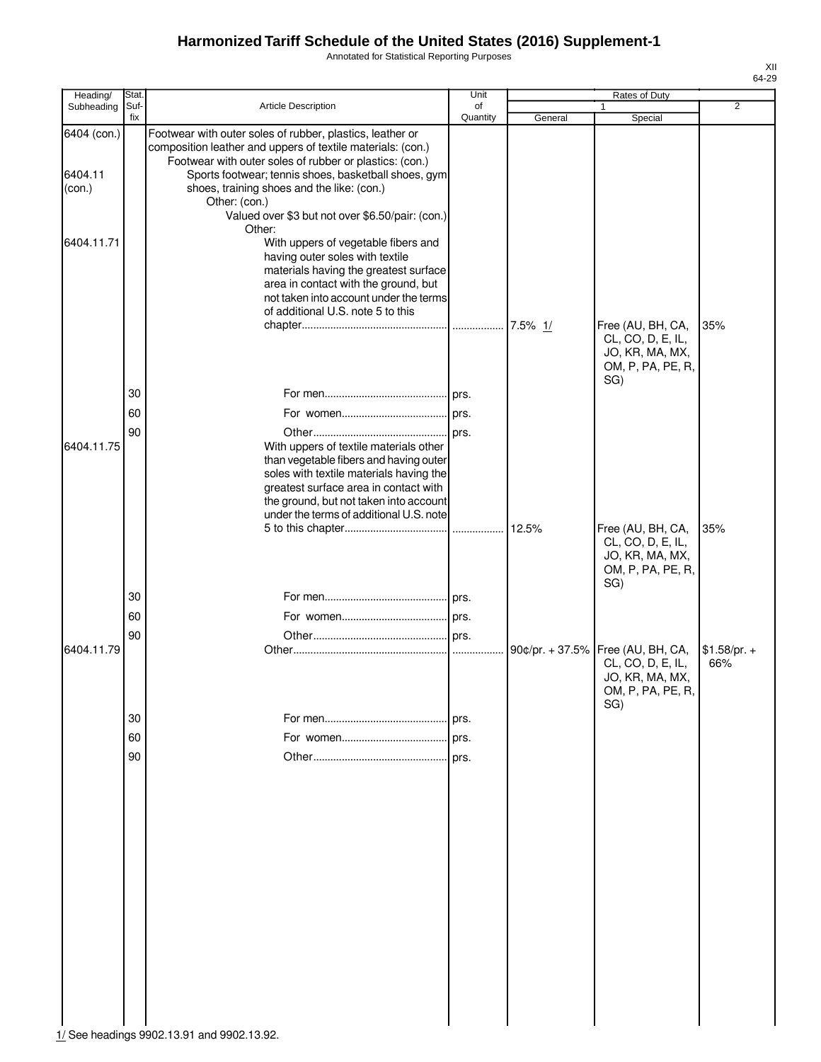# Harmonized Tariff Schedule of the United States (2016) Supplement-1

Annotated for Statistical Reporting Purposes

XII
64-29

| Heading/ Subheading | Stat. Suf-fix | Article Description | Unit of Quantity | Rates of Duty 1 General | Rates of Duty 1 Special | Rates of Duty 2 |
|---|---|---|---|---|---|---|
| 6404 (con.) | | Footwear with outer soles of rubber, plastics, leather or composition leather and uppers of textile materials: (con.) | | | | |
| | | Footwear with outer soles of rubber or plastics: (con.) | | | | |
| 6404.11 (con.) | | Sports footwear; tennis shoes, basketball shoes, gym shoes, training shoes and the like: (con.) | | | | |
| | | Other: (con.) | | | | |
| | | Valued over $3 but not over $6.50/pair: (con.) | | | | |
| | | Other: | | | | |
| 6404.11.71 | | With uppers of vegetable fibers and having outer soles with textile materials having the greatest surface area in contact with the ground, but not taken into account under the terms of additional U.S. note 5 to this chapter | | 7.5% 1/ | Free (AU, BH, CA, CL, CO, D, E, IL, JO, KR, MA, MX, OM, P, PA, PE, R, SG) | 35% |
| | 30 | For men | prs. | | | |
| | 60 | For women | prs. | | | |
| | 90 | Other | prs. | | | |
| 6404.11.75 | | With uppers of textile materials other than vegetable fibers and having outer soles with textile materials having the greatest surface area in contact with the ground, but not taken into account under the terms of additional U.S. note 5 to this chapter | | 12.5% | Free (AU, BH, CA, CL, CO, D, E, IL, JO, KR, MA, MX, OM, P, PA, PE, R, SG) | 35% |
| | 30 | For men | prs. | | | |
| | 60 | For women | prs. | | | |
| | 90 | Other | prs. | | | |
| 6404.11.79 | | Other | | 90¢/pr. + 37.5% | Free (AU, BH, CA, CL, CO, D, E, IL, JO, KR, MA, MX, OM, P, PA, PE, R, SG) | $1.58/pr. + 66% |
| | 30 | For men | prs. | | | |
| | 60 | For women | prs. | | | |
| | 90 | Other | prs. | | | |

1/ See headings 9902.13.91 and 9902.13.92.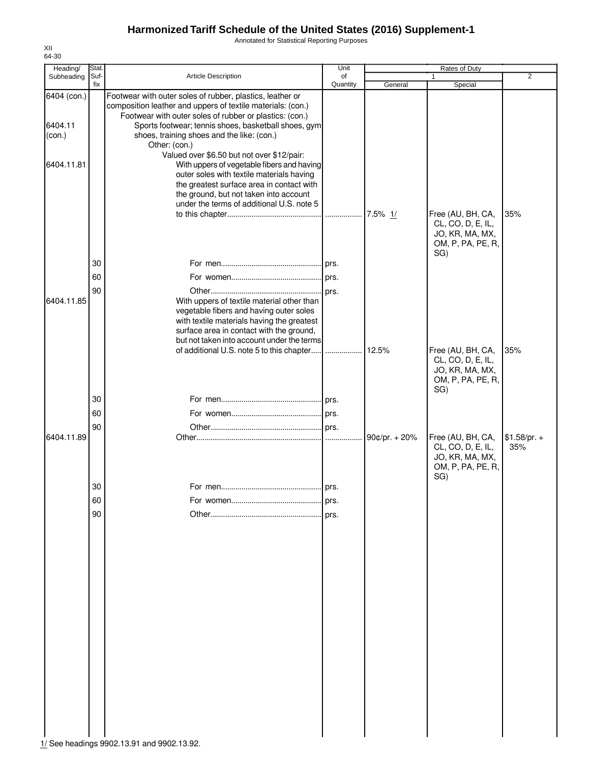# Harmonized Tariff Schedule of the United States (2016) Supplement-1

Annotated for Statistical Reporting Purposes

XII
64-30

| Heading/ Subheading | Stat. Suf- fix | Article Description | Unit of Quantity | Rates of Duty 1 General | Special | 2 |
|---|---|---|---|---|---|---|
| 6404 (con.) | | Footwear with outer soles of rubber, plastics, leather or composition leather and uppers of textile materials: (con.) | | | | |
| | | Footwear with outer soles of rubber or plastics: (con.) | | | | |
| 6404.11 (con.) | | Sports footwear; tennis shoes, basketball shoes, gym shoes, training shoes and the like: (con.) | | | | |
| | | Other: (con.) | | | | |
| | | Valued over $6.50 but not over $12/pair: | | | | |
| 6404.11.81 | | With uppers of vegetable fibers and having outer soles with textile materials having the greatest surface area in contact with the ground, but not taken into account under the terms of additional U.S. note 5 to this chapter | | 7.5% 1/ | Free (AU, BH, CA, CL, CO, D, E, IL, JO, KR, MA, MX, OM, P, PA, PE, R, SG) | 35% |
| | 30 | For men | prs. | | | |
| | 60 | For women | prs. | | | |
| | 90 | Other | prs. | | | |
| 6404.11.85 | | With uppers of textile material other than vegetable fibers and having outer soles with textile materials having the greatest surface area in contact with the ground, but not taken into account under the terms of additional U.S. note 5 to this chapter | | 12.5% | Free (AU, BH, CA, CL, CO, D, E, IL, JO, KR, MA, MX, OM, P, PA, PE, R, SG) | 35% |
| | 30 | For men | prs. | | | |
| | 60 | For women | prs. | | | |
| | 90 | Other | prs. | | | |
| 6404.11.89 | | Other | | 90¢/pr. + 20% | Free (AU, BH, CA, CL, CO, D, E, IL, JO, KR, MA, MX, OM, P, PA, PE, R, SG) | $1.58/pr. + 35% |
| | 30 | For men | prs. | | | |
| | 60 | For women | prs. | | | |
| | 90 | Other | prs. | | | |

1/ See headings 9902.13.91 and 9902.13.92.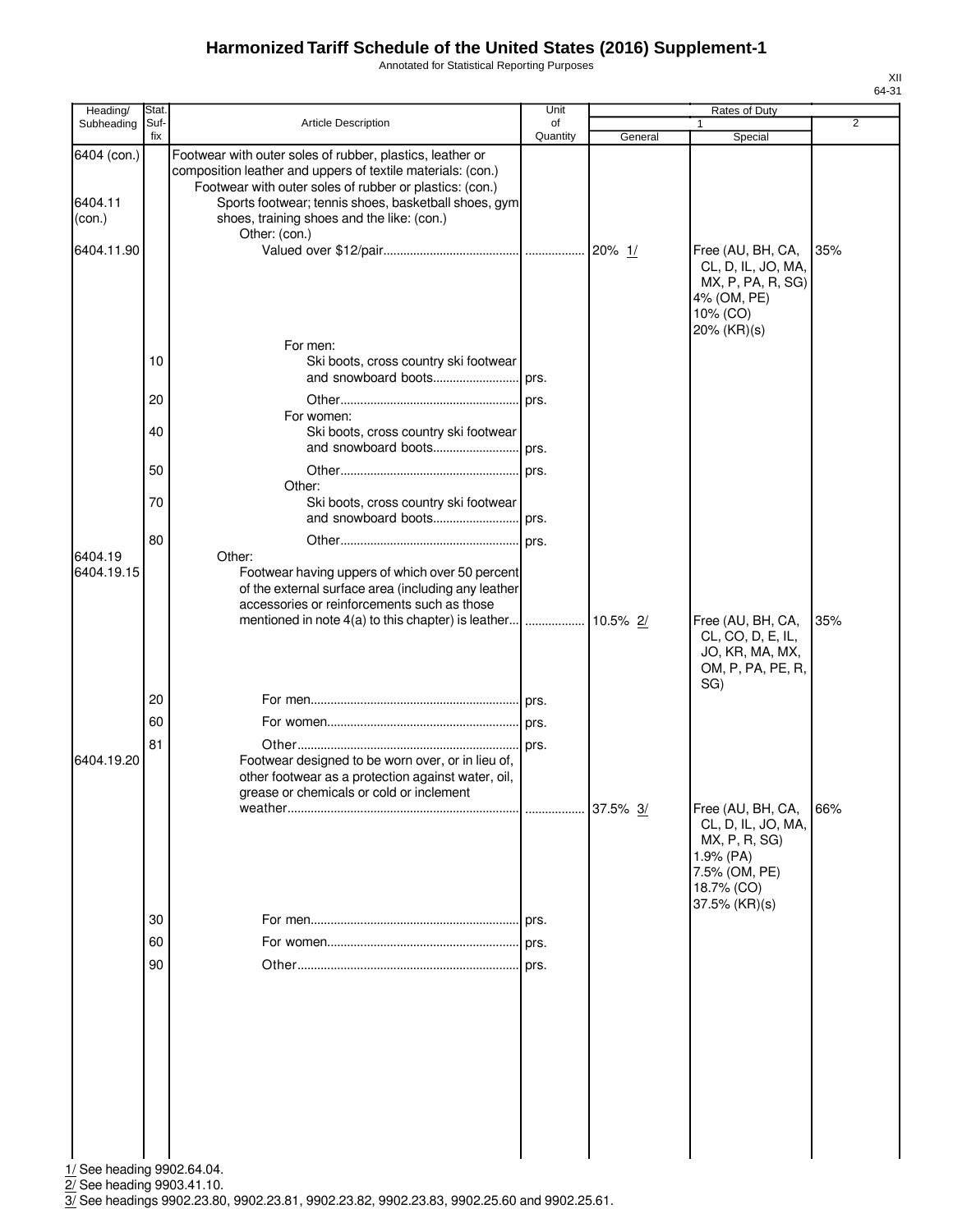# Harmonized Tariff Schedule of the United States (2016) Supplement-1

Annotated for Statistical Reporting Purposes

XII
64-31

| Heading/ Subheading | Stat. Suf- fix | Article Description | Unit of Quantity | Rates of Duty 1 General | Special | 2 |
|---|---|---|---|---|---|---|
| 6404 (con.) | | Footwear with outer soles of rubber, plastics, leather or composition leather and uppers of textile materials: (con.) | | | | |
| | | Footwear with outer soles of rubber or plastics: (con.) | | | | |
| 6404.11 (con.) | | Sports footwear; tennis shoes, basketball shoes, gym shoes, training shoes and the like: (con.) | | | | |
| | | Other: (con.) | | | | |
| 6404.11.90 | | Valued over $12/pair | | 20% 1/ | Free (AU, BH, CA, CL, D, IL, JO, MA, MX, P, PA, R, SG) 4% (OM, PE) 10% (CO) 20% (KR)(s) | 35% |
| | | For men: | | | | |
| | 10 | Ski boots, cross country ski footwear and snowboard boots | prs. | | | |
| | 20 | Other | prs. | | | |
| | | For women: | | | | |
| | 40 | Ski boots, cross country ski footwear and snowboard boots | prs. | | | |
| | 50 | Other | prs. | | | |
| | | Other: | | | | |
| | 70 | Ski boots, cross country ski footwear and snowboard boots | prs. | | | |
| | 80 | Other | prs. | | | |
| 6404.19 | | Other: | | | | |
| 6404.19.15 | | Footwear having uppers of which over 50 percent of the external surface area (including any leather accessories or reinforcements such as those mentioned in note 4(a) to this chapter) is leather | | 10.5% 2/ | Free (AU, BH, CA, CL, CO, D, E, IL, JO, KR, MA, MX, OM, P, PA, PE, R, SG) | 35% |
| | 20 | For men | prs. | | | |
| | 60 | For women | prs. | | | |
| | 81 | Other | prs. | | | |
| 6404.19.20 | | Footwear designed to be worn over, or in lieu of, other footwear as a protection against water, oil, grease or chemicals or cold or inclement weather | | 37.5% 3/ | Free (AU, BH, CA, CL, D, IL, JO, MA, MX, P, R, SG) 1.9% (PA) 7.5% (OM, PE) 18.7% (CO) 37.5% (KR)(s) | 66% |
| | 30 | For men | prs. | | | |
| | 60 | For women | prs. | | | |
| | 90 | Other | prs. | | | |

1/ See heading 9902.64.04.
2/ See heading 9903.41.10.
3/ See headings 9902.23.80, 9902.23.81, 9902.23.82, 9902.23.83, 9902.25.60 and 9902.25.61.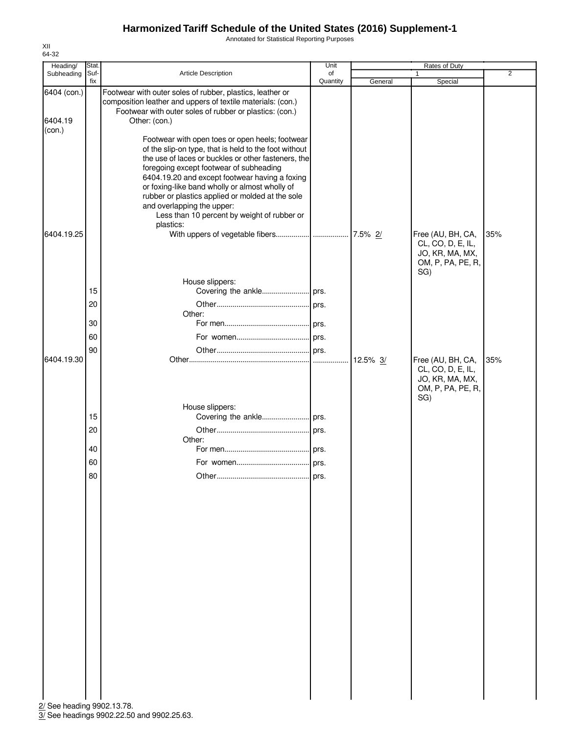# Harmonized Tariff Schedule of the United States (2016) Supplement-1

Annotated for Statistical Reporting Purposes

XII
64-32

| Heading/ Subheading | Stat. Suf-fix | Article Description | Unit of Quantity | Rates of Duty 1 General | Rates of Duty 1 Special | Rates of Duty 2 |
|---|---|---|---|---|---|---|
| 6404 (con.) | | Footwear with outer soles of rubber, plastics, leather or composition leather and uppers of textile materials: (con.) | | | | |
| | | Footwear with outer soles of rubber or plastics: (con.) | | | | |
| 6404.19 (con.) | | Other: (con.) | | | | |
| | | Footwear with open toes or open heels; footwear of the slip-on type, that is held to the foot without the use of laces or buckles or other fasteners, the foregoing except footwear of subheading 6404.19.20 and except footwear having a foxing or foxing-like band wholly or almost wholly of rubber or plastics applied or molded at the sole and overlapping the upper: | | | | |
| | | Less than 10 percent by weight of rubber or plastics: | | | | |
| 6404.19.25 | | With uppers of vegetable fibers | | 7.5% 2/ | Free (AU, BH, CA, CL, CO, D, E, IL, JO, KR, MA, MX, OM, P, PA, PE, R, SG) | 35% |
| | | House slippers: | | | | |
| | 15 | Covering the ankle | prs. | | | |
| | 20 | Other | prs. | | | |
| | | Other: | | | | |
| | 30 | For men | prs. | | | |
| | 60 | For women | prs. | | | |
| | 90 | Other | prs. | | | |
| 6404.19.30 | | Other | | 12.5% 3/ | Free (AU, BH, CA, CL, CO, D, E, IL, JO, KR, MA, MX, OM, P, PA, PE, R, SG) | 35% |
| | | House slippers: | | | | |
| | 15 | Covering the ankle | prs. | | | |
| | 20 | Other | prs. | | | |
| | | Other: | | | | |
| | 40 | For men | prs. | | | |
| | 60 | For women | prs. | | | |
| | 80 | Other | prs. | | | |

2/ See heading 9902.13.78.
3/ See headings 9902.22.50 and 9902.25.63.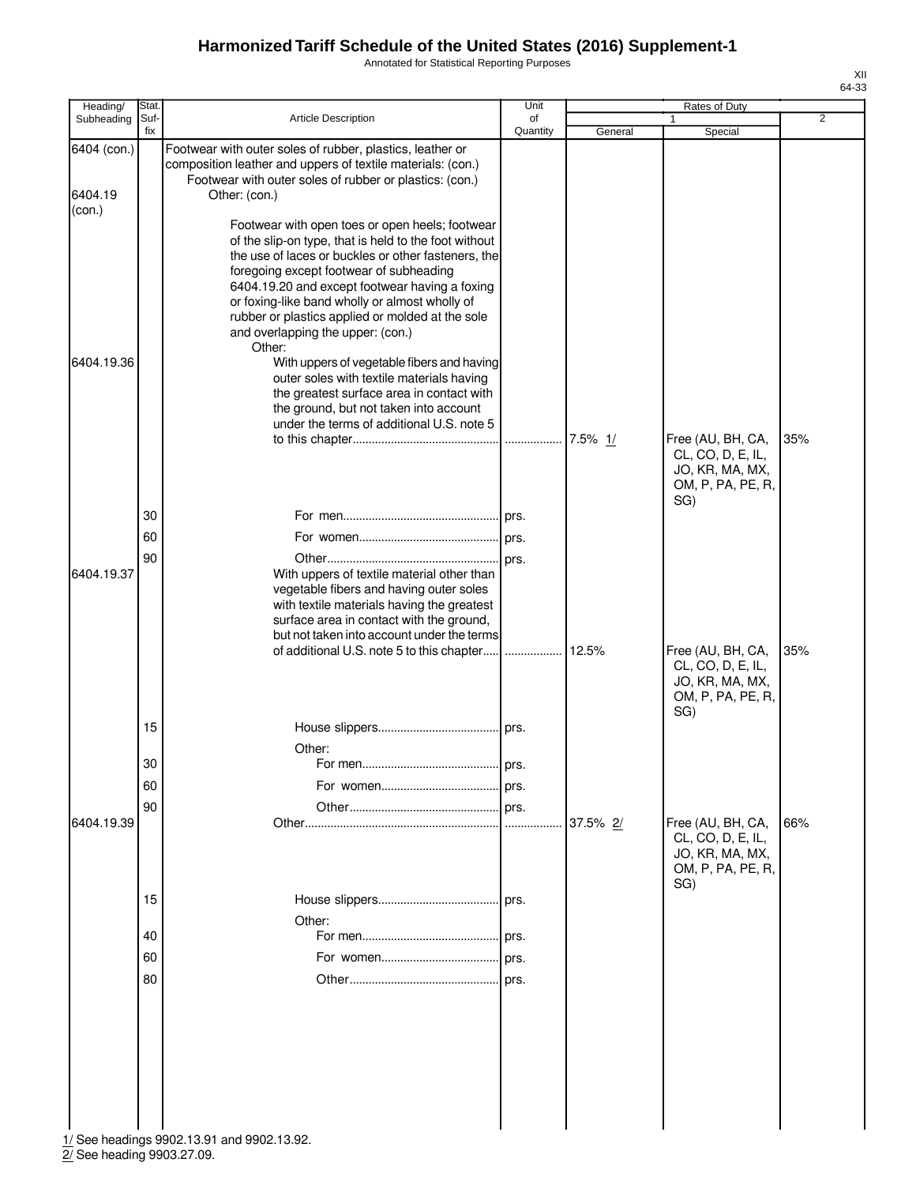# Harmonized Tariff Schedule of the United States (2016) Supplement-1

Annotated for Statistical Reporting Purposes

| Heading/ Subheading | Stat. Suf- fix | Article Description | Unit of Quantity | Rates of Duty 1 General | Special | 2 |
|---|---|---|---|---|---|---|
| 6404 (con.) | | Footwear with outer soles of rubber, plastics, leather or composition leather and uppers of textile materials: (con.) | | | | |
| | | Footwear with outer soles of rubber or plastics: (con.) | | | | |
| 6404.19 (con.) | | Other: (con.) | | | | |
| | | Footwear with open toes or open heels; footwear of the slip-on type, that is held to the foot without the use of laces or buckles or other fasteners, the foregoing except footwear of subheading 6404.19.20 and except footwear having a foxing or foxing-like band wholly or almost wholly of rubber or plastics applied or molded at the sole and overlapping the upper: (con.) | | | | |
| | | Other: | | | | |
| 6404.19.36 | | With uppers of vegetable fibers and having outer soles with textile materials having the greatest surface area in contact with the ground, but not taken into account under the terms of additional U.S. note 5 to this chapter | | 7.5% 1/ | Free (AU, BH, CA, CL, CO, D, E, IL, JO, KR, MA, MX, OM, P, PA, PE, R, SG) | 35% |
| | 30 | For men | prs. | | | |
| | 60 | For women | prs. | | | |
| | 90 | Other | prs. | | | |
| 6404.19.37 | | With uppers of textile material other than vegetable fibers and having outer soles with textile materials having the greatest surface area in contact with the ground, but not taken into account under the terms of additional U.S. note 5 to this chapter | | 12.5% | Free (AU, BH, CA, CL, CO, D, E, IL, JO, KR, MA, MX, OM, P, PA, PE, R, SG) | 35% |
| | 15 | House slippers | prs. | | | |
| | | Other: | | | | |
| | 30 | For men | prs. | | | |
| | 60 | For women | prs. | | | |
| | 90 | Other | prs. | | | |
| 6404.19.39 | | Other | | 37.5% 2/ | Free (AU, BH, CA, CL, CO, D, E, IL, JO, KR, MA, MX, OM, P, PA, PE, R, SG) | 66% |
| | 15 | House slippers | prs. | | | |
| | | Other: | | | | |
| | 40 | For men | prs. | | | |
| | 60 | For women | prs. | | | |
| | 80 | Other | prs. | | | |

1/ See headings 9902.13.91 and 9902.13.92.
2/ See heading 9903.27.09.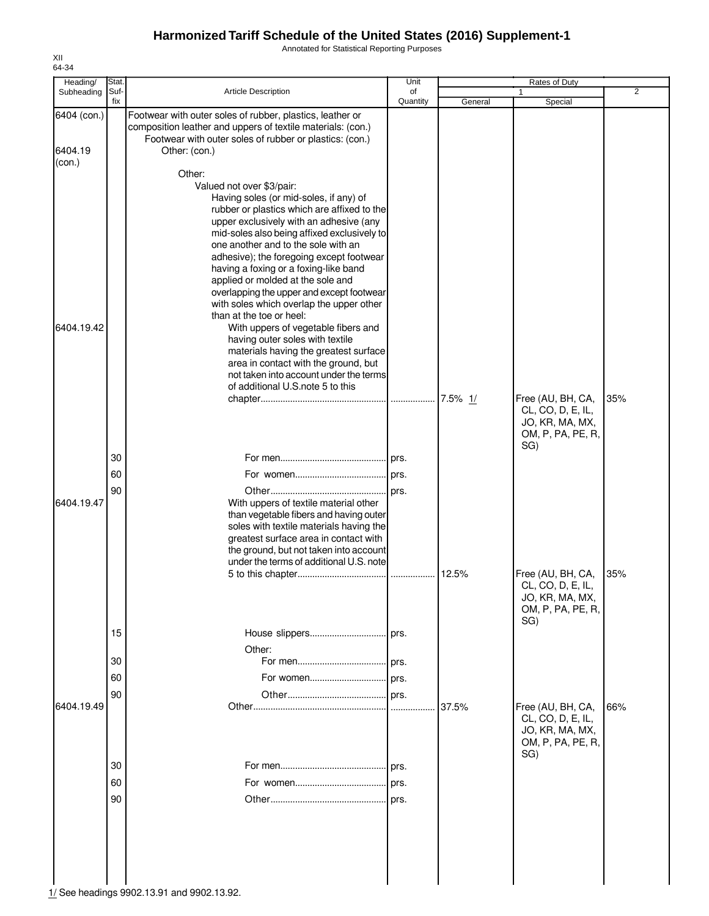# Harmonized Tariff Schedule of the United States (2016) Supplement-1

Annotated for Statistical Reporting Purposes

XII
64-34

| Heading/ Subheading | Stat. Suf- fix | Article Description | Unit of Quantity | Rates of Duty 1 General | Special | 2 |
|---|---|---|---|---|---|---|
| 6404 (con.) | | Footwear with outer soles of rubber, plastics, leather or composition leather and uppers of textile materials: (con.) | | | | |
| | | Footwear with outer soles of rubber or plastics: (con.) | | | | |
| 6404.19 (con.) | | Other: (con.) | | | | |
| | | Other: | | | | |
| | | Valued not over $3/pair: | | | | |
| | | Having soles (or mid-soles, if any) of rubber or plastics which are affixed to the upper exclusively with an adhesive (any mid-soles also being affixed exclusively to one another and to the sole with an adhesive); the foregoing except footwear having a foxing or a foxing-like band applied or molded at the sole and overlapping the upper and except footwear with soles which overlap the upper other than at the toe or heel: | | | | |
| 6404.19.42 | | With uppers of vegetable fibers and having outer soles with textile materials having the greatest surface area in contact with the ground, but not taken into account under the terms of additional U.S.note 5 to this chapter | | 7.5% 1/ | Free (AU, BH, CA, CL, CO, D, E, IL, JO, KR, MA, MX, OM, P, PA, PE, R, SG) | 35% |
| | 30 | For men | prs. | | | |
| | 60 | For women | prs. | | | |
| | 90 | Other | prs. | | | |
| 6404.19.47 | | With uppers of textile material other than vegetable fibers and having outer soles with textile materials having the greatest surface area in contact with the ground, but not taken into account under the terms of additional U.S. note 5 to this chapter | | 12.5% | Free (AU, BH, CA, CL, CO, D, E, IL, JO, KR, MA, MX, OM, P, PA, PE, R, SG) | 35% |
| | 15 | House slippers | prs. | | | |
| | | Other: | | | | |
| | 30 | For men | prs. | | | |
| | 60 | For women | prs. | | | |
| | 90 | Other | prs. | | | |
| 6404.19.49 | | Other | | 37.5% | Free (AU, BH, CA, CL, CO, D, E, IL, JO, KR, MA, MX, OM, P, PA, PE, R, SG) | 66% |
| | 30 | For men | prs. | | | |
| | 60 | For women | prs. | | | |
| | 90 | Other | prs. | | | |

1/ See headings 9902.13.91 and 9902.13.92.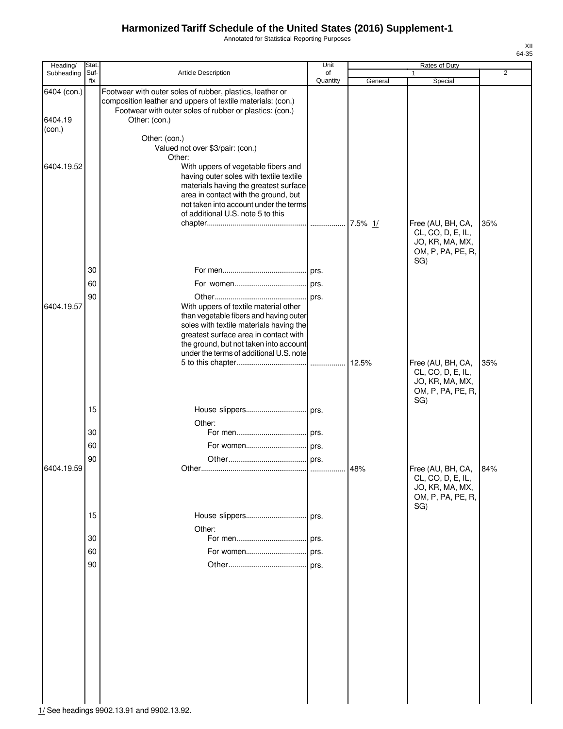# Harmonized Tariff Schedule of the United States (2016) Supplement-1

Annotated for Statistical Reporting Purposes

| Heading/ Subheading | Stat. Suf- fix | Article Description | Unit of Quantity | Rates of Duty 1 General | Special | 2 |
|---|---|---|---|---|---|---|
| 6404 (con.) | | Footwear with outer soles of rubber, plastics, leather or composition leather and uppers of textile materials: (con.) | | | | |
| | | Footwear with outer soles of rubber or plastics: (con.) | | | | |
| 6404.19 (con.) | | Other: (con.) | | | | |
| | | Other: (con.) | | | | |
| | | Valued not over $3/pair: (con.) | | | | |
| | | Other: | | | | |
| 6404.19.52 | | With uppers of vegetable fibers and having outer soles with textile textile materials having the greatest surface area in contact with the ground, but not taken into account under the terms of additional U.S. note 5 to this chapter | | 7.5% 1/ | Free (AU, BH, CA, CL, CO, D, E, IL, JO, KR, MA, MX, OM, P, PA, PE, R, SG) | 35% |
| | 30 | For men | prs. | | | |
| | 60 | For women | prs. | | | |
| | 90 | Other | prs. | | | |
| 6404.19.57 | | With uppers of textile material other than vegetable fibers and having outer soles with textile materials having the greatest surface area in contact with the ground, but not taken into account under the terms of additional U.S. note 5 to this chapter | | 12.5% | Free (AU, BH, CA, CL, CO, D, E, IL, JO, KR, MA, MX, OM, P, PA, PE, R, SG) | 35% |
| | 15 | House slippers | prs. | | | |
| | | Other: | | | | |
| | 30 | For men | prs. | | | |
| | 60 | For women | prs. | | | |
| | 90 | Other | prs. | | | |
| 6404.19.59 | | Other | | 48% | Free (AU, BH, CA, CL, CO, D, E, IL, JO, KR, MA, MX, OM, P, PA, PE, R, SG) | 84% |
| | 15 | House slippers | prs. | | | |
| | | Other: | | | | |
| | 30 | For men | prs. | | | |
| | 60 | For women | prs. | | | |
| | 90 | Other | prs. | | | |

1/ See headings 9902.13.91 and 9902.13.92.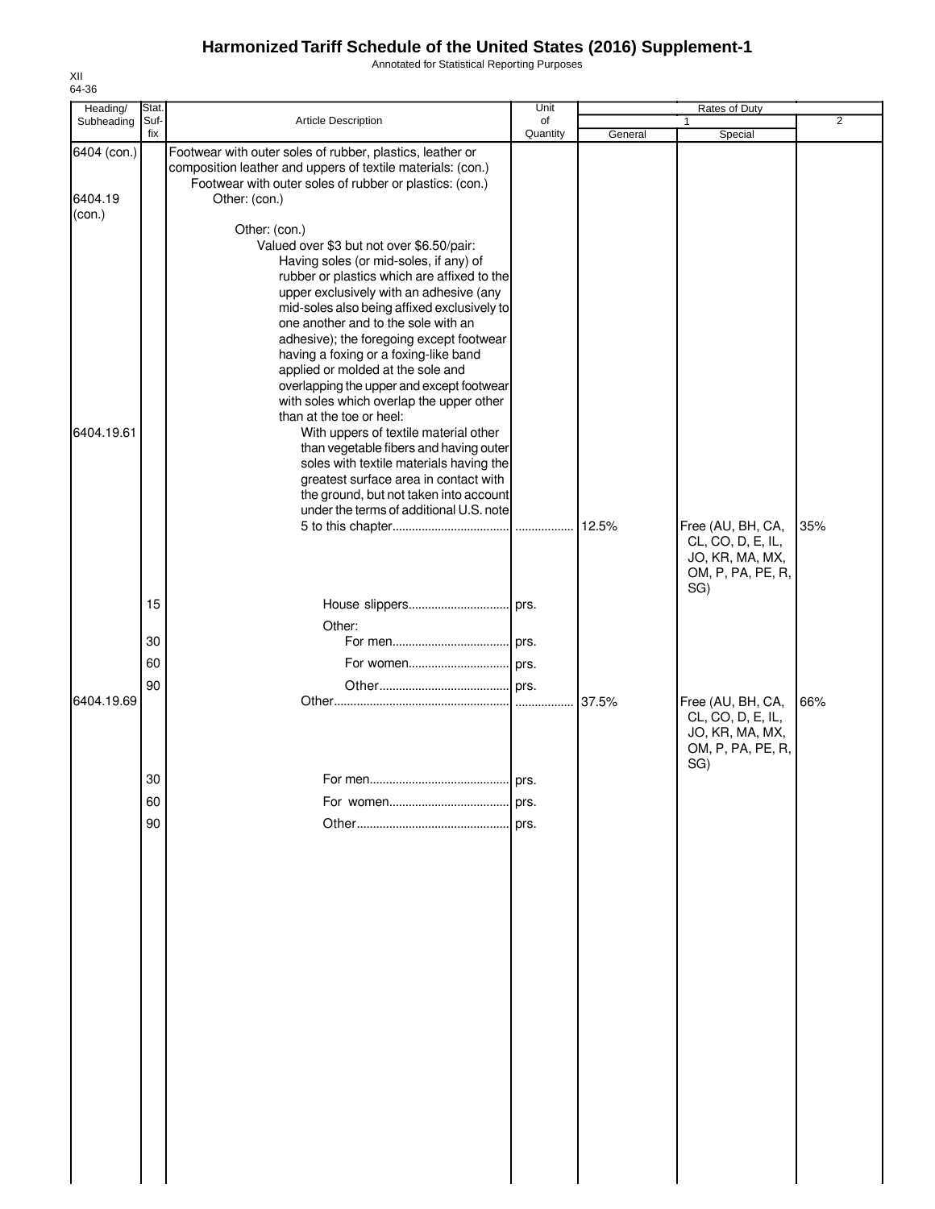# Harmonized Tariff Schedule of the United States (2016) Supplement-1

Annotated for Statistical Reporting Purposes

XII
64-36

| Heading/ Subheading | Stat. Suf- fix | Article Description | Unit of Quantity | Rates of Duty 1 General | Rates of Duty 1 Special | Rates of Duty 2 |
|---|---|---|---|---|---|---|
| 6404 (con.) | | Footwear with outer soles of rubber, plastics, leather or composition leather and uppers of textile materials: (con.) | | | | |
| | | Footwear with outer soles of rubber or plastics: (con.) | | | | |
| 6404.19 (con.) | | Other: (con.) | | | | |
| | | Other: (con.) | | | | |
| | | Valued over $3 but not over $6.50/pair: | | | | |
| | | Having soles (or mid-soles, if any) of rubber or plastics which are affixed to the upper exclusively with an adhesive (any mid-soles also being affixed exclusively to one another and to the sole with an adhesive); the foregoing except footwear having a foxing or a foxing-like band applied or molded at the sole and overlapping the upper and except footwear with soles which overlap the upper other than at the toe or heel: | | | | |
| 6404.19.61 | | With uppers of textile material other than vegetable fibers and having outer soles with textile materials having the greatest surface area in contact with the ground, but not taken into account under the terms of additional U.S. note 5 to this chapter | | 12.5% | Free (AU, BH, CA, CL, CO, D, E, IL, JO, KR, MA, MX, OM, P, PA, PE, R, SG) | 35% |
| | 15 | House slippers | prs. | | | |
| | | Other: | | | | |
| | 30 | For men | prs. | | | |
| | 60 | For women | prs. | | | |
| | 90 | Other | prs. | | | |
| 6404.19.69 | | Other | | 37.5% | Free (AU, BH, CA, CL, CO, D, E, IL, JO, KR, MA, MX, OM, P, PA, PE, R, SG) | 66% |
| | 30 | For men | prs. | | | |
| | 60 | For women | prs. | | | |
| | 90 | Other | prs. | | | |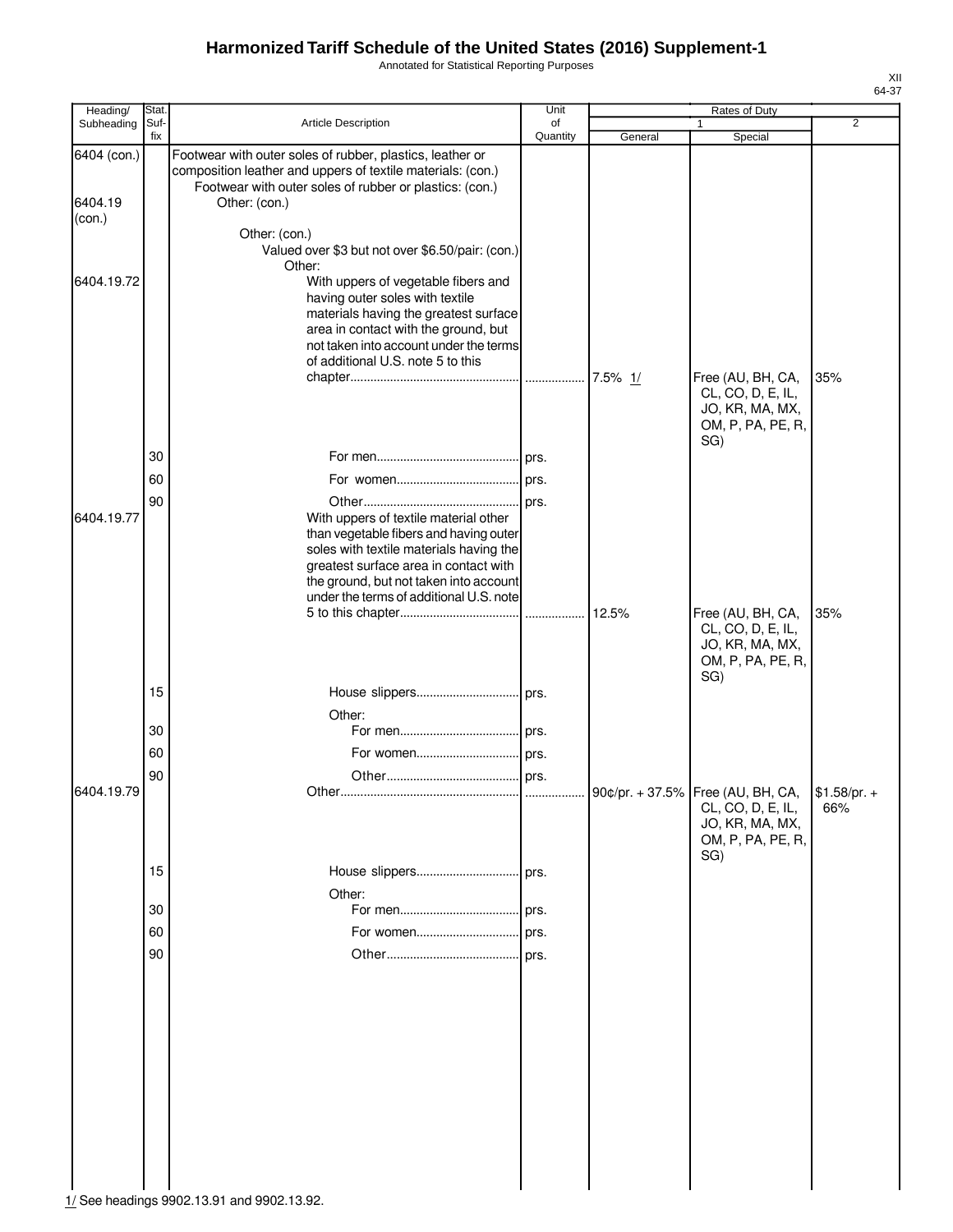# Harmonized Tariff Schedule of the United States (2016) Supplement-1

Annotated for Statistical Reporting Purposes

XII
64-37

| Heading/ Subheading | Stat. Suffix | Article Description | Unit of Quantity | Rates of Duty 1 General | Rates of Duty 1 Special | Rates of Duty 2 |
|---|---|---|---|---|---|---|
| 6404 (con.) | | Footwear with outer soles of rubber, plastics, leather or composition leather and uppers of textile materials: (con.) | | | | |
| | | Footwear with outer soles of rubber or plastics: (con.) | | | | |
| 6404.19 (con.) | | Other: (con.) | | | | |
| | | Other: (con.) | | | | |
| | | Valued over $3 but not over $6.50/pair: (con.) | | | | |
| | | Other: | | | | |
| 6404.19.72 | | With uppers of vegetable fibers and having outer soles with textile materials having the greatest surface area in contact with the ground, but not taken into account under the terms of additional U.S. note 5 to this chapter | | 7.5% 1/ | Free (AU, BH, CA, CL, CO, D, E, IL, JO, KR, MA, MX, OM, P, PA, PE, R, SG) | 35% |
| | 30 | For men | prs. | | | |
| | 60 | For women | prs. | | | |
| | 90 | Other | prs. | | | |
| 6404.19.77 | | With uppers of textile material other than vegetable fibers and having outer soles with textile materials having the greatest surface area in contact with the ground, but not taken into account under the terms of additional U.S. note 5 to this chapter | | 12.5% | Free (AU, BH, CA, CL, CO, D, E, IL, JO, KR, MA, MX, OM, P, PA, PE, R, SG) | 35% |
| | 15 | House slippers | prs. | | | |
| | | Other: | | | | |
| | 30 | For men | prs. | | | |
| | 60 | For women | prs. | | | |
| | 90 | Other | prs. | | | |
| 6404.19.79 | | Other | | 90¢/pr. + 37.5% | Free (AU, BH, CA, CL, CO, D, E, IL, JO, KR, MA, MX, OM, P, PA, PE, R, SG) | $1.58/pr. + 66% |
| | 15 | House slippers | prs. | | | |
| | | Other: | | | | |
| | 30 | For men | prs. | | | |
| | 60 | For women | prs. | | | |
| | 90 | Other | prs. | | | |

1/ See headings 9902.13.91 and 9902.13.92.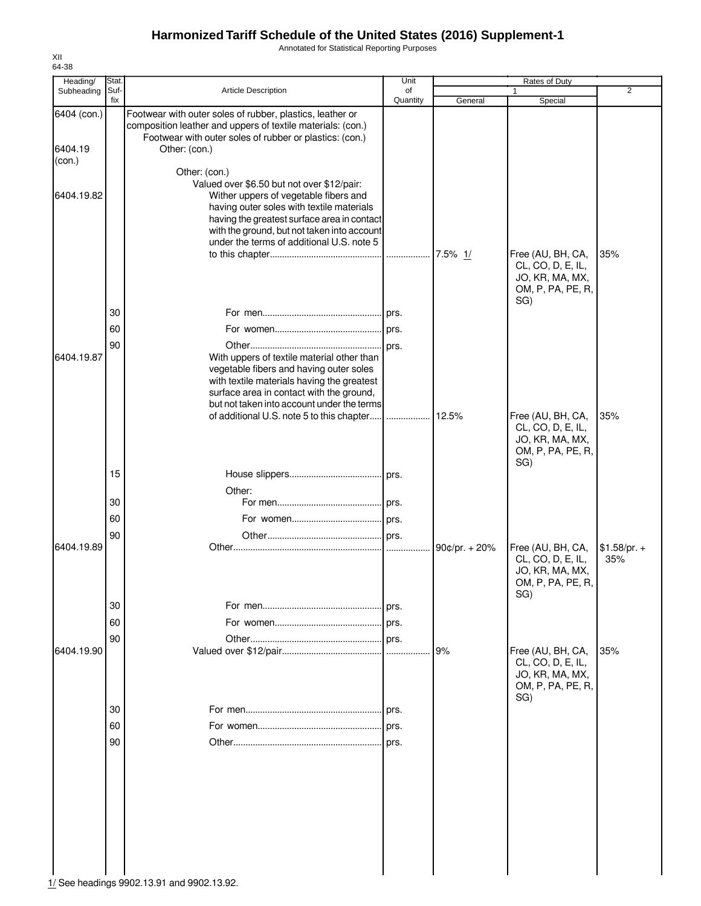# Harmonized Tariff Schedule of the United States (2016) Supplement-1

Annotated for Statistical Reporting Purposes

XII
64-38

| Heading/ Subheading | Stat. Suf- fix | Article Description | Unit of Quantity | Rates of Duty 1 General | Special | 2 |
|---|---|---|---|---|---|---|
| 6404 (con.) | | Footwear with outer soles of rubber, plastics, leather or composition leather and uppers of textile materials: (con.) | | | | |
| | | Footwear with outer soles of rubber or plastics: (con.) | | | | |
| 6404.19 (con.) | | Other: (con.) | | | | |
| | | Other: (con.) | | | | |
| | | Valued over $6.50 but not over $12/pair: | | | | |
| 6404.19.82 | | Wither uppers of vegetable fibers and having outer soles with textile materials having the greatest surface area in contact with the ground, but not taken into account under the terms of additional U.S. note 5 to this chapter | | 7.5% 1/ | Free (AU, BH, CA, CL, CO, D, E, IL, JO, KR, MA, MX, OM, P, PA, PE, R, SG) | 35% |
| | 30 | For men | prs. | | | |
| | 60 | For women | prs. | | | |
| | 90 | Other | prs. | | | |
| 6404.19.87 | | With uppers of textile material other than vegetable fibers and having outer soles with textile materials having the greatest surface area in contact with the ground, but not taken into account under the terms of additional U.S. note 5 to this chapter | | 12.5% | Free (AU, BH, CA, CL, CO, D, E, IL, JO, KR, MA, MX, OM, P, PA, PE, R, SG) | 35% |
| | 15 | House slippers | prs. | | | |
| | | Other: | | | | |
| | 30 | For men | prs. | | | |
| | 60 | For women | prs. | | | |
| | 90 | Other | prs. | | | |
| 6404.19.89 | | Other | | 90¢/pr. + 20% | Free (AU, BH, CA, CL, CO, D, E, IL, JO, KR, MA, MX, OM, P, PA, PE, R, SG) | $1.58/pr. + 35% |
| | 30 | For men | prs. | | | |
| | 60 | For women | prs. | | | |
| | 90 | Other | prs. | | | |
| 6404.19.90 | | Valued over $12/pair | | 9% | Free (AU, BH, CA, CL, CO, D, E, IL, JO, KR, MA, MX, OM, P, PA, PE, R, SG) | 35% |
| | 30 | For men | prs. | | | |
| | 60 | For women | prs. | | | |
| | 90 | Other | prs. | | | |

1/ See headings 9902.13.91 and 9902.13.92.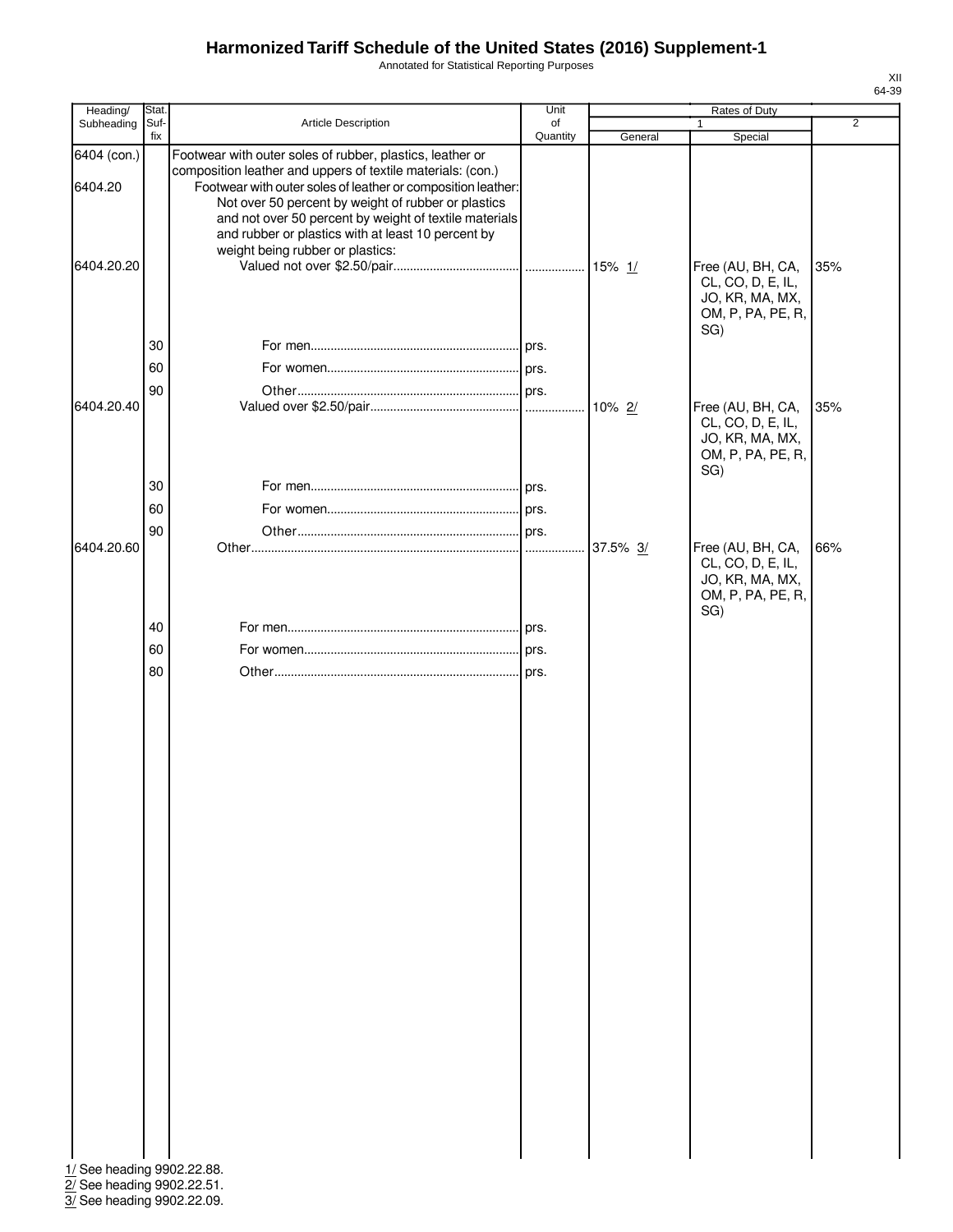# Harmonized Tariff Schedule of the United States (2016) Supplement-1

Annotated for Statistical Reporting Purposes

| Heading/ Subheading | Stat. Suf- fix | Article Description | Unit of Quantity | Rates of Duty 1 General | Special | 2 |
|---|---|---|---|---|---|---|
| 6404 (con.) | | Footwear with outer soles of rubber, plastics, leather or composition leather and uppers of textile materials: (con.) | | | | |
| 6404.20 | | Footwear with outer soles of leather or composition leather: | | | | |
| | | Not over 50 percent by weight of rubber or plastics and not over 50 percent by weight of textile materials and rubber or plastics with at least 10 percent by weight being rubber or plastics: | | | | |
| 6404.20.20 | | Valued not over $2.50/pair | | 15% 1/ | Free (AU, BH, CA, CL, CO, D, E, IL, JO, KR, MA, MX, OM, P, PA, PE, R, SG) | 35% |
| | 30 | For men | prs. | | | |
| | 60 | For women | prs. | | | |
| | 90 | Other | prs. | | | |
| 6404.20.40 | | Valued over $2.50/pair | | 10% 2/ | Free (AU, BH, CA, CL, CO, D, E, IL, JO, KR, MA, MX, OM, P, PA, PE, R, SG) | 35% |
| | 30 | For men | prs. | | | |
| | 60 | For women | prs. | | | |
| | 90 | Other | prs. | | | |
| 6404.20.60 | | Other | | 37.5% 3/ | Free (AU, BH, CA, CL, CO, D, E, IL, JO, KR, MA, MX, OM, P, PA, PE, R, SG) | 66% |
| | 40 | For men | prs. | | | |
| | 60 | For women | prs. | | | |
| | 80 | Other | prs. | | | |

1/ See heading 9902.22.88.
2/ See heading 9902.22.51.
3/ See heading 9902.22.09.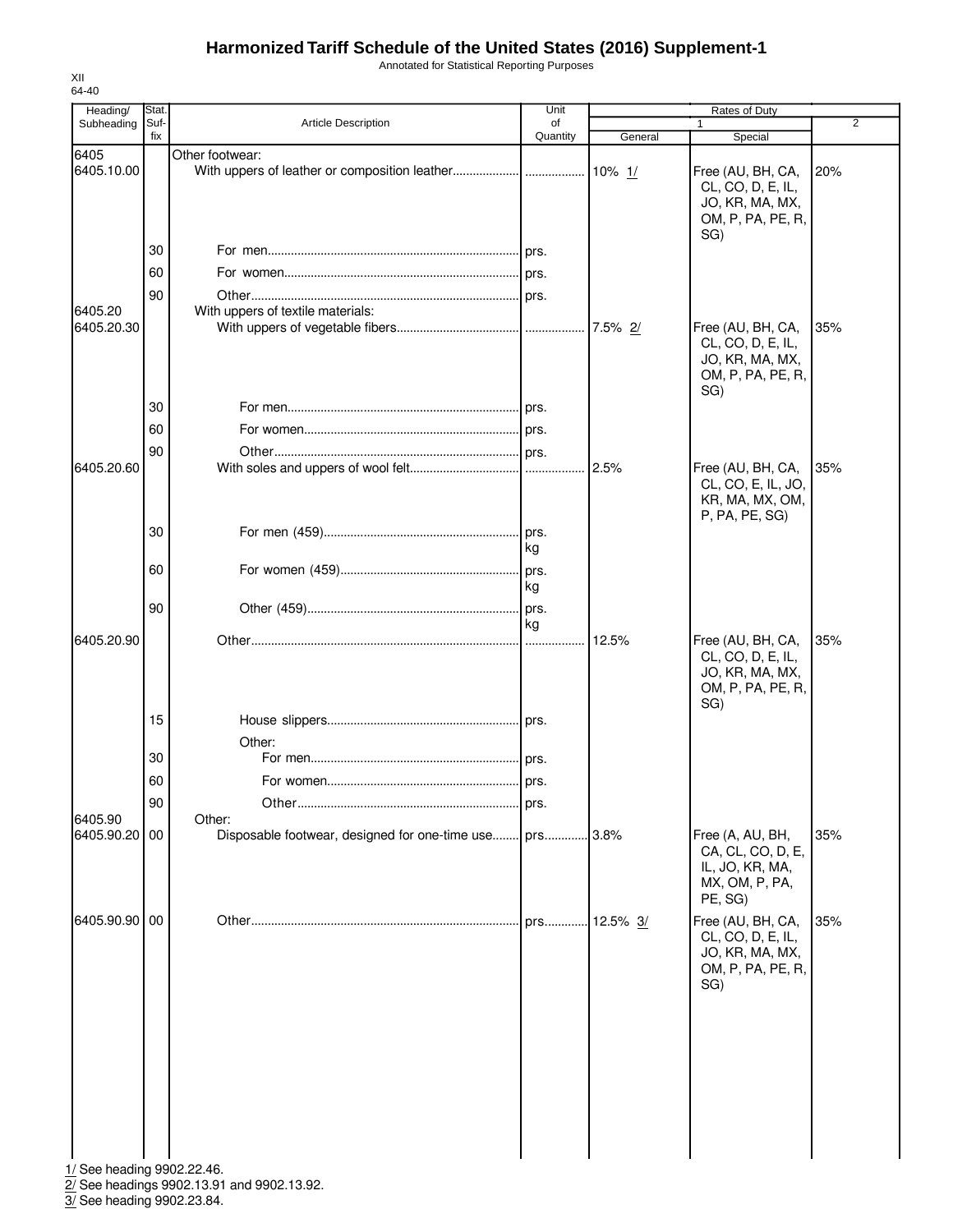# Harmonized Tariff Schedule of the United States (2016) Supplement-1

Annotated for Statistical Reporting Purposes

XII
64-40

| Heading/ Subheading | Stat. Suf- fix | Article Description | Unit of Quantity | Rates of Duty 1 General | Rates of Duty 1 Special | Rates of Duty 2 |
|---|---|---|---|---|---|---|
| 6405 | | Other footwear: | | | | |
| 6405.10.00 | | With uppers of leather or composition leather | | 10% 1/ | Free (AU, BH, CA, CL, CO, D, E, IL, JO, KR, MA, MX, OM, P, PA, PE, R, SG) | 20% |
| | 30 | For men | prs. | | | |
| | 60 | For women | prs. | | | |
| | 90 | Other | prs. | | | |
| 6405.20 | | With uppers of textile materials: | | | | |
| 6405.20.30 | | With uppers of vegetable fibers | | 7.5% 2/ | Free (AU, BH, CA, CL, CO, D, E, IL, JO, KR, MA, MX, OM, P, PA, PE, R, SG) | 35% |
| | 30 | For men | prs. | | | |
| | 60 | For women | prs. | | | |
| | 90 | Other | prs. | | | |
| 6405.20.60 | | With soles and uppers of wool felt | | 2.5% | Free (AU, BH, CA, CL, CO, E, IL, JO, KR, MA, MX, OM, P, PA, PE, SG) | 35% |
| | 30 | For men (459) | prs. kg | | | |
| | 60 | For women (459) | prs. kg | | | |
| | 90 | Other (459) | prs. kg | | | |
| 6405.20.90 | | Other | | 12.5% | Free (AU, BH, CA, CL, CO, D, E, IL, JO, KR, MA, MX, OM, P, PA, PE, R, SG) | 35% |
| | 15 | House slippers | prs. | | | |
| | | Other: | | | | |
| | 30 | For men | prs. | | | |
| | 60 | For women | prs. | | | |
| | 90 | Other | prs. | | | |
| 6405.90 | | Other: | | | | |
| 6405.90.20 | 00 | Disposable footwear, designed for one-time use | prs. | 3.8% | Free (A, AU, BH, CA, CL, CO, D, E, IL, JO, KR, MA, MX, OM, P, PA, PE, SG) | 35% |
| 6405.90.90 | 00 | Other | prs. | 12.5% 3/ | Free (AU, BH, CA, CL, CO, D, E, IL, JO, KR, MA, MX, OM, P, PA, PE, R, SG) | 35% |

1/ See heading 9902.22.46.
2/ See headings 9902.13.91 and 9902.13.92.
3/ See heading 9902.23.84.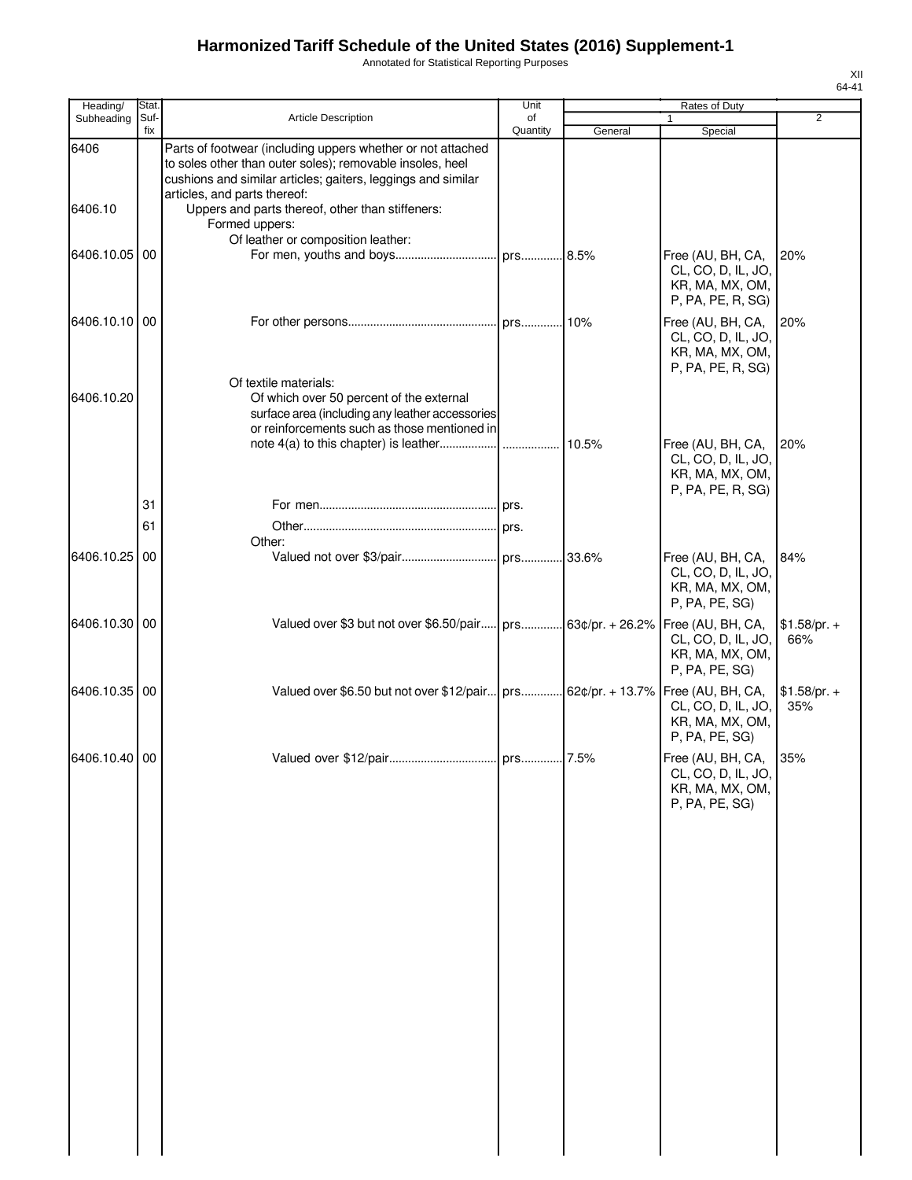# Harmonized Tariff Schedule of the United States (2016) Supplement-1

Annotated for Statistical Reporting Purposes

| Heading/ Subheading | Stat. Suf- fix | Article Description | Unit of Quantity | Rates of Duty 1 General | Special | 2 |
|---|---|---|---|---|---|---|
| 6406 | | Parts of footwear (including uppers whether or not attached to soles other than outer soles); removable insoles, heel cushions and similar articles; gaiters, leggings and similar articles, and parts thereof: | | | | |
| 6406.10 | | Uppers and parts thereof, other than stiffeners: | | | | |
| | | Formed uppers: | | | | |
| | | Of leather or composition leather: | | | | |
| 6406.10.05 | 00 | For men, youths and boys | prs. | 8.5% | Free (AU, BH, CA, CL, CO, D, IL, JO, KR, MA, MX, OM, P, PA, PE, R, SG) | 20% |
| 6406.10.10 | 00 | For other persons | prs. | 10% | Free (AU, BH, CA, CL, CO, D, IL, JO, KR, MA, MX, OM, P, PA, PE, R, SG) | 20% |
| | | Of textile materials: | | | | |
| 6406.10.20 | | Of which over 50 percent of the external surface area (including any leather accessories or reinforcements such as those mentioned in note 4(a) to this chapter) is leather | | 10.5% | Free (AU, BH, CA, CL, CO, D, IL, JO, KR, MA, MX, OM, P, PA, PE, R, SG) | 20% |
| | 31 | For men | prs. | | | |
| | 61 | Other | prs. | | | |
| | | Other: | | | | |
| 6406.10.25 | 00 | Valued not over $3/pair | prs. | 33.6% | Free (AU, BH, CA, CL, CO, D, IL, JO, KR, MA, MX, OM, P, PA, PE, SG) | 84% |
| 6406.10.30 | 00 | Valued over $3 but not over $6.50/pair | prs. | 63¢/pr. + 26.2% | Free (AU, BH, CA, CL, CO, D, IL, JO, KR, MA, MX, OM, P, PA, PE, SG) | $1.58/pr. + 66% |
| 6406.10.35 | 00 | Valued over $6.50 but not over $12/pair | prs. | 62¢/pr. + 13.7% | Free (AU, BH, CA, CL, CO, D, IL, JO, KR, MA, MX, OM, P, PA, PE, SG) | $1.58/pr. + 35% |
| 6406.10.40 | 00 | Valued over $12/pair | prs. | 7.5% | Free (AU, BH, CA, CL, CO, D, IL, JO, KR, MA, MX, OM, P, PA, PE, SG) | 35% |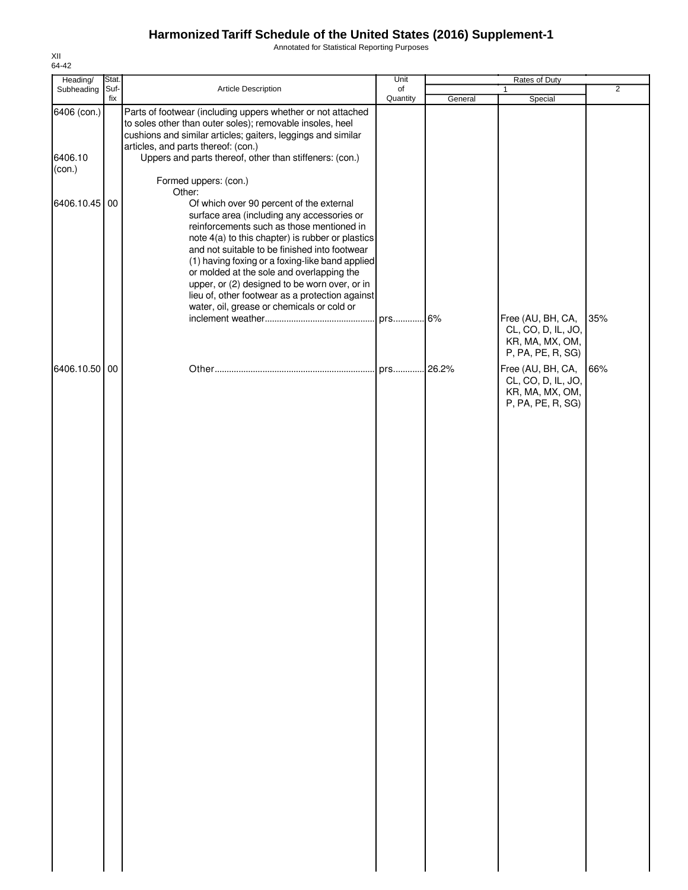# Harmonized Tariff Schedule of the United States (2016) Supplement-1

Annotated for Statistical Reporting Purposes

XII
64-42

| Heading/ Subheading | Stat. Suf-fix | Article Description | Unit of Quantity | Rates of Duty 1 General | Rates of Duty 1 Special | Rates of Duty 2 |
|---|---|---|---|---|---|---|
| 6406 (con.) | | Parts of footwear (including uppers whether or not attached to soles other than outer soles); removable insoles, heel cushions and similar articles; gaiters, leggings and similar articles, and parts thereof: (con.) | | | | |
| 6406.10 (con.) | | Uppers and parts thereof, other than stiffeners: (con.) | | | | |
| | | Formed uppers: (con.) | | | | |
| | | Other: | | | | |
| 6406.10.45 | 00 | Of which over 90 percent of the external surface area (including any accessories or reinforcements such as those mentioned in note 4(a) to this chapter) is rubber or plastics and not suitable to be finished into footwear (1) having foxing or a foxing-like band applied or molded at the sole and overlapping the upper, or (2) designed to be worn over, or in lieu of, other footwear as a protection against water, oil, grease or chemicals or cold or inclement weather | prs. | 6% | Free (AU, BH, CA, CL, CO, D, IL, JO, KR, MA, MX, OM, P, PA, PE, R, SG) | 35% |
| 6406.10.50 | 00 | Other | prs. | 26.2% | Free (AU, BH, CA, CL, CO, D, IL, JO, KR, MA, MX, OM, P, PA, PE, R, SG) | 66% |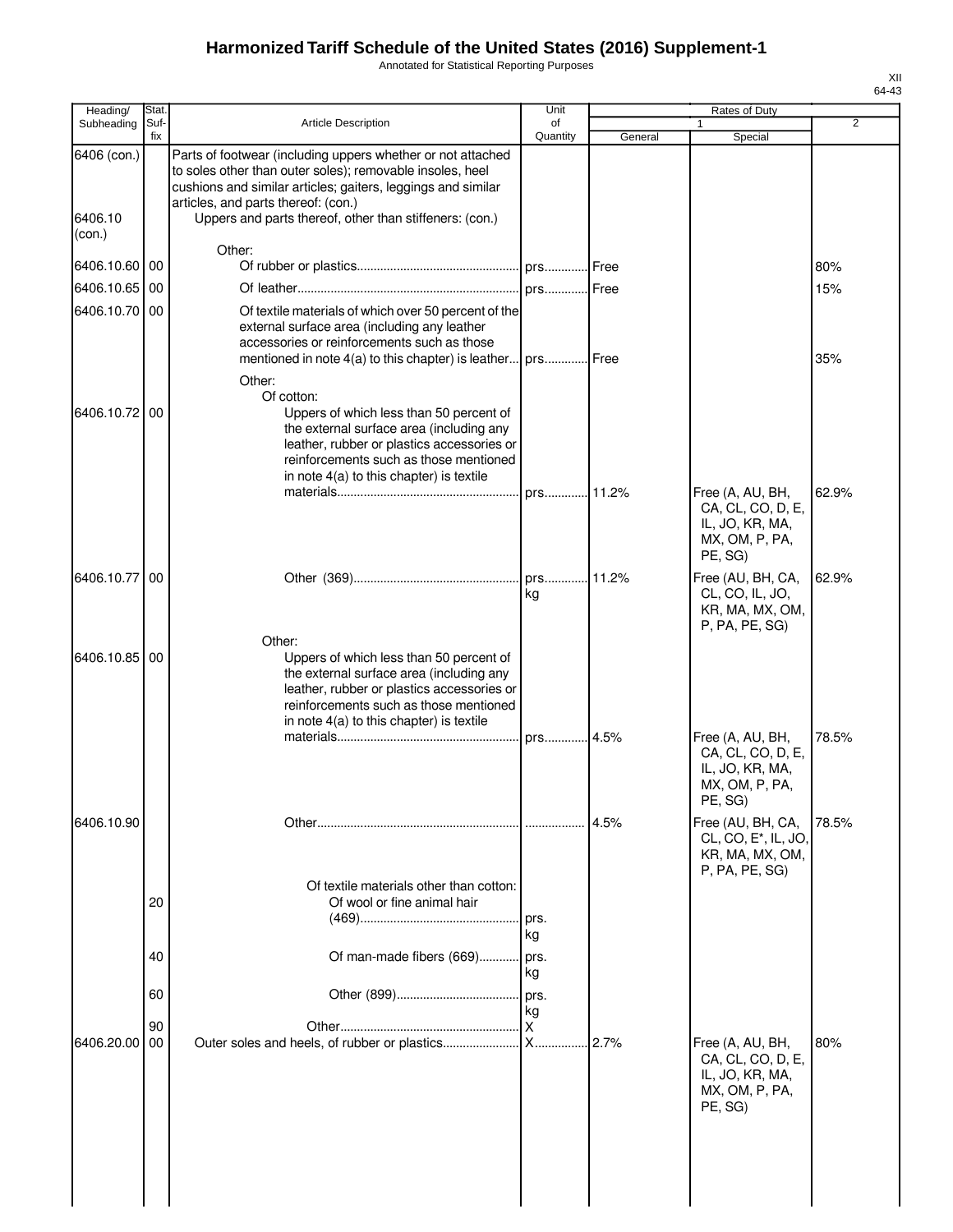# Harmonized Tariff Schedule of the United States (2016) Supplement-1

Annotated for Statistical Reporting Purposes

XII
64-43

| Heading/ Subheading | Stat. Suf- fix | Article Description | Unit of Quantity | Rates of Duty 1 General | Special | 2 |
|---|---|---|---|---|---|---|
| 6406 (con.) | | Parts of footwear (including uppers whether or not attached to soles other than outer soles); removable insoles, heel cushions and similar articles; gaiters, leggings and similar articles, and parts thereof: (con.) | | | | |
| 6406.10 (con.) | | Uppers and parts thereof, other than stiffeners: (con.) | | | | |
| | | Other: | | | | |
| 6406.10.60 | 00 | Of rubber or plastics | prs | Free | | 80% |
| 6406.10.65 | 00 | Of leather | prs | Free | | 15% |
| 6406.10.70 | 00 | Of textile materials of which over 50 percent of the external surface area (including any leather accessories or reinforcements such as those mentioned in note 4(a) to this chapter) is leather | prs | Free | | 35% |
| | | Other: | | | | |
| | | Of cotton: | | | | |
| 6406.10.72 | 00 | Uppers of which less than 50 percent of the external surface area (including any leather, rubber or plastics accessories or reinforcements such as those mentioned in note 4(a) to this chapter) is textile materials | prs | 11.2% | Free (A, AU, BH, CA, CL, CO, D, E, IL, JO, KR, MA, MX, OM, P, PA, PE, SG) | 62.9% |
| 6406.10.77 | 00 | Other (369) | prs. kg | 11.2% | Free (AU, BH, CA, CL, CO, IL, JO, KR, MA, MX, OM, P, PA, PE, SG) | 62.9% |
| | | Other: | | | | |
| 6406.10.85 | 00 | Uppers of which less than 50 percent of the external surface area (including any leather, rubber or plastics accessories or reinforcements such as those mentioned in note 4(a) to this chapter) is textile materials | prs | 4.5% | Free (A, AU, BH, CA, CL, CO, D, E, IL, JO, KR, MA, MX, OM, P, PA, PE, SG) | 78.5% |
| 6406.10.90 | | Other | | 4.5% | Free (AU, BH, CA, CL, CO, E*, IL, JO, KR, MA, MX, OM, P, PA, PE, SG) | 78.5% |
| | | Of textile materials other than cotton: | | | | |
| | 20 | Of wool or fine animal hair (469) | prs. kg | | | |
| | 40 | Of man-made fibers (669) | prs. kg | | | |
| | 60 | Other (899) | prs. kg | | | |
| | 90 | Other | X | | | |
| 6406.20.00 | 00 | Outer soles and heels, of rubber or plastics | X | 2.7% | Free (A, AU, BH, CA, CL, CO, D, E, IL, JO, KR, MA, MX, OM, P, PA, PE, SG) | 80% |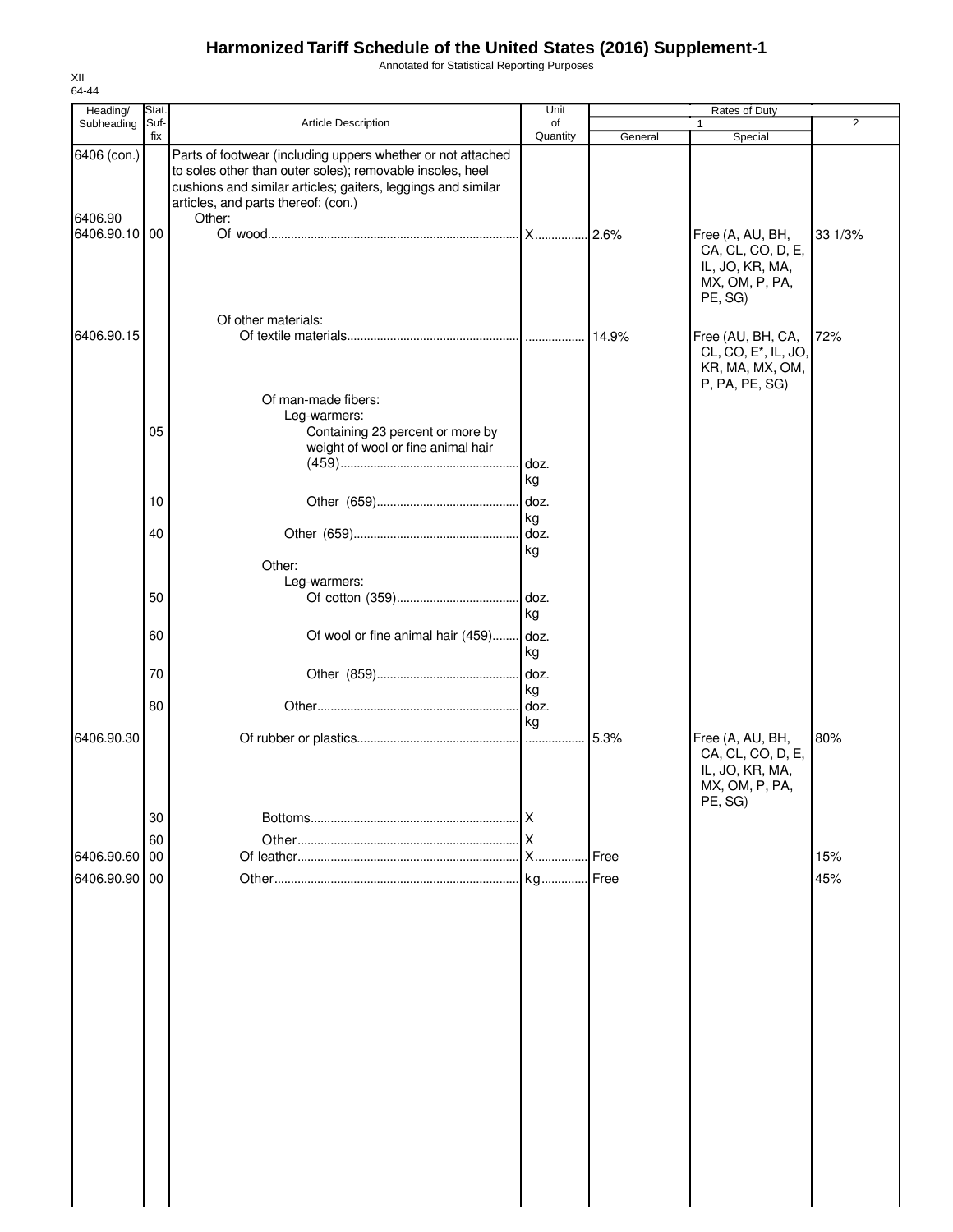# Harmonized Tariff Schedule of the United States (2016) Supplement-1

Annotated for Statistical Reporting Purposes

XII
64-44

| Heading/ Subheading | Stat. Suf- fix | Article Description | Unit of Quantity | Rates of Duty 1 General | Special | 2 |
|---|---|---|---|---|---|---|
| 6406 (con.) | | Parts of footwear (including uppers whether or not attached to soles other than outer soles); removable insoles, heel cushions and similar articles; gaiters, leggings and similar articles, and parts thereof: (con.) | | | | |
| 6406.90 | | Other: | | | | |
| 6406.90.10 | 00 | Of wood | X | 2.6% | Free (A, AU, BH, CA, CL, CO, D, E, IL, JO, KR, MA, MX, OM, P, PA, PE, SG) | 33 1/3% |
| | | Of other materials: | | | | |
| 6406.90.15 | | Of textile materials | | 14.9% | Free (AU, BH, CA, CL, CO, E*, IL, JO, KR, MA, MX, OM, P, PA, PE, SG) | 72% |
| | | Of man-made fibers: | | | | |
| | | Leg-warmers: | | | | |
| | 05 | Containing 23 percent or more by weight of wool or fine animal hair (459) | doz. kg | | | |
| | 10 | Other (659) | doz. kg | | | |
| | 40 | Other (659) | doz. kg | | | |
| | | Other: | | | | |
| | | Leg-warmers: | | | | |
| | 50 | Of cotton (359) | doz. kg | | | |
| | 60 | Of wool or fine animal hair (459) | doz. kg | | | |
| | 70 | Other (859) | doz. kg | | | |
| | 80 | Other | doz. kg | | | |
| 6406.90.30 | | Of rubber or plastics | | 5.3% | Free (A, AU, BH, CA, CL, CO, D, E, IL, JO, KR, MA, MX, OM, P, PA, PE, SG) | 80% |
| | 30 | Bottoms | X | | | |
| | 60 | Other | X | | | |
| 6406.90.60 | 00 | Of leather | X | Free | | 15% |
| 6406.90.90 | 00 | Other | kg | Free | | 45% |